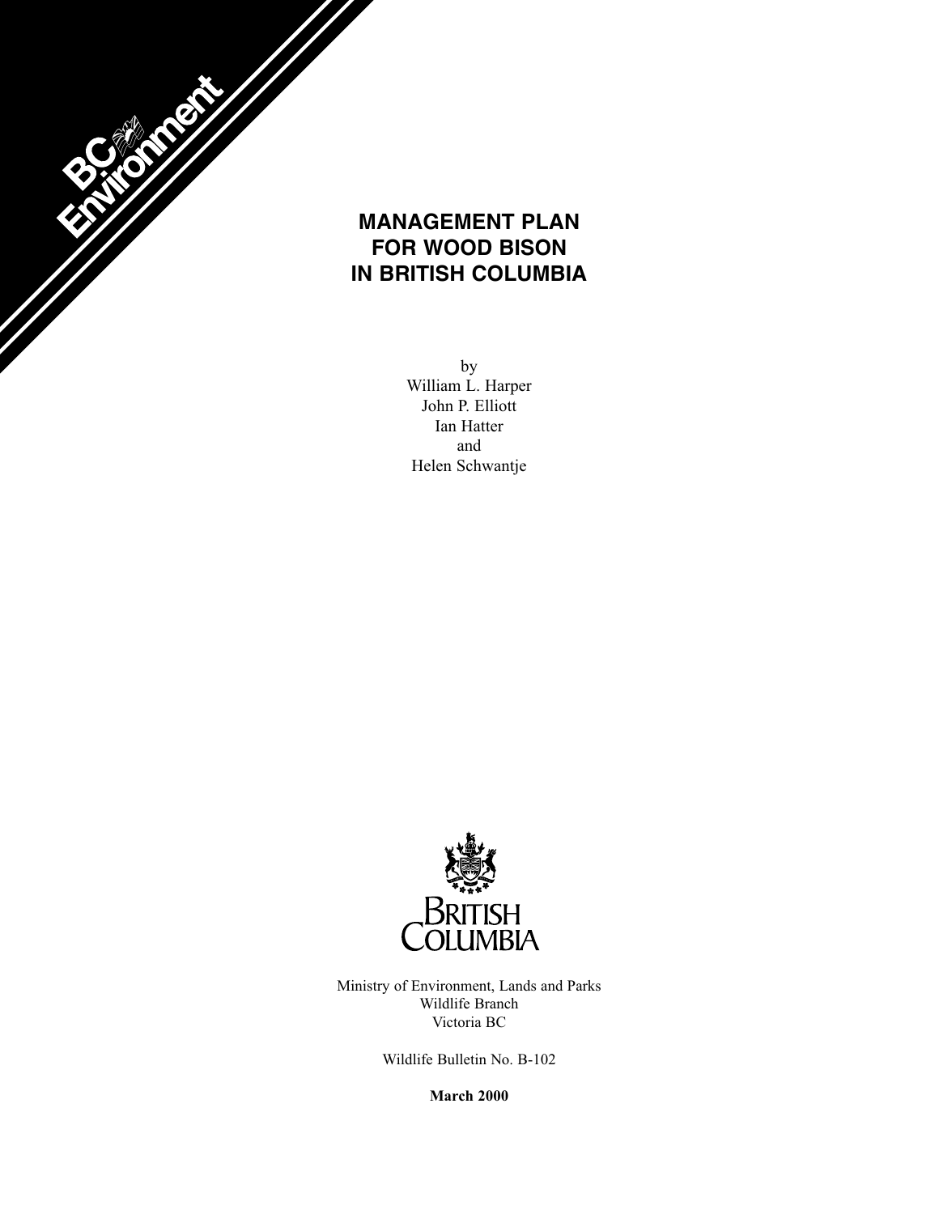BC Environment

# MANAGEMENT PLAN FOR WOOD BISON IN BRITISH COLUMBIA

by
William L. Harper
John P. Elliott
Ian Hatter
and
Helen Schwantje

BRITISH COLUMBIA

Ministry of Environment, Lands and Parks
Wildlife Branch
Victoria BC

Wildlife Bulletin No. B-102

**March 2000**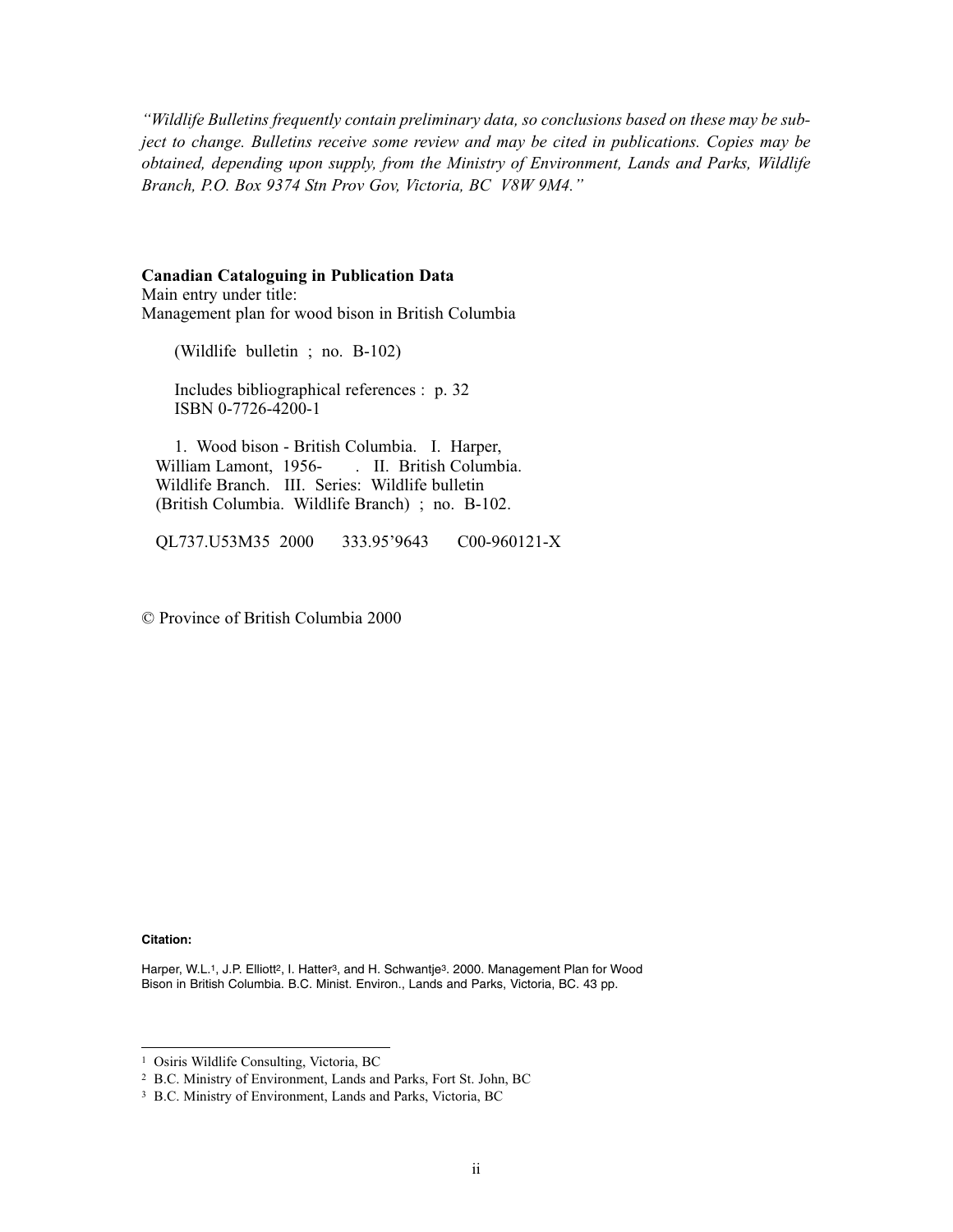*"Wildlife Bulletins frequently contain preliminary data, so conclusions based on these may be subject to change. Bulletins receive some review and may be cited in publications. Copies may be obtained, depending upon supply, from the Ministry of Environment, Lands and Parks, Wildlife Branch, P.O. Box 9374 Stn Prov Gov, Victoria, BC V8W 9M4."*

**Canadian Cataloguing in Publication Data**
Main entry under title:
Management plan for wood bison in British Columbia

(Wildlife bulletin ; no. B-102)

Includes bibliographical references : p. 32
ISBN 0-7726-4200-1

1. Wood bison - British Columbia. I. Harper, William Lamont, 1956- . II. British Columbia. Wildlife Branch. III. Series: Wildlife bulletin (British Columbia. Wildlife Branch) ; no. B-102.

QL737.U53M35 2000 333.95'9643 C00-960121-X

© Province of British Columbia 2000

**Citation:**

Harper, W.L.[1], J.P. Elliott[2], I. Hatter[3], and H. Schwantje[3]. 2000. Management Plan for Wood Bison in British Columbia. B.C. Minist. Environ., Lands and Parks, Victoria, BC. 43 pp.

---

[1] Osiris Wildlife Consulting, Victoria, BC

[2] B.C. Ministry of Environment, Lands and Parks, Fort St. John, BC

[3] B.C. Ministry of Environment, Lands and Parks, Victoria, BC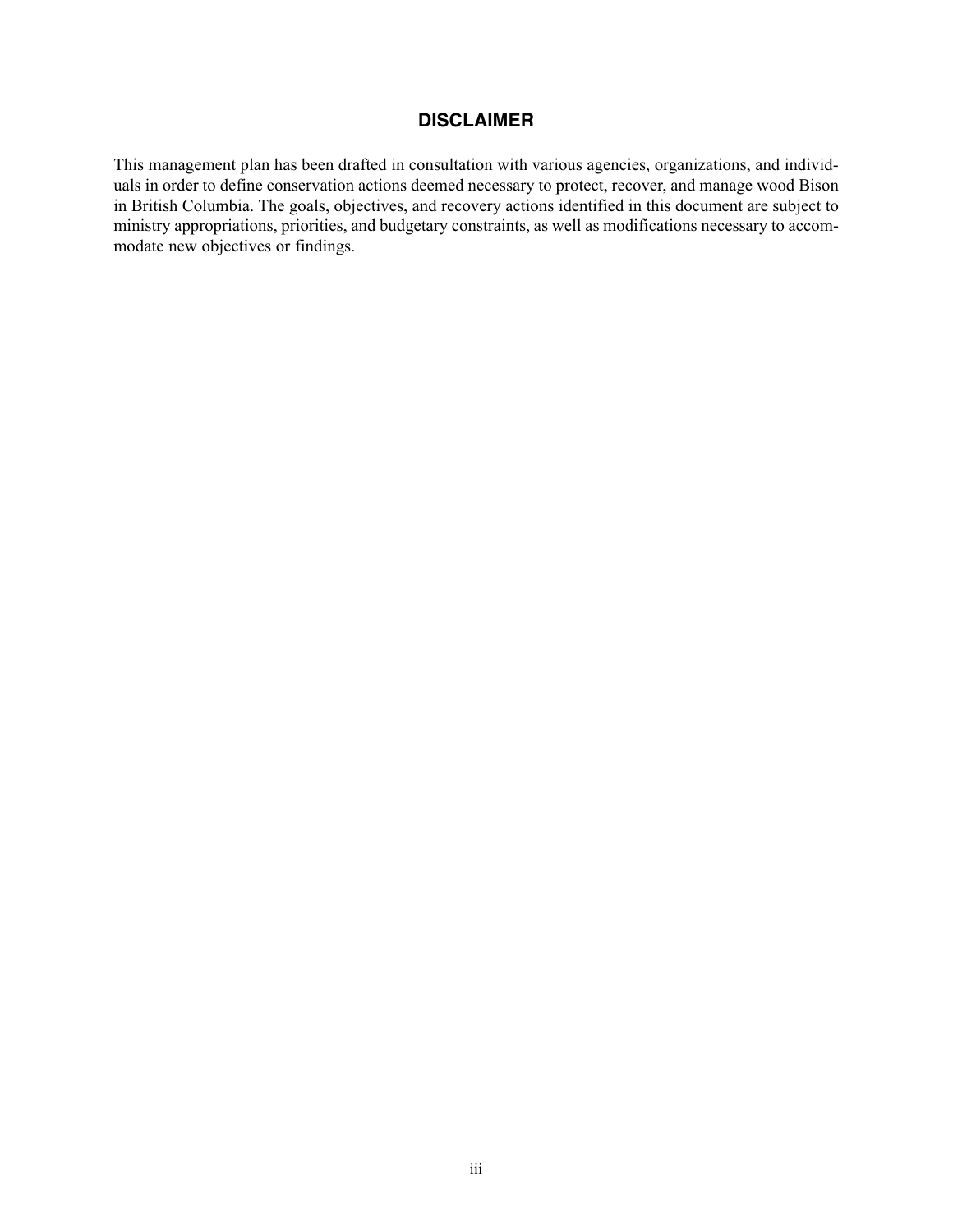## DISCLAIMER

This management plan has been drafted in consultation with various agencies, organizations, and individuals in order to define conservation actions deemed necessary to protect, recover, and manage wood Bison in British Columbia. The goals, objectives, and recovery actions identified in this document are subject to ministry appropriations, priorities, and budgetary constraints, as well as modifications necessary to accommodate new objectives or findings.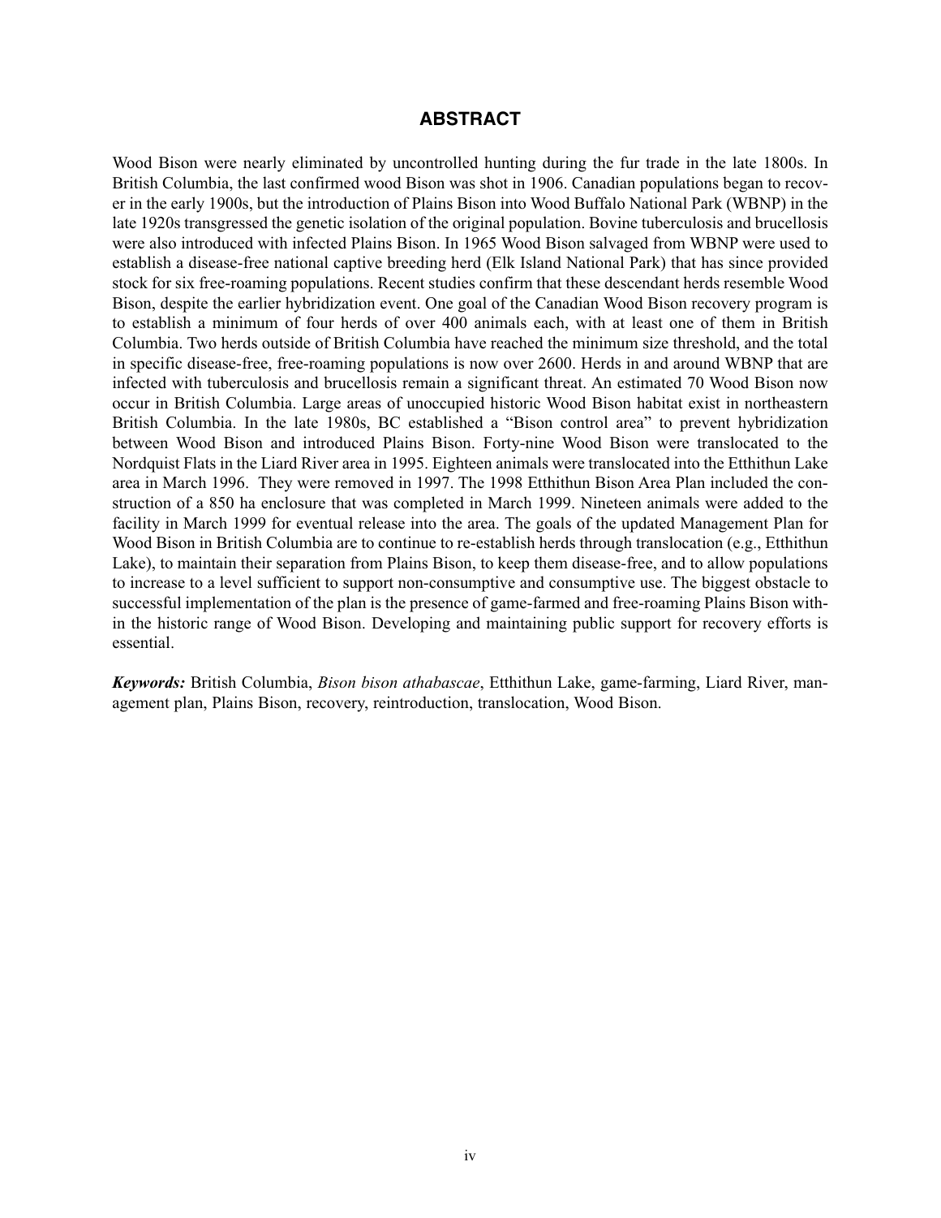## ABSTRACT

Wood Bison were nearly eliminated by uncontrolled hunting during the fur trade in the late 1800s. In British Columbia, the last confirmed wood Bison was shot in 1906. Canadian populations began to recover in the early 1900s, but the introduction of Plains Bison into Wood Buffalo National Park (WBNP) in the late 1920s transgressed the genetic isolation of the original population. Bovine tuberculosis and brucellosis were also introduced with infected Plains Bison. In 1965 Wood Bison salvaged from WBNP were used to establish a disease-free national captive breeding herd (Elk Island National Park) that has since provided stock for six free-roaming populations. Recent studies confirm that these descendant herds resemble Wood Bison, despite the earlier hybridization event. One goal of the Canadian Wood Bison recovery program is to establish a minimum of four herds of over 400 animals each, with at least one of them in British Columbia. Two herds outside of British Columbia have reached the minimum size threshold, and the total in specific disease-free, free-roaming populations is now over 2600. Herds in and around WBNP that are infected with tuberculosis and brucellosis remain a significant threat. An estimated 70 Wood Bison now occur in British Columbia. Large areas of unoccupied historic Wood Bison habitat exist in northeastern British Columbia. In the late 1980s, BC established a "Bison control area" to prevent hybridization between Wood Bison and introduced Plains Bison. Forty-nine Wood Bison were translocated to the Nordquist Flats in the Liard River area in 1995. Eighteen animals were translocated into the Etthithun Lake area in March 1996. They were removed in 1997. The 1998 Etthithun Bison Area Plan included the construction of a 850 ha enclosure that was completed in March 1999. Nineteen animals were added to the facility in March 1999 for eventual release into the area. The goals of the updated Management Plan for Wood Bison in British Columbia are to continue to re-establish herds through translocation (e.g., Etthithun Lake), to maintain their separation from Plains Bison, to keep them disease-free, and to allow populations to increase to a level sufficient to support non-consumptive and consumptive use. The biggest obstacle to successful implementation of the plan is the presence of game-farmed and free-roaming Plains Bison within the historic range of Wood Bison. Developing and maintaining public support for recovery efforts is essential.

***Keywords:*** British Columbia, *Bison bison athabascae*, Etthithun Lake, game-farming, Liard River, management plan, Plains Bison, recovery, reintroduction, translocation, Wood Bison.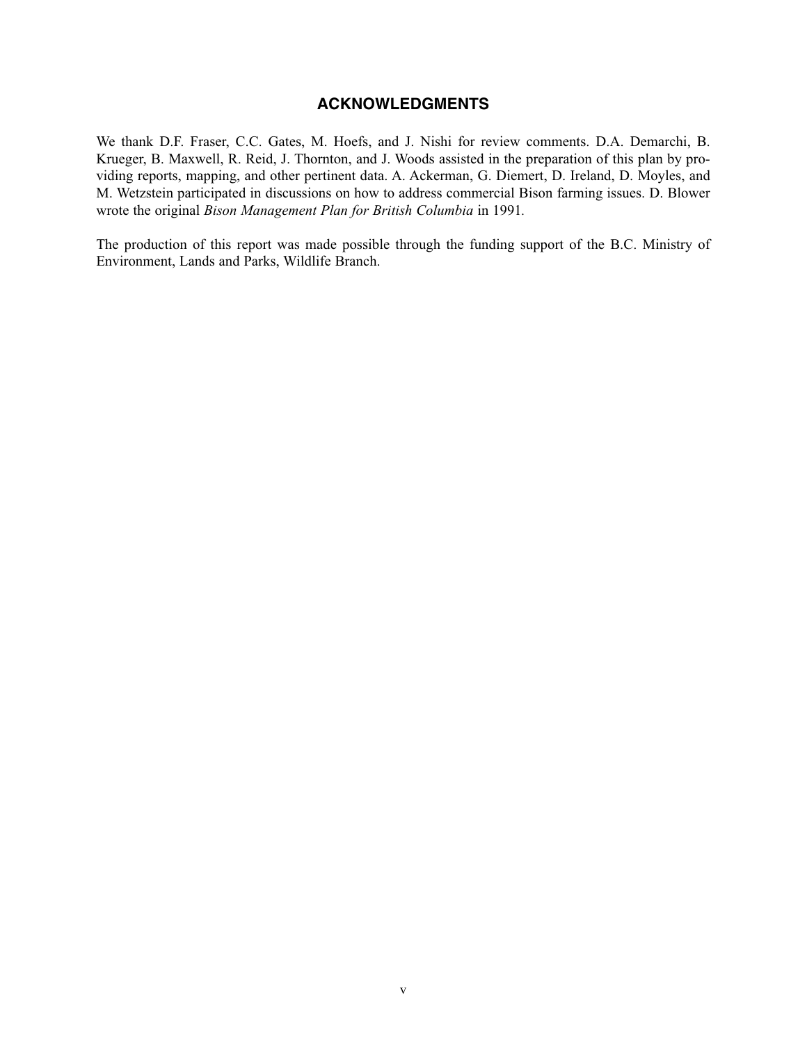## ACKNOWLEDGMENTS

We thank D.F. Fraser, C.C. Gates, M. Hoefs, and J. Nishi for review comments. D.A. Demarchi, B. Krueger, B. Maxwell, R. Reid, J. Thornton, and J. Woods assisted in the preparation of this plan by providing reports, mapping, and other pertinent data. A. Ackerman, G. Diemert, D. Ireland, D. Moyles, and M. Wetzstein participated in discussions on how to address commercial Bison farming issues. D. Blower wrote the original *Bison Management Plan for British Columbia* in 1991.

The production of this report was made possible through the funding support of the B.C. Ministry of Environment, Lands and Parks, Wildlife Branch.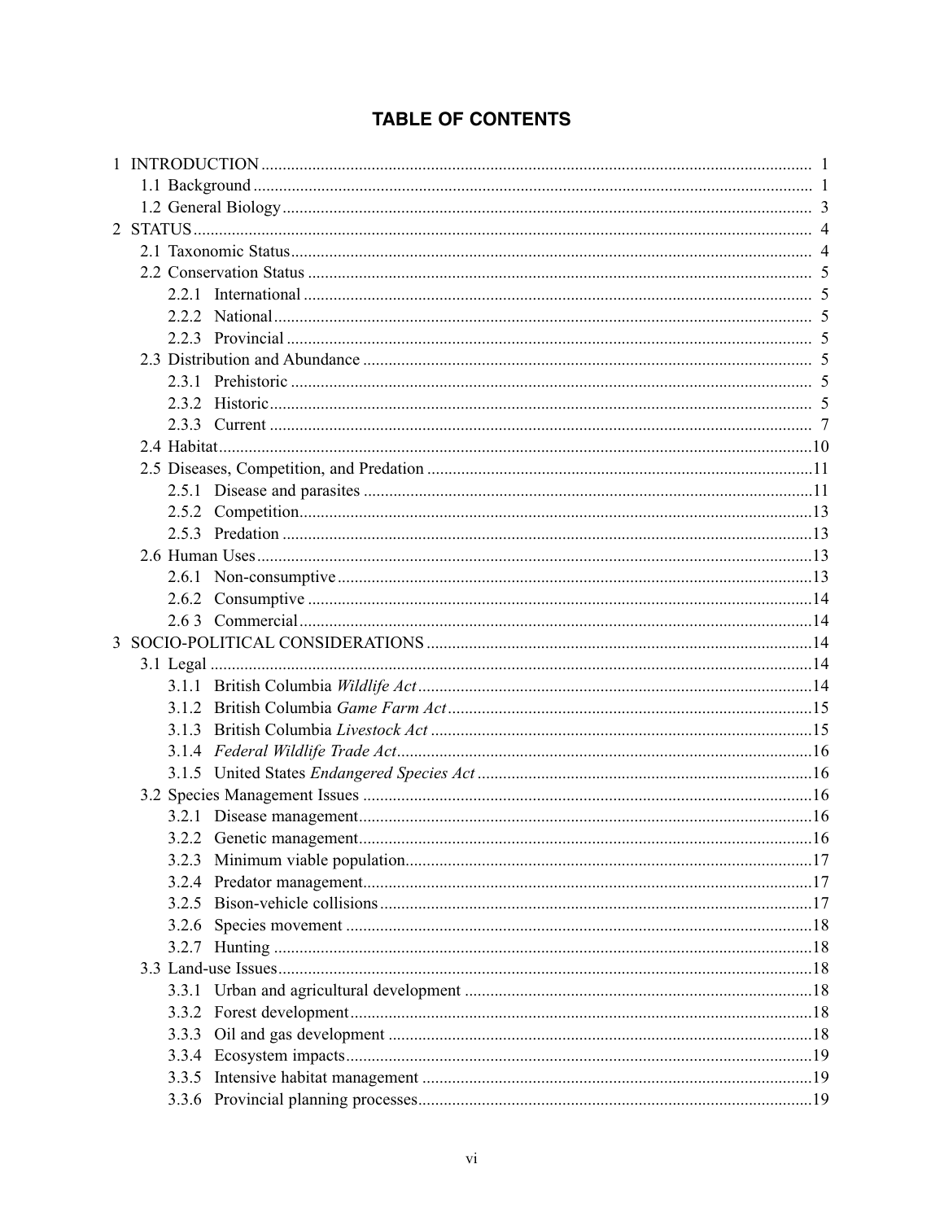# TABLE OF CONTENTS

1 INTRODUCTION ........................................................................ 1
  1.1 Background ........................................................................ 1
  1.2 General Biology ........................................................................ 3
2 STATUS ........................................................................ 4
  2.1 Taxonomic Status ........................................................................ 4
  2.2 Conservation Status ........................................................................ 5
    2.2.1 International ........................................................................ 5
    2.2.2 National ........................................................................ 5
    2.2.3 Provincial ........................................................................ 5
  2.3 Distribution and Abundance ........................................................................ 5
    2.3.1 Prehistoric ........................................................................ 5
    2.3.2 Historic ........................................................................ 5
    2.3.3 Current ........................................................................ 7
  2.4 Habitat ........................................................................ 10
  2.5 Diseases, Competition, and Predation ........................................................................ 11
    2.5.1 Disease and parasites ........................................................................ 11
    2.5.2 Competition ........................................................................ 13
    2.5.3 Predation ........................................................................ 13
  2.6 Human Uses ........................................................................ 13
    2.6.1 Non-consumptive ........................................................................ 13
    2.6.2 Consumptive ........................................................................ 14
    2.6 3 Commercial ........................................................................ 14
3 SOCIO-POLITICAL CONSIDERATIONS ........................................................................ 14
  3.1 Legal ........................................................................ 14
    3.1.1 British Columbia *Wildlife Act* ........................................................................ 14
    3.1.2 British Columbia *Game Farm Act* ........................................................................ 15
    3.1.3 British Columbia *Livestock Act* ........................................................................ 15
    3.1.4 *Federal Wildlife Trade Act* ........................................................................ 16
    3.1.5 United States *Endangered Species Act* ........................................................................ 16
  3.2 Species Management Issues ........................................................................ 16
    3.2.1 Disease management ........................................................................ 16
    3.2.2 Genetic management ........................................................................ 16
    3.2.3 Minimum viable population ........................................................................ 17
    3.2.4 Predator management ........................................................................ 17
    3.2.5 Bison-vehicle collisions ........................................................................ 17
    3.2.6 Species movement ........................................................................ 18
    3.2.7 Hunting ........................................................................ 18
  3.3 Land-use Issues ........................................................................ 18
    3.3.1 Urban and agricultural development ........................................................................ 18
    3.3.2 Forest development ........................................................................ 18
    3.3.3 Oil and gas development ........................................................................ 18
    3.3.4 Ecosystem impacts ........................................................................ 19
    3.3.5 Intensive habitat management ........................................................................ 19
    3.3.6 Provincial planning processes ........................................................................ 19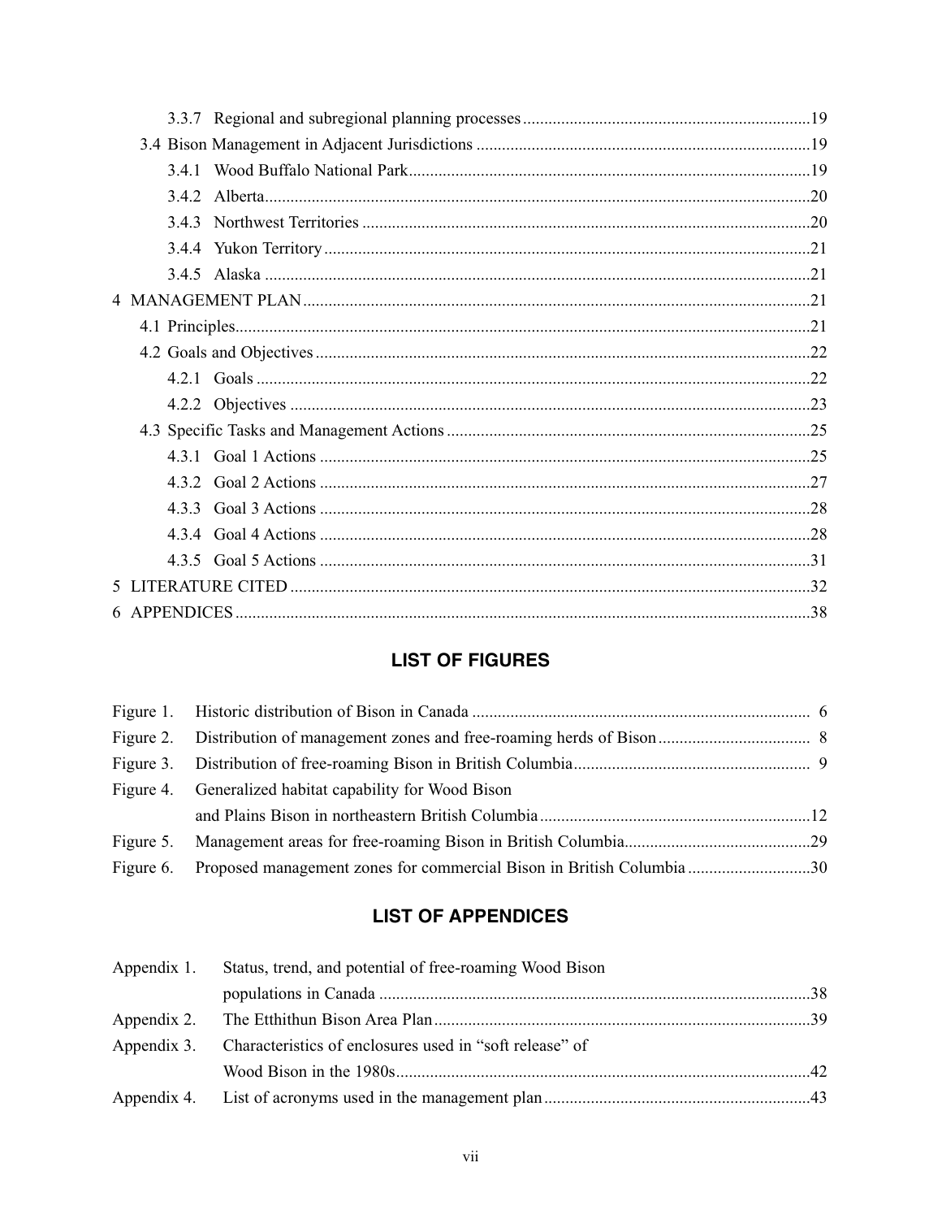3.3.7 Regional and subregional planning processes ....................................................................19

3.4 Bison Management in Adjacent Jurisdictions ..............................................................................19

3.4.1 Wood Buffalo National Park..............................................................................................19

3.4.2 Alberta................................................................................................................................20

3.4.3 Northwest Territories .........................................................................................................20

3.4.4 Yukon Territory..................................................................................................................21

3.4.5 Alaska ................................................................................................................................21

4 MANAGEMENT PLAN.......................................................................................................................21

4.1 Principles.......................................................................................................................................21

4.2 Goals and Objectives....................................................................................................................22

4.2.1 Goals ..................................................................................................................................22

4.2.2 Objectives ..........................................................................................................................23

4.3 Specific Tasks and Management Actions.....................................................................................25

4.3.1 Goal 1 Actions ...................................................................................................................25

4.3.2 Goal 2 Actions ...................................................................................................................27

4.3.3 Goal 3 Actions ...................................................................................................................28

4.3.4 Goal 4 Actions ...................................................................................................................28

4.3.5 Goal 5 Actions ...................................................................................................................31

5 LITERATURE CITED ..........................................................................................................................32

6 APPENDICES.......................................................................................................................................38

## LIST OF FIGURES

Figure 1. Historic distribution of Bison in Canada ............................................................................... 6

Figure 2. Distribution of management zones and free-roaming herds of Bison.................................... 8

Figure 3. Distribution of free-roaming Bison in British Columbia........................................................ 9

Figure 4. Generalized habitat capability for Wood Bison and Plains Bison in northeastern British Columbia................................................................12

Figure 5. Management areas for free-roaming Bison in British Columbia............................................29

Figure 6. Proposed management zones for commercial Bison in British Columbia .............................30

## LIST OF APPENDICES

Appendix 1. Status, trend, and potential of free-roaming Wood Bison populations in Canada .....................................................................................................38

Appendix 2. The Etthithun Bison Area Plan.........................................................................................39

Appendix 3. Characteristics of enclosures used in "soft release" of Wood Bison in the 1980s.................................................................................................42

Appendix 4. List of acronyms used in the management plan..............................................................43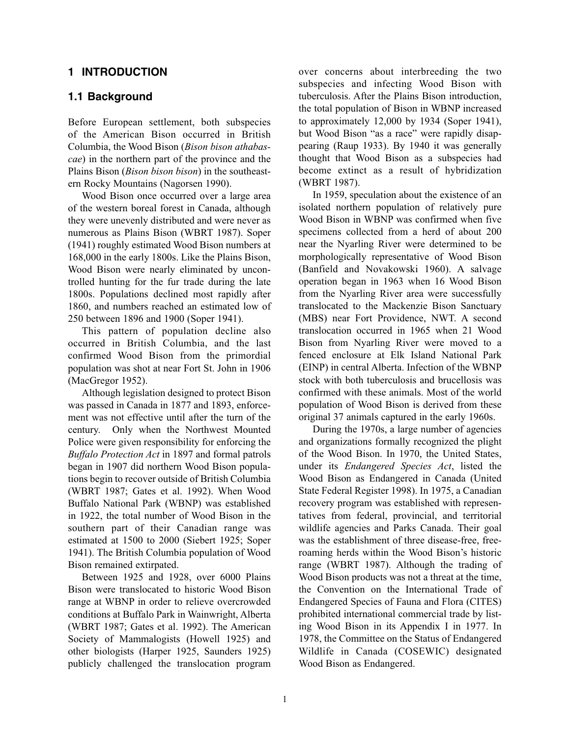# 1 INTRODUCTION

## 1.1 Background

Before European settlement, both subspecies of the American Bison occurred in British Columbia, the Wood Bison (*Bison bison athabascae*) in the northern part of the province and the Plains Bison (*Bison bison bison*) in the southeastern Rocky Mountains (Nagorsen 1990).

Wood Bison once occurred over a large area of the western boreal forest in Canada, although they were unevenly distributed and were never as numerous as Plains Bison (WBRT 1987). Soper (1941) roughly estimated Wood Bison numbers at 168,000 in the early 1800s. Like the Plains Bison, Wood Bison were nearly eliminated by uncontrolled hunting for the fur trade during the late 1800s. Populations declined most rapidly after 1860, and numbers reached an estimated low of 250 between 1896 and 1900 (Soper 1941).

This pattern of population decline also occurred in British Columbia, and the last confirmed Wood Bison from the primordial population was shot at near Fort St. John in 1906 (MacGregor 1952).

Although legislation designed to protect Bison was passed in Canada in 1877 and 1893, enforcement was not effective until after the turn of the century. Only when the Northwest Mounted Police were given responsibility for enforcing the *Buffalo Protection Act* in 1897 and formal patrols began in 1907 did northern Wood Bison populations begin to recover outside of British Columbia (WBRT 1987; Gates et al. 1992). When Wood Buffalo National Park (WBNP) was established in 1922, the total number of Wood Bison in the southern part of their Canadian range was estimated at 1500 to 2000 (Siebert 1925; Soper 1941). The British Columbia population of Wood Bison remained extirpated.

Between 1925 and 1928, over 6000 Plains Bison were translocated to historic Wood Bison range at WBNP in order to relieve overcrowded conditions at Buffalo Park in Wainwright, Alberta (WBRT 1987; Gates et al. 1992). The American Society of Mammalogists (Howell 1925) and other biologists (Harper 1925, Saunders 1925) publicly challenged the translocation program over concerns about interbreeding the two subspecies and infecting Wood Bison with tuberculosis. After the Plains Bison introduction, the total population of Bison in WBNP increased to approximately 12,000 by 1934 (Soper 1941), but Wood Bison "as a race" were rapidly disappearing (Raup 1933). By 1940 it was generally thought that Wood Bison as a subspecies had become extinct as a result of hybridization (WBRT 1987).

In 1959, speculation about the existence of an isolated northern population of relatively pure Wood Bison in WBNP was confirmed when five specimens collected from a herd of about 200 near the Nyarling River were determined to be morphologically representative of Wood Bison (Banfield and Novakowski 1960). A salvage operation began in 1963 when 16 Wood Bison from the Nyarling River area were successfully translocated to the Mackenzie Bison Sanctuary (MBS) near Fort Providence, NWT. A second translocation occurred in 1965 when 21 Wood Bison from Nyarling River were moved to a fenced enclosure at Elk Island National Park (EINP) in central Alberta. Infection of the WBNP stock with both tuberculosis and brucellosis was confirmed with these animals. Most of the world population of Wood Bison is derived from these original 37 animals captured in the early 1960s.

During the 1970s, a large number of agencies and organizations formally recognized the plight of the Wood Bison. In 1970, the United States, under its *Endangered Species Act*, listed the Wood Bison as Endangered in Canada (United State Federal Register 1998). In 1975, a Canadian recovery program was established with representatives from federal, provincial, and territorial wildlife agencies and Parks Canada. Their goal was the establishment of three disease-free, free-roaming herds within the Wood Bison's historic range (WBRT 1987). Although the trading of Wood Bison products was not a threat at the time, the Convention on the International Trade of Endangered Species of Fauna and Flora (CITES) prohibited international commercial trade by listing Wood Bison in its Appendix I in 1977. In 1978, the Committee on the Status of Endangered Wildlife in Canada (COSEWIC) designated Wood Bison as Endangered.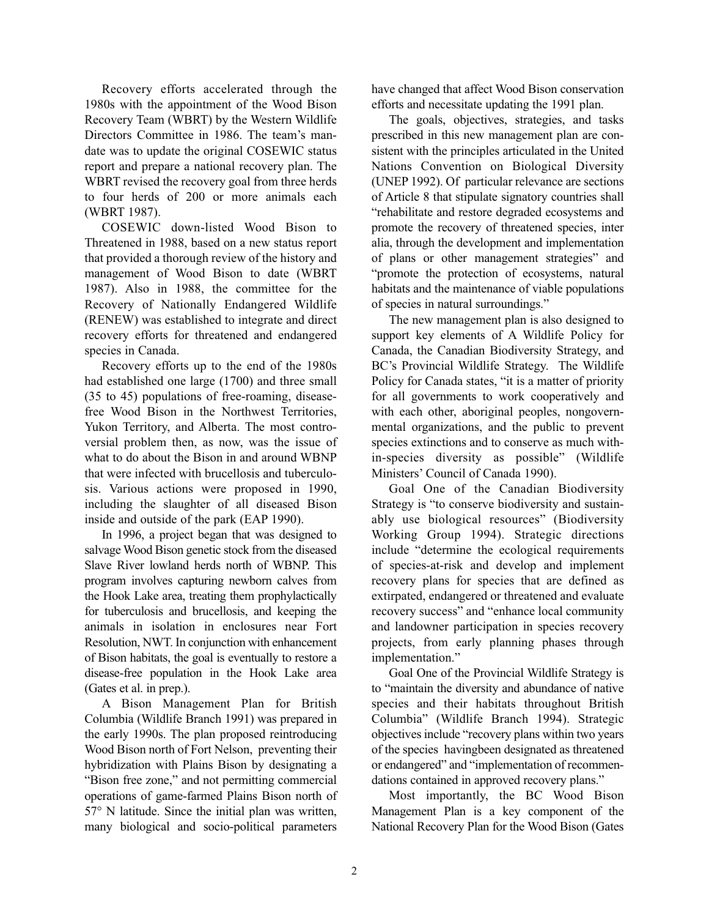Recovery efforts accelerated through the 1980s with the appointment of the Wood Bison Recovery Team (WBRT) by the Western Wildlife Directors Committee in 1986. The team's mandate was to update the original COSEWIC status report and prepare a national recovery plan. The WBRT revised the recovery goal from three herds to four herds of 200 or more animals each (WBRT 1987).

COSEWIC down-listed Wood Bison to Threatened in 1988, based on a new status report that provided a thorough review of the history and management of Wood Bison to date (WBRT 1987). Also in 1988, the committee for the Recovery of Nationally Endangered Wildlife (RENEW) was established to integrate and direct recovery efforts for threatened and endangered species in Canada.

Recovery efforts up to the end of the 1980s had established one large (1700) and three small (35 to 45) populations of free-roaming, disease-free Wood Bison in the Northwest Territories, Yukon Territory, and Alberta. The most controversial problem then, as now, was the issue of what to do about the Bison in and around WBNP that were infected with brucellosis and tuberculosis. Various actions were proposed in 1990, including the slaughter of all diseased Bison inside and outside of the park (EAP 1990).

In 1996, a project began that was designed to salvage Wood Bison genetic stock from the diseased Slave River lowland herds north of WBNP. This program involves capturing newborn calves from the Hook Lake area, treating them prophylactically for tuberculosis and brucellosis, and keeping the animals in isolation in enclosures near Fort Resolution, NWT. In conjunction with enhancement of Bison habitats, the goal is eventually to restore a disease-free population in the Hook Lake area (Gates et al. in prep.).

A Bison Management Plan for British Columbia (Wildlife Branch 1991) was prepared in the early 1990s. The plan proposed reintroducing Wood Bison north of Fort Nelson, preventing their hybridization with Plains Bison by designating a "Bison free zone," and not permitting commercial operations of game-farmed Plains Bison north of 57° N latitude. Since the initial plan was written, many biological and socio-political parameters have changed that affect Wood Bison conservation efforts and necessitate updating the 1991 plan.

The goals, objectives, strategies, and tasks prescribed in this new management plan are consistent with the principles articulated in the United Nations Convention on Biological Diversity (UNEP 1992). Of particular relevance are sections of Article 8 that stipulate signatory countries shall "rehabilitate and restore degraded ecosystems and promote the recovery of threatened species, inter alia, through the development and implementation of plans or other management strategies" and "promote the protection of ecosystems, natural habitats and the maintenance of viable populations of species in natural surroundings."

The new management plan is also designed to support key elements of A Wildlife Policy for Canada, the Canadian Biodiversity Strategy, and BC's Provincial Wildlife Strategy. The Wildlife Policy for Canada states, "it is a matter of priority for all governments to work cooperatively and with each other, aboriginal peoples, nongovernmental organizations, and the public to prevent species extinctions and to conserve as much within-species diversity as possible" (Wildlife Ministers' Council of Canada 1990).

Goal One of the Canadian Biodiversity Strategy is "to conserve biodiversity and sustainably use biological resources" (Biodiversity Working Group 1994). Strategic directions include "determine the ecological requirements of species-at-risk and develop and implement recovery plans for species that are defined as extirpated, endangered or threatened and evaluate recovery success" and "enhance local community and landowner participation in species recovery projects, from early planning phases through implementation."

Goal One of the Provincial Wildlife Strategy is to "maintain the diversity and abundance of native species and their habitats throughout British Columbia" (Wildlife Branch 1994). Strategic objectives include "recovery plans within two years of the species havingbeen designated as threatened or endangered" and "implementation of recommendations contained in approved recovery plans."

Most importantly, the BC Wood Bison Management Plan is a key component of the National Recovery Plan for the Wood Bison (Gates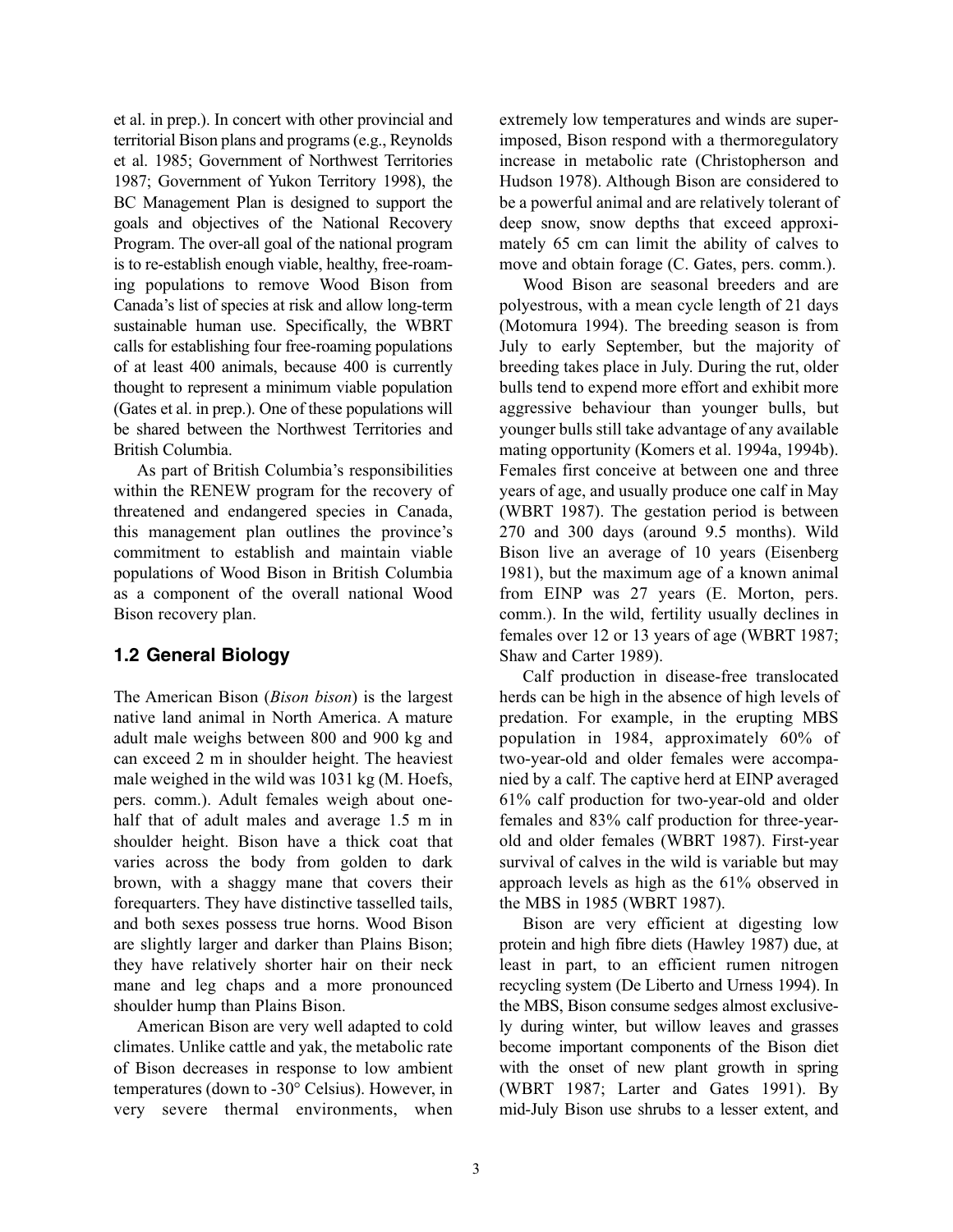et al. in prep.). In concert with other provincial and territorial Bison plans and programs (e.g., Reynolds et al. 1985; Government of Northwest Territories 1987; Government of Yukon Territory 1998), the BC Management Plan is designed to support the goals and objectives of the National Recovery Program. The over-all goal of the national program is to re-establish enough viable, healthy, free-roaming populations to remove Wood Bison from Canada's list of species at risk and allow long-term sustainable human use. Specifically, the WBRT calls for establishing four free-roaming populations of at least 400 animals, because 400 is currently thought to represent a minimum viable population (Gates et al. in prep.). One of these populations will be shared between the Northwest Territories and British Columbia.

As part of British Columbia's responsibilities within the RENEW program for the recovery of threatened and endangered species in Canada, this management plan outlines the province's commitment to establish and maintain viable populations of Wood Bison in British Columbia as a component of the overall national Wood Bison recovery plan.

## 1.2 General Biology

The American Bison (*Bison bison*) is the largest native land animal in North America. A mature adult male weighs between 800 and 900 kg and can exceed 2 m in shoulder height. The heaviest male weighed in the wild was 1031 kg (M. Hoefs, pers. comm.). Adult females weigh about one-half that of adult males and average 1.5 m in shoulder height. Bison have a thick coat that varies across the body from golden to dark brown, with a shaggy mane that covers their forequarters. They have distinctive tasselled tails, and both sexes possess true horns. Wood Bison are slightly larger and darker than Plains Bison; they have relatively shorter hair on their neck mane and leg chaps and a more pronounced shoulder hump than Plains Bison.

American Bison are very well adapted to cold climates. Unlike cattle and yak, the metabolic rate of Bison decreases in response to low ambient temperatures (down to -30° Celsius). However, in very severe thermal environments, when extremely low temperatures and winds are superimposed, Bison respond with a thermoregulatory increase in metabolic rate (Christopherson and Hudson 1978). Although Bison are considered to be a powerful animal and are relatively tolerant of deep snow, snow depths that exceed approximately 65 cm can limit the ability of calves to move and obtain forage (C. Gates, pers. comm.).

Wood Bison are seasonal breeders and are polyestrous, with a mean cycle length of 21 days (Motomura 1994). The breeding season is from July to early September, but the majority of breeding takes place in July. During the rut, older bulls tend to expend more effort and exhibit more aggressive behaviour than younger bulls, but younger bulls still take advantage of any available mating opportunity (Komers et al. 1994a, 1994b). Females first conceive at between one and three years of age, and usually produce one calf in May (WBRT 1987). The gestation period is between 270 and 300 days (around 9.5 months). Wild Bison live an average of 10 years (Eisenberg 1981), but the maximum age of a known animal from EINP was 27 years (E. Morton, pers. comm.). In the wild, fertility usually declines in females over 12 or 13 years of age (WBRT 1987; Shaw and Carter 1989).

Calf production in disease-free translocated herds can be high in the absence of high levels of predation. For example, in the erupting MBS population in 1984, approximately 60% of two-year-old and older females were accompanied by a calf. The captive herd at EINP averaged 61% calf production for two-year-old and older females and 83% calf production for three-year-old and older females (WBRT 1987). First-year survival of calves in the wild is variable but may approach levels as high as the 61% observed in the MBS in 1985 (WBRT 1987).

Bison are very efficient at digesting low protein and high fibre diets (Hawley 1987) due, at least in part, to an efficient rumen nitrogen recycling system (De Liberto and Urness 1994). In the MBS, Bison consume sedges almost exclusively during winter, but willow leaves and grasses become important components of the Bison diet with the onset of new plant growth in spring (WBRT 1987; Larter and Gates 1991). By mid-July Bison use shrubs to a lesser extent, and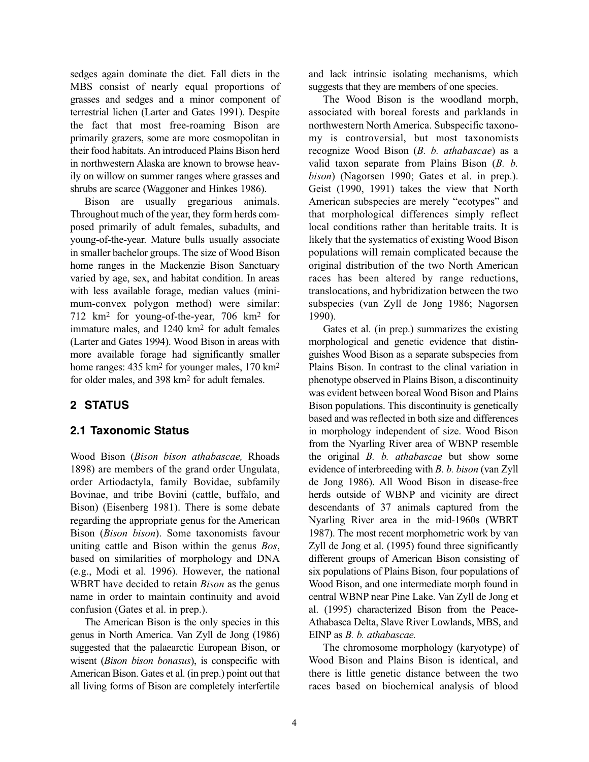sedges again dominate the diet. Fall diets in the MBS consist of nearly equal proportions of grasses and sedges and a minor component of terrestrial lichen (Larter and Gates 1991). Despite the fact that most free-roaming Bison are primarily grazers, some are more cosmopolitan in their food habitats. An introduced Plains Bison herd in northwestern Alaska are known to browse heavily on willow on summer ranges where grasses and shrubs are scarce (Waggoner and Hinkes 1986).

Bison are usually gregarious animals. Throughout much of the year, they form herds composed primarily of adult females, subadults, and young-of-the-year. Mature bulls usually associate in smaller bachelor groups. The size of Wood Bison home ranges in the Mackenzie Bison Sanctuary varied by age, sex, and habitat condition. In areas with less available forage, median values (minimum-convex polygon method) were similar: 712 $km^2$ for young-of-the-year, 706 $km^2$ for immature males, and 1240 $km^2$ for adult females (Larter and Gates 1994). Wood Bison in areas with more available forage had significantly smaller home ranges: 435 $km^2$ for younger males, 170 $km^2$ for older males, and 398 $km^2$ for adult females.

## 2 STATUS

### 2.1 Taxonomic Status

Wood Bison (*Bison bison athabascae,* Rhoads 1898) are members of the grand order Ungulata, order Artiodactyla, family Bovidae, subfamily Bovinae, and tribe Bovini (cattle, buffalo, and Bison) (Eisenberg 1981). There is some debate regarding the appropriate genus for the American Bison (*Bison bison*). Some taxonomists favour uniting cattle and Bison within the genus *Bos*, based on similarities of morphology and DNA (e.g., Modi et al. 1996). However, the national WBRT have decided to retain *Bison* as the genus name in order to maintain continuity and avoid confusion (Gates et al. in prep.).

The American Bison is the only species in this genus in North America. Van Zyll de Jong (1986) suggested that the palaearctic European Bison, or wisent (*Bison bison bonasus*), is conspecific with American Bison. Gates et al. (in prep.) point out that all living forms of Bison are completely interfertile and lack intrinsic isolating mechanisms, which suggests that they are members of one species.

The Wood Bison is the woodland morph, associated with boreal forests and parklands in northwestern North America. Subspecific taxonomy is controversial, but most taxonomists recognize Wood Bison (*B. b. athabascae*) as a valid taxon separate from Plains Bison (*B. b. bison*) (Nagorsen 1990; Gates et al. in prep.). Geist (1990, 1991) takes the view that North American subspecies are merely "ecotypes" and that morphological differences simply reflect local conditions rather than heritable traits. It is likely that the systematics of existing Wood Bison populations will remain complicated because the original distribution of the two North American races has been altered by range reductions, translocations, and hybridization between the two subspecies (van Zyll de Jong 1986; Nagorsen 1990).

Gates et al. (in prep.) summarizes the existing morphological and genetic evidence that distinguishes Wood Bison as a separate subspecies from Plains Bison. In contrast to the clinal variation in phenotype observed in Plains Bison, a discontinuity was evident between boreal Wood Bison and Plains Bison populations. This discontinuity is genetically based and was reflected in both size and differences in morphology independent of size. Wood Bison from the Nyarling River area of WBNP resemble the original *B. b. athabascae* but show some evidence of interbreeding with *B. b. bison* (van Zyll de Jong 1986). All Wood Bison in disease-free herds outside of WBNP and vicinity are direct descendants of 37 animals captured from the Nyarling River area in the mid-1960s (WBRT 1987). The most recent morphometric work by van Zyll de Jong et al. (1995) found three significantly different groups of American Bison consisting of six populations of Plains Bison, four populations of Wood Bison, and one intermediate morph found in central WBNP near Pine Lake. Van Zyll de Jong et al. (1995) characterized Bison from the Peace-Athabasca Delta, Slave River Lowlands, MBS, and EINP as *B. b. athabascae.*

The chromosome morphology (karyotype) of Wood Bison and Plains Bison is identical, and there is little genetic distance between the two races based on biochemical analysis of blood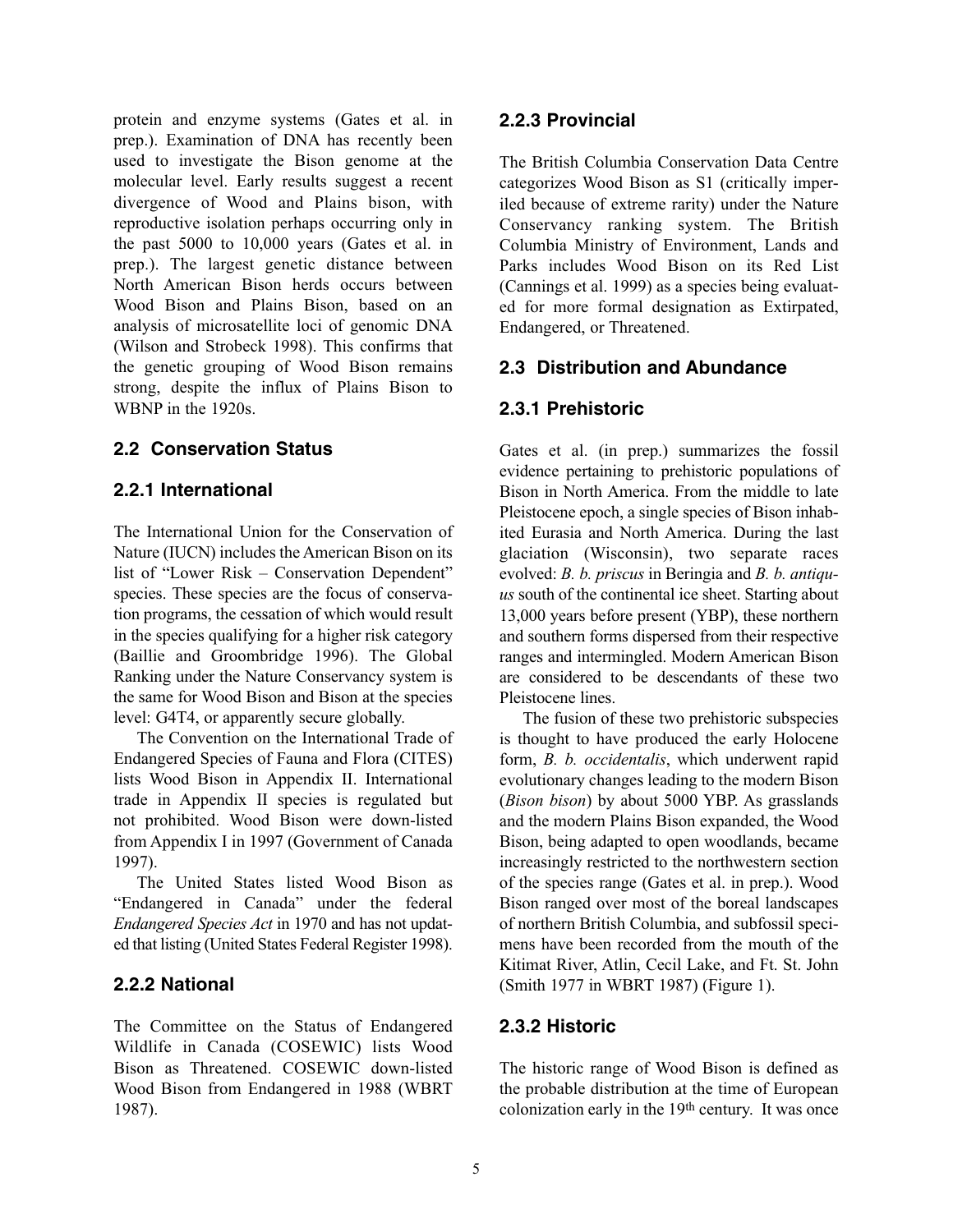protein and enzyme systems (Gates et al. in prep.). Examination of DNA has recently been used to investigate the Bison genome at the molecular level. Early results suggest a recent divergence of Wood and Plains bison, with reproductive isolation perhaps occurring only in the past 5000 to 10,000 years (Gates et al. in prep.). The largest genetic distance between North American Bison herds occurs between Wood Bison and Plains Bison, based on an analysis of microsatellite loci of genomic DNA (Wilson and Strobeck 1998). This confirms that the genetic grouping of Wood Bison remains strong, despite the influx of Plains Bison to WBNP in the 1920s.

## 2.2 Conservation Status

### 2.2.1 International

The International Union for the Conservation of Nature (IUCN) includes the American Bison on its list of "Lower Risk – Conservation Dependent" species. These species are the focus of conservation programs, the cessation of which would result in the species qualifying for a higher risk category (Baillie and Groombridge 1996). The Global Ranking under the Nature Conservancy system is the same for Wood Bison and Bison at the species level: G4T4, or apparently secure globally.

The Convention on the International Trade of Endangered Species of Fauna and Flora (CITES) lists Wood Bison in Appendix II. International trade in Appendix II species is regulated but not prohibited. Wood Bison were down-listed from Appendix I in 1997 (Government of Canada 1997).

The United States listed Wood Bison as "Endangered in Canada" under the federal *Endangered Species Act* in 1970 and has not updated that listing (United States Federal Register 1998).

### 2.2.2 National

The Committee on the Status of Endangered Wildlife in Canada (COSEWIC) lists Wood Bison as Threatened. COSEWIC down-listed Wood Bison from Endangered in 1988 (WBRT 1987).

### 2.2.3 Provincial

The British Columbia Conservation Data Centre categorizes Wood Bison as S1 (critically imperiled because of extreme rarity) under the Nature Conservancy ranking system. The British Columbia Ministry of Environment, Lands and Parks includes Wood Bison on its Red List (Cannings et al. 1999) as a species being evaluated for more formal designation as Extirpated, Endangered, or Threatened.

## 2.3 Distribution and Abundance

### 2.3.1 Prehistoric

Gates et al. (in prep.) summarizes the fossil evidence pertaining to prehistoric populations of Bison in North America. From the middle to late Pleistocene epoch, a single species of Bison inhabited Eurasia and North America. During the last glaciation (Wisconsin), two separate races evolved: *B. b. priscus* in Beringia and *B. b. antiquus* south of the continental ice sheet. Starting about 13,000 years before present (YBP), these northern and southern forms dispersed from their respective ranges and intermingled. Modern American Bison are considered to be descendants of these two Pleistocene lines.

The fusion of these two prehistoric subspecies is thought to have produced the early Holocene form, *B. b. occidentalis*, which underwent rapid evolutionary changes leading to the modern Bison (*Bison bison*) by about 5000 YBP. As grasslands and the modern Plains Bison expanded, the Wood Bison, being adapted to open woodlands, became increasingly restricted to the northwestern section of the species range (Gates et al. in prep.). Wood Bison ranged over most of the boreal landscapes of northern British Columbia, and subfossil specimens have been recorded from the mouth of the Kitimat River, Atlin, Cecil Lake, and Ft. St. John (Smith 1977 in WBRT 1987) (Figure 1).

### 2.3.2 Historic

The historic range of Wood Bison is defined as the probable distribution at the time of European colonization early in the 19th century. It was once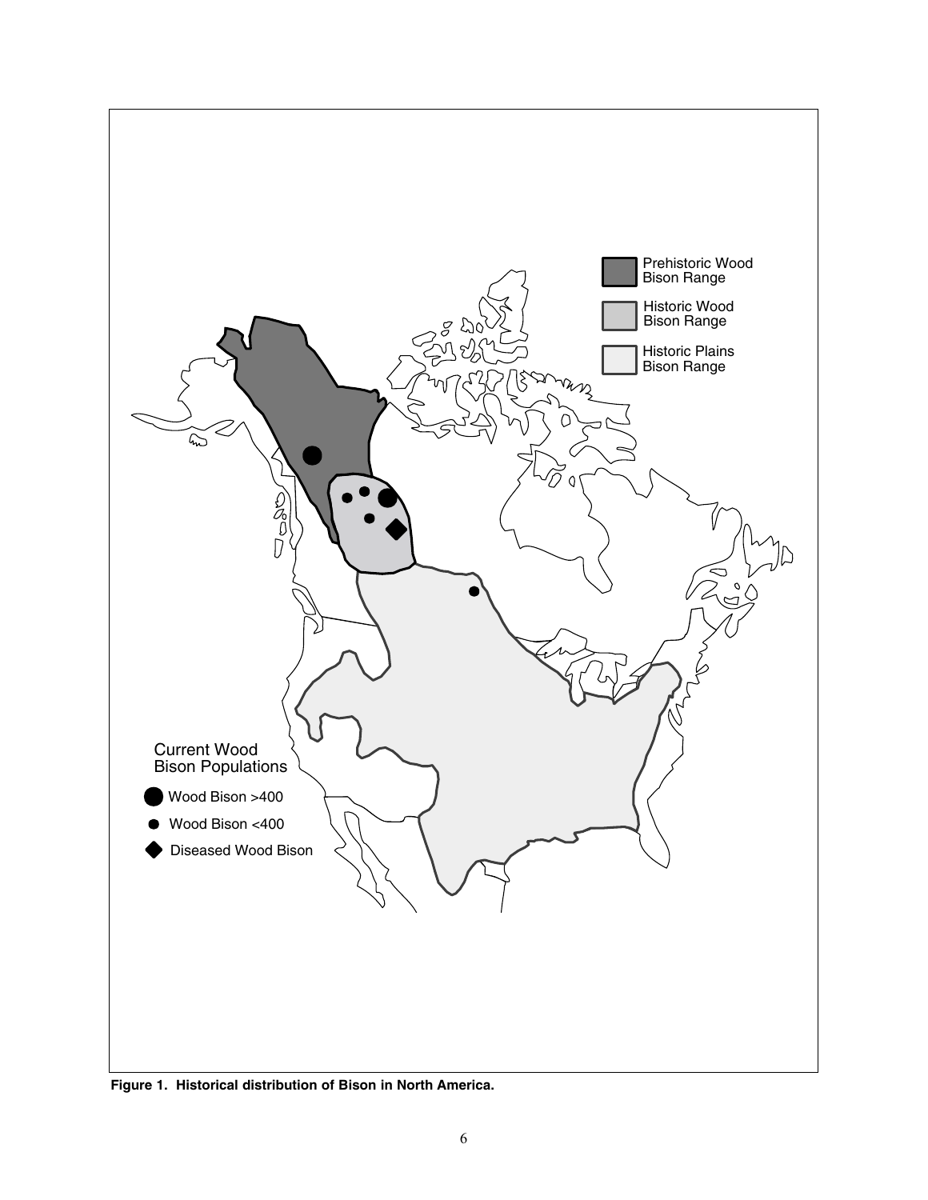**Figure 1. Historical distribution of Bison in North America.**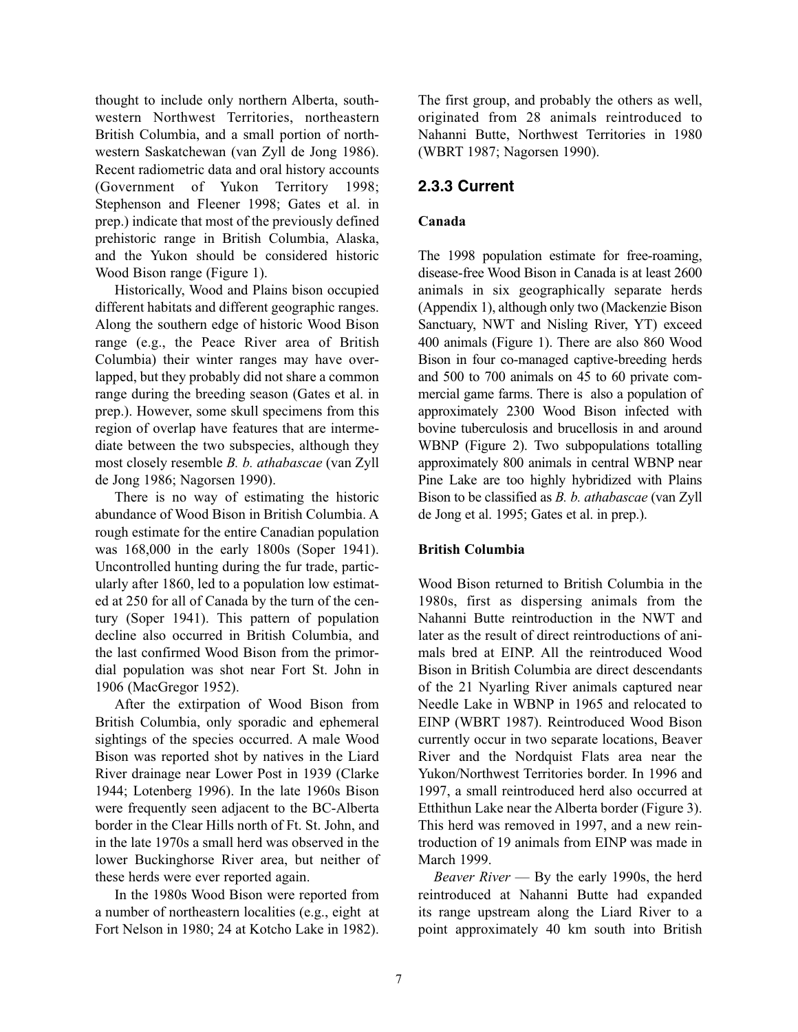thought to include only northern Alberta, southwestern Northwest Territories, northeastern British Columbia, and a small portion of northwestern Saskatchewan (van Zyll de Jong 1986). Recent radiometric data and oral history accounts (Government of Yukon Territory 1998; Stephenson and Fleener 1998; Gates et al. in prep.) indicate that most of the previously defined prehistoric range in British Columbia, Alaska, and the Yukon should be considered historic Wood Bison range (Figure 1).

Historically, Wood and Plains bison occupied different habitats and different geographic ranges. Along the southern edge of historic Wood Bison range (e.g., the Peace River area of British Columbia) their winter ranges may have overlapped, but they probably did not share a common range during the breeding season (Gates et al. in prep.). However, some skull specimens from this region of overlap have features that are intermediate between the two subspecies, although they most closely resemble *B. b. athabascae* (van Zyll de Jong 1986; Nagorsen 1990).

There is no way of estimating the historic abundance of Wood Bison in British Columbia. A rough estimate for the entire Canadian population was 168,000 in the early 1800s (Soper 1941). Uncontrolled hunting during the fur trade, particularly after 1860, led to a population low estimated at 250 for all of Canada by the turn of the century (Soper 1941). This pattern of population decline also occurred in British Columbia, and the last confirmed Wood Bison from the primordial population was shot near Fort St. John in 1906 (MacGregor 1952).

After the extirpation of Wood Bison from British Columbia, only sporadic and ephemeral sightings of the species occurred. A male Wood Bison was reported shot by natives in the Liard River drainage near Lower Post in 1939 (Clarke 1944; Lotenberg 1996). In the late 1960s Bison were frequently seen adjacent to the BC-Alberta border in the Clear Hills north of Ft. St. John, and in the late 1970s a small herd was observed in the lower Buckinghorse River area, but neither of these herds were ever reported again.

In the 1980s Wood Bison were reported from a number of northeastern localities (e.g., eight at Fort Nelson in 1980; 24 at Kotcho Lake in 1982). The first group, and probably the others as well, originated from 28 animals reintroduced to Nahanni Butte, Northwest Territories in 1980 (WBRT 1987; Nagorsen 1990).

### 2.3.3 Current

**Canada**

The 1998 population estimate for free-roaming, disease-free Wood Bison in Canada is at least 2600 animals in six geographically separate herds (Appendix 1), although only two (Mackenzie Bison Sanctuary, NWT and Nisling River, YT) exceed 400 animals (Figure 1). There are also 860 Wood Bison in four co-managed captive-breeding herds and 500 to 700 animals on 45 to 60 private commercial game farms. There is also a population of approximately 2300 Wood Bison infected with bovine tuberculosis and brucellosis in and around WBNP (Figure 2). Two subpopulations totalling approximately 800 animals in central WBNP near Pine Lake are too highly hybridized with Plains Bison to be classified as *B. b. athabascae* (van Zyll de Jong et al. 1995; Gates et al. in prep.).

**British Columbia**

Wood Bison returned to British Columbia in the 1980s, first as dispersing animals from the Nahanni Butte reintroduction in the NWT and later as the result of direct reintroductions of animals bred at EINP. All the reintroduced Wood Bison in British Columbia are direct descendants of the 21 Nyarling River animals captured near Needle Lake in WBNP in 1965 and relocated to EINP (WBRT 1987). Reintroduced Wood Bison currently occur in two separate locations, Beaver River and the Nordquist Flats area near the Yukon/Northwest Territories border. In 1996 and 1997, a small reintroduced herd also occurred at Etthithun Lake near the Alberta border (Figure 3). This herd was removed in 1997, and a new reintroduction of 19 animals from EINP was made in March 1999.

*Beaver River* — By the early 1990s, the herd reintroduced at Nahanni Butte had expanded its range upstream along the Liard River to a point approximately 40 km south into British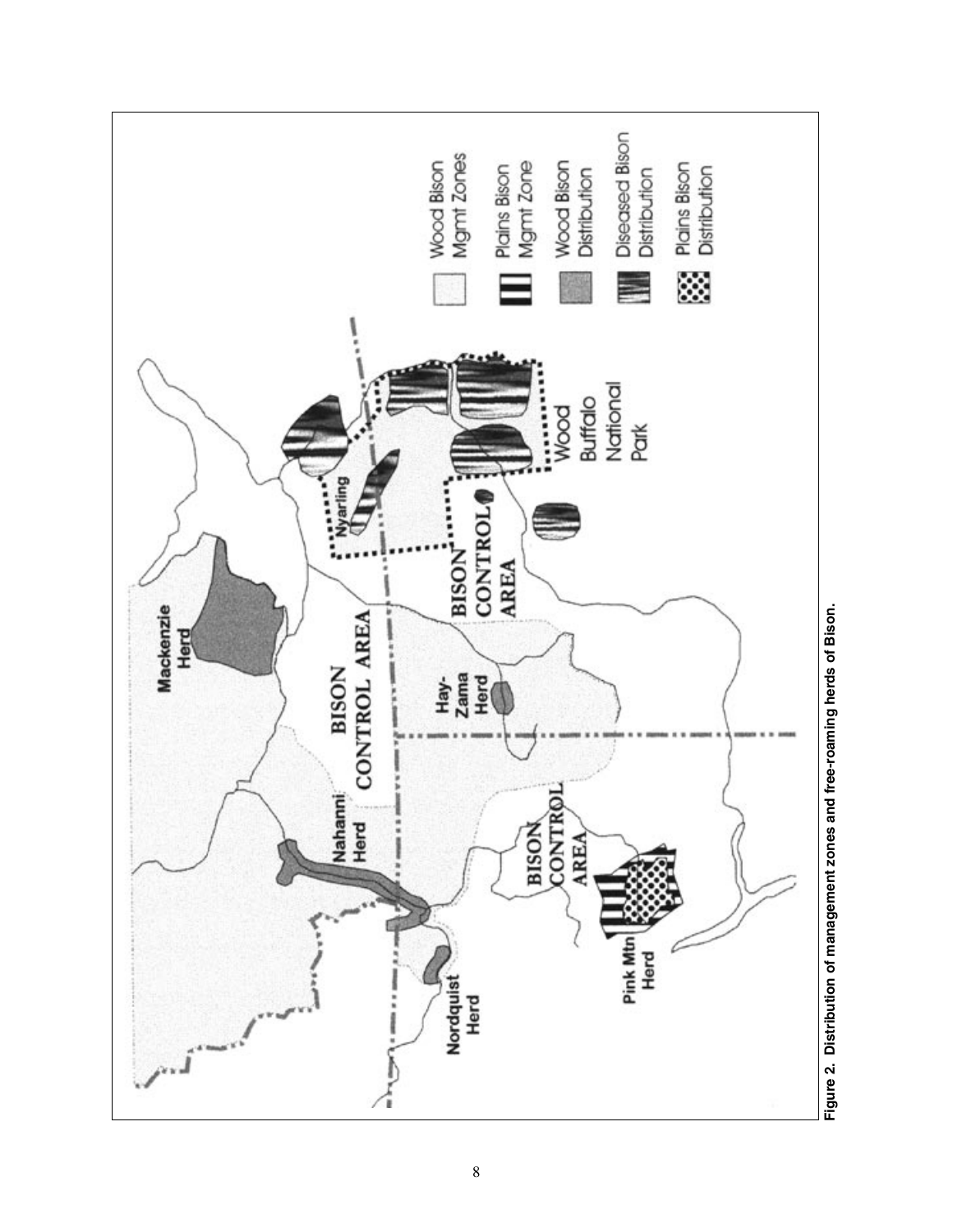**Figure 2. Distribution of management zones and free-roaming herds of Bison.**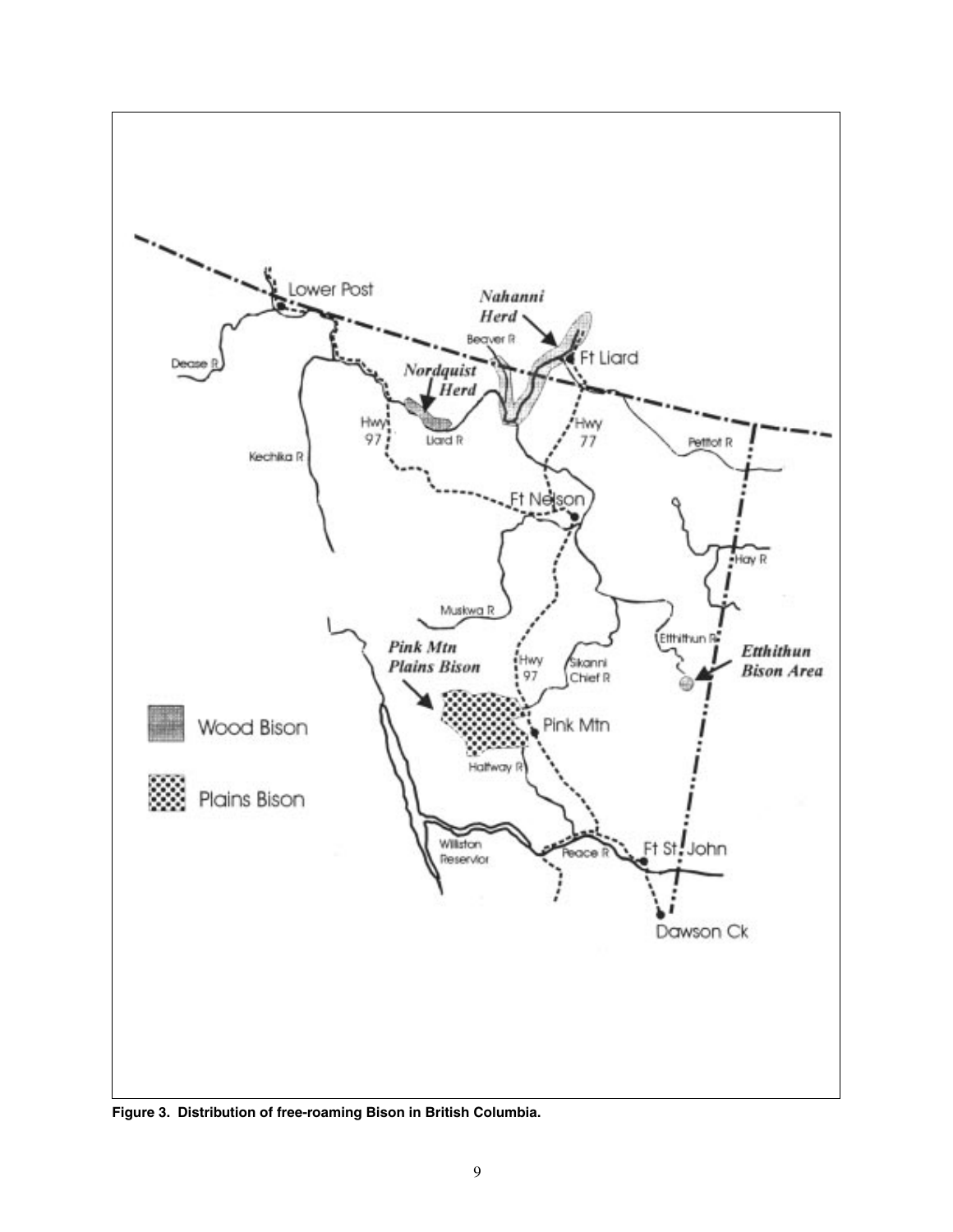**Figure 3. Distribution of free-roaming Bison in British Columbia.**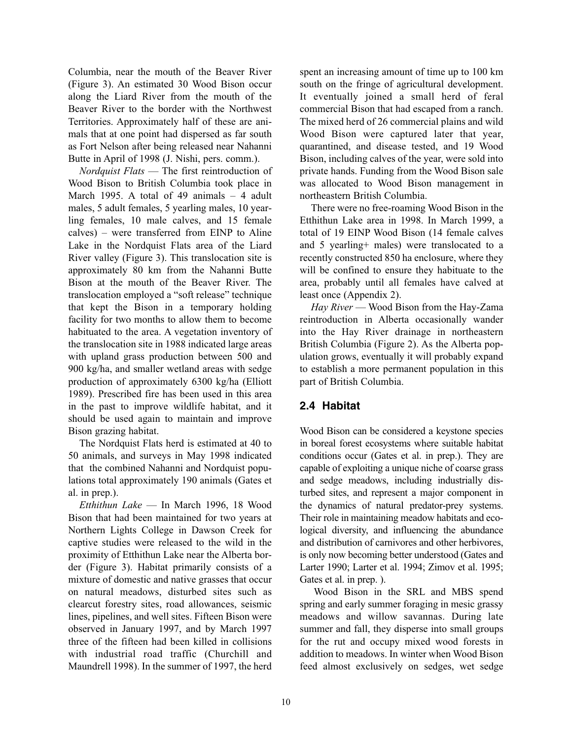Columbia, near the mouth of the Beaver River (Figure 3). An estimated 30 Wood Bison occur along the Liard River from the mouth of the Beaver River to the border with the Northwest Territories. Approximately half of these are animals that at one point had dispersed as far south as Fort Nelson after being released near Nahanni Butte in April of 1998 (J. Nishi, pers. comm.).

*Nordquist Flats* — The first reintroduction of Wood Bison to British Columbia took place in March 1995. A total of 49 animals – 4 adult males, 5 adult females, 5 yearling males, 10 yearling females, 10 male calves, and 15 female calves) – were transferred from EINP to Aline Lake in the Nordquist Flats area of the Liard River valley (Figure 3). This translocation site is approximately 80 km from the Nahanni Butte Bison at the mouth of the Beaver River. The translocation employed a "soft release" technique that kept the Bison in a temporary holding facility for two months to allow them to become habituated to the area. A vegetation inventory of the translocation site in 1988 indicated large areas with upland grass production between 500 and 900 kg/ha, and smaller wetland areas with sedge production of approximately 6300 kg/ha (Elliott 1989). Prescribed fire has been used in this area in the past to improve wildlife habitat, and it should be used again to maintain and improve Bison grazing habitat.

The Nordquist Flats herd is estimated at 40 to 50 animals, and surveys in May 1998 indicated that the combined Nahanni and Nordquist populations total approximately 190 animals (Gates et al. in prep.).

*Etthithun Lake* — In March 1996, 18 Wood Bison that had been maintained for two years at Northern Lights College in Dawson Creek for captive studies were released to the wild in the proximity of Etthithun Lake near the Alberta border (Figure 3). Habitat primarily consists of a mixture of domestic and native grasses that occur on natural meadows, disturbed sites such as clearcut forestry sites, road allowances, seismic lines, pipelines, and well sites. Fifteen Bison were observed in January 1997, and by March 1997 three of the fifteen had been killed in collisions with industrial road traffic (Churchill and Maundrell 1998). In the summer of 1997, the herd spent an increasing amount of time up to 100 km south on the fringe of agricultural development. It eventually joined a small herd of feral commercial Bison that had escaped from a ranch. The mixed herd of 26 commercial plains and wild Wood Bison were captured later that year, quarantined, and disease tested, and 19 Wood Bison, including calves of the year, were sold into private hands. Funding from the Wood Bison sale was allocated to Wood Bison management in northeastern British Columbia.

There were no free-roaming Wood Bison in the Etthithun Lake area in 1998. In March 1999, a total of 19 EINP Wood Bison (14 female calves and 5 yearling+ males) were translocated to a recently constructed 850 ha enclosure, where they will be confined to ensure they habituate to the area, probably until all females have calved at least once (Appendix 2).

*Hay River* — Wood Bison from the Hay-Zama reintroduction in Alberta occasionally wander into the Hay River drainage in northeastern British Columbia (Figure 2). As the Alberta population grows, eventually it will probably expand to establish a more permanent population in this part of British Columbia.

## 2.4 Habitat

Wood Bison can be considered a keystone species in boreal forest ecosystems where suitable habitat conditions occur (Gates et al. in prep.). They are capable of exploiting a unique niche of coarse grass and sedge meadows, including industrially disturbed sites, and represent a major component in the dynamics of natural predator-prey systems. Their role in maintaining meadow habitats and ecological diversity, and influencing the abundance and distribution of carnivores and other herbivores, is only now becoming better understood (Gates and Larter 1990; Larter et al. 1994; Zimov et al. 1995; Gates et al. in prep. ).

Wood Bison in the SRL and MBS spend spring and early summer foraging in mesic grassy meadows and willow savannas. During late summer and fall, they disperse into small groups for the rut and occupy mixed wood forests in addition to meadows. In winter when Wood Bison feed almost exclusively on sedges, wet sedge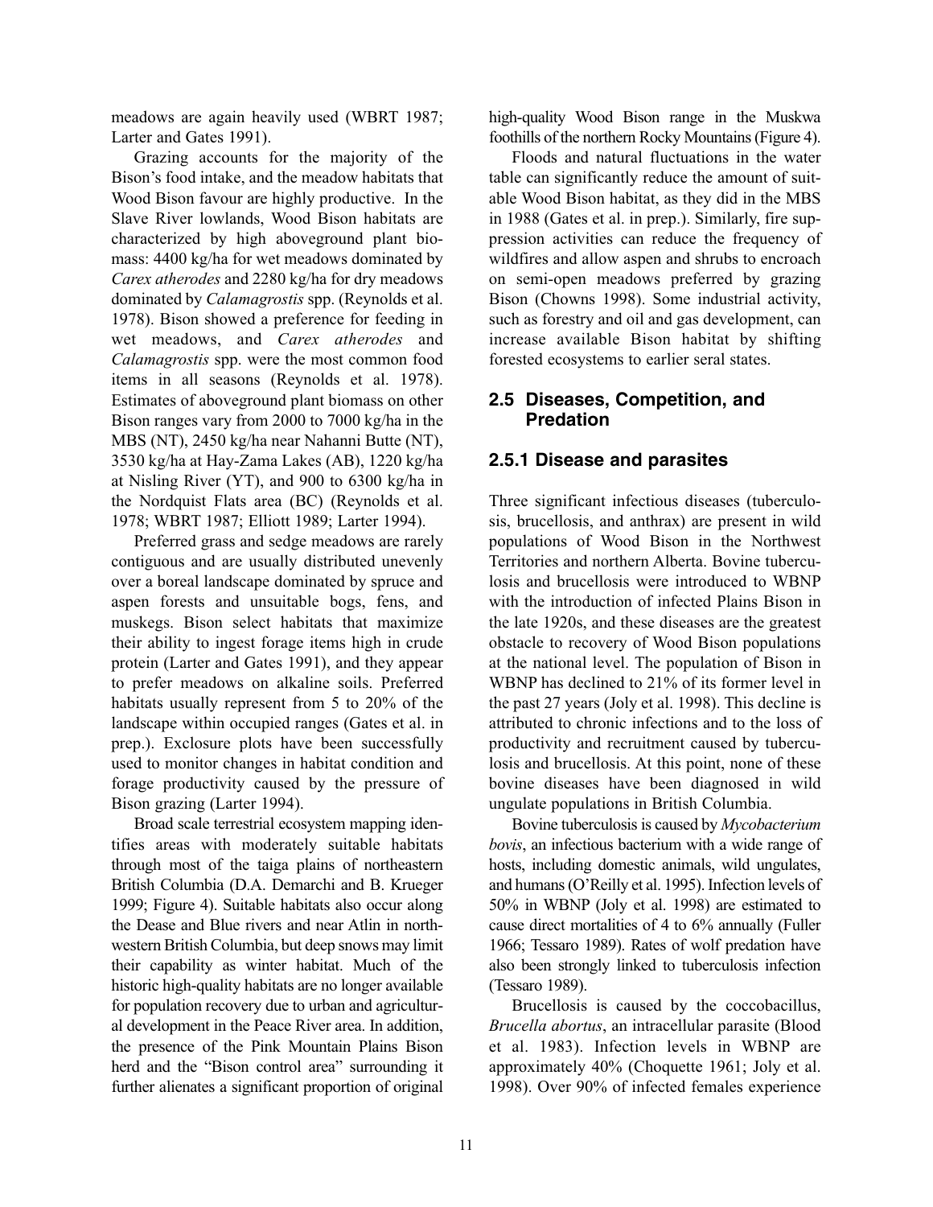meadows are again heavily used (WBRT 1987; Larter and Gates 1991).

Grazing accounts for the majority of the Bison's food intake, and the meadow habitats that Wood Bison favour are highly productive. In the Slave River lowlands, Wood Bison habitats are characterized by high aboveground plant biomass: 4400 kg/ha for wet meadows dominated by *Carex atherodes* and 2280 kg/ha for dry meadows dominated by *Calamagrostis* spp. (Reynolds et al. 1978). Bison showed a preference for feeding in wet meadows, and *Carex atherodes* and *Calamagrostis* spp. were the most common food items in all seasons (Reynolds et al. 1978). Estimates of aboveground plant biomass on other Bison ranges vary from 2000 to 7000 kg/ha in the MBS (NT), 2450 kg/ha near Nahanni Butte (NT), 3530 kg/ha at Hay-Zama Lakes (AB), 1220 kg/ha at Nisling River (YT), and 900 to 6300 kg/ha in the Nordquist Flats area (BC) (Reynolds et al. 1978; WBRT 1987; Elliott 1989; Larter 1994).

Preferred grass and sedge meadows are rarely contiguous and are usually distributed unevenly over a boreal landscape dominated by spruce and aspen forests and unsuitable bogs, fens, and muskegs. Bison select habitats that maximize their ability to ingest forage items high in crude protein (Larter and Gates 1991), and they appear to prefer meadows on alkaline soils. Preferred habitats usually represent from 5 to 20% of the landscape within occupied ranges (Gates et al. in prep.). Exclosure plots have been successfully used to monitor changes in habitat condition and forage productivity caused by the pressure of Bison grazing (Larter 1994).

Broad scale terrestrial ecosystem mapping identifies areas with moderately suitable habitats through most of the taiga plains of northeastern British Columbia (D.A. Demarchi and B. Krueger 1999; Figure 4). Suitable habitats also occur along the Dease and Blue rivers and near Atlin in northwestern British Columbia, but deep snows may limit their capability as winter habitat. Much of the historic high-quality habitats are no longer available for population recovery due to urban and agricultural development in the Peace River area. In addition, the presence of the Pink Mountain Plains Bison herd and the "Bison control area" surrounding it further alienates a significant proportion of original high-quality Wood Bison range in the Muskwa foothills of the northern Rocky Mountains (Figure 4).

Floods and natural fluctuations in the water table can significantly reduce the amount of suitable Wood Bison habitat, as they did in the MBS in 1988 (Gates et al. in prep.). Similarly, fire suppression activities can reduce the frequency of wildfires and allow aspen and shrubs to encroach on semi-open meadows preferred by grazing Bison (Chowns 1998). Some industrial activity, such as forestry and oil and gas development, can increase available Bison habitat by shifting forested ecosystems to earlier seral states.

## 2.5 Diseases, Competition, and Predation

### 2.5.1 Disease and parasites

Three significant infectious diseases (tuberculosis, brucellosis, and anthrax) are present in wild populations of Wood Bison in the Northwest Territories and northern Alberta. Bovine tuberculosis and brucellosis were introduced to WBNP with the introduction of infected Plains Bison in the late 1920s, and these diseases are the greatest obstacle to recovery of Wood Bison populations at the national level. The population of Bison in WBNP has declined to 21% of its former level in the past 27 years (Joly et al. 1998). This decline is attributed to chronic infections and to the loss of productivity and recruitment caused by tuberculosis and brucellosis. At this point, none of these bovine diseases have been diagnosed in wild ungulate populations in British Columbia.

Bovine tuberculosis is caused by *Mycobacterium bovis*, an infectious bacterium with a wide range of hosts, including domestic animals, wild ungulates, and humans (O'Reilly et al. 1995). Infection levels of 50% in WBNP (Joly et al. 1998) are estimated to cause direct mortalities of 4 to 6% annually (Fuller 1966; Tessaro 1989). Rates of wolf predation have also been strongly linked to tuberculosis infection (Tessaro 1989).

Brucellosis is caused by the coccobacillus, *Brucella abortus*, an intracellular parasite (Blood et al. 1983). Infection levels in WBNP are approximately 40% (Choquette 1961; Joly et al. 1998). Over 90% of infected females experience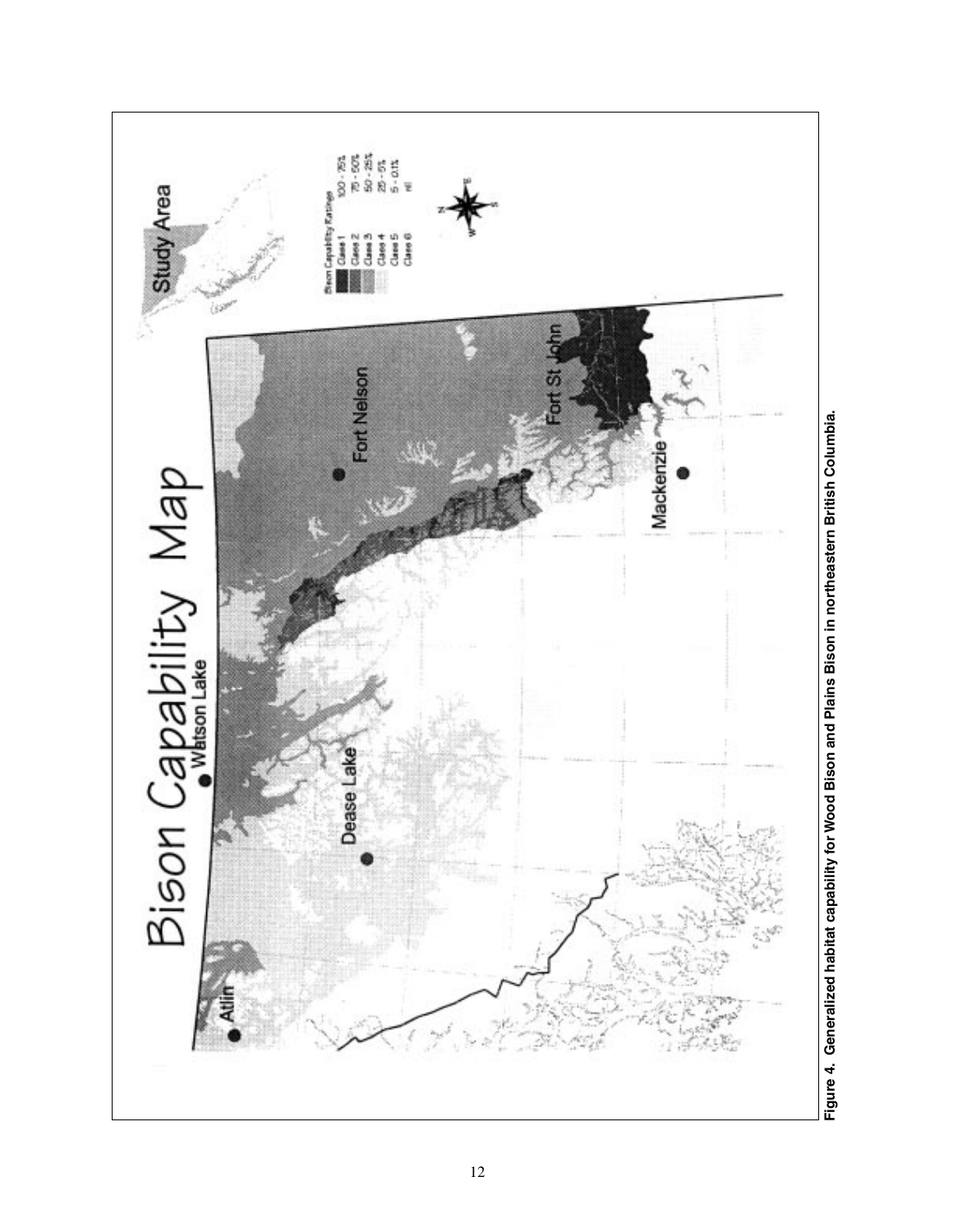Figure 4. Generalized habitat capability for Wood Bison and Plains Bison in northeastern British Columbia.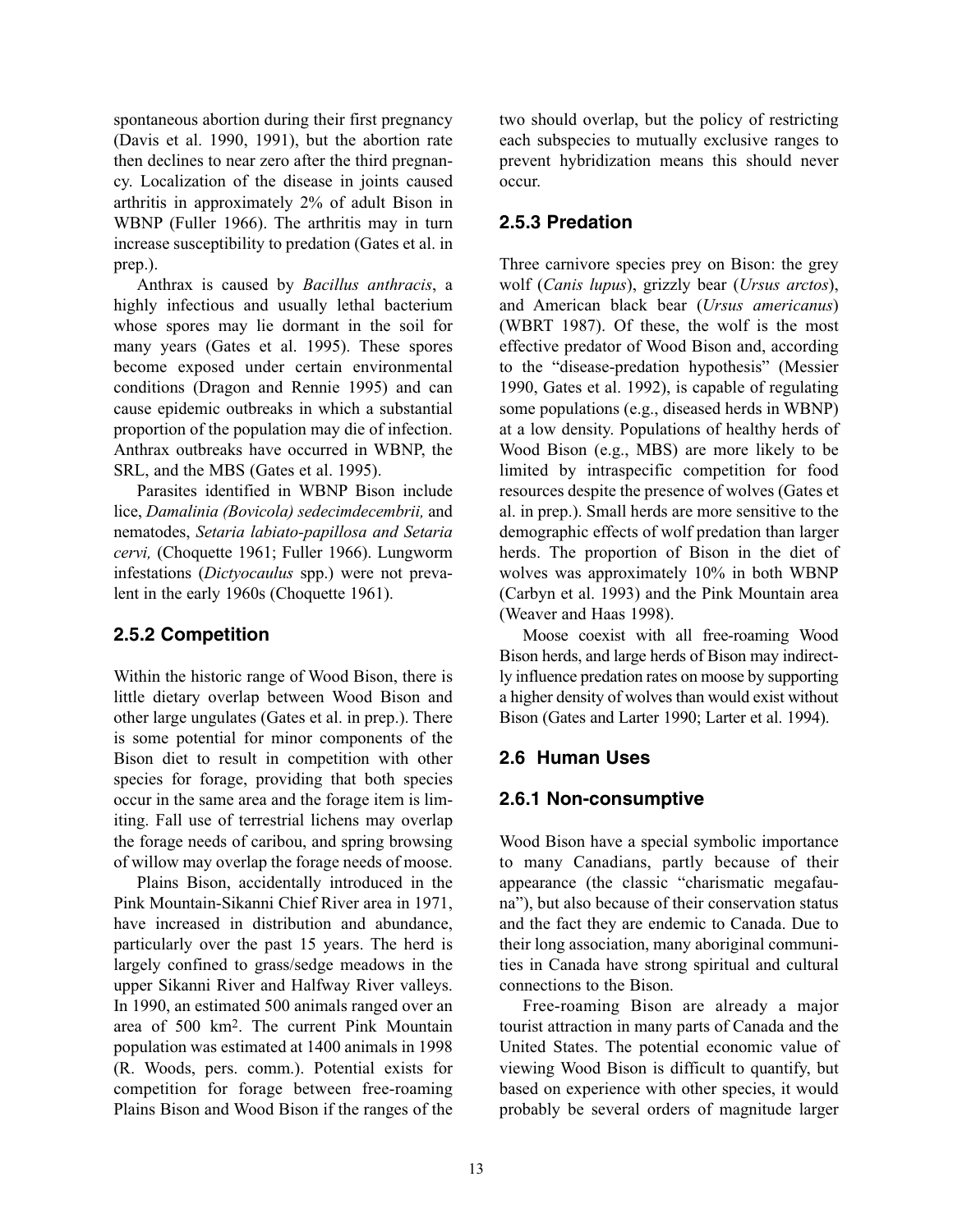spontaneous abortion during their first pregnancy (Davis et al. 1990, 1991), but the abortion rate then declines to near zero after the third pregnancy. Localization of the disease in joints caused arthritis in approximately 2% of adult Bison in WBNP (Fuller 1966). The arthritis may in turn increase susceptibility to predation (Gates et al. in prep.).

Anthrax is caused by *Bacillus anthracis*, a highly infectious and usually lethal bacterium whose spores may lie dormant in the soil for many years (Gates et al. 1995). These spores become exposed under certain environmental conditions (Dragon and Rennie 1995) and can cause epidemic outbreaks in which a substantial proportion of the population may die of infection. Anthrax outbreaks have occurred in WBNP, the SRL, and the MBS (Gates et al. 1995).

Parasites identified in WBNP Bison include lice, *Damalinia (Bovicola) sedecimdecembrii,* and nematodes, *Setaria labiato-papillosa and Setaria cervi,* (Choquette 1961; Fuller 1966). Lungworm infestations (*Dictyocaulus* spp.) were not prevalent in the early 1960s (Choquette 1961).

### 2.5.2 Competition

Within the historic range of Wood Bison, there is little dietary overlap between Wood Bison and other large ungulates (Gates et al. in prep.). There is some potential for minor components of the Bison diet to result in competition with other species for forage, providing that both species occur in the same area and the forage item is limiting. Fall use of terrestrial lichens may overlap the forage needs of caribou, and spring browsing of willow may overlap the forage needs of moose.

Plains Bison, accidentally introduced in the Pink Mountain-Sikanni Chief River area in 1971, have increased in distribution and abundance, particularly over the past 15 years. The herd is largely confined to grass/sedge meadows in the upper Sikanni River and Halfway River valleys. In 1990, an estimated 500 animals ranged over an area of 500 km$^2$. The current Pink Mountain population was estimated at 1400 animals in 1998 (R. Woods, pers. comm.). Potential exists for competition for forage between free-roaming Plains Bison and Wood Bison if the ranges of the two should overlap, but the policy of restricting each subspecies to mutually exclusive ranges to prevent hybridization means this should never occur.

### 2.5.3 Predation

Three carnivore species prey on Bison: the grey wolf (*Canis lupus*), grizzly bear (*Ursus arctos*), and American black bear (*Ursus americanus*) (WBRT 1987). Of these, the wolf is the most effective predator of Wood Bison and, according to the "disease-predation hypothesis" (Messier 1990, Gates et al. 1992), is capable of regulating some populations (e.g., diseased herds in WBNP) at a low density. Populations of healthy herds of Wood Bison (e.g., MBS) are more likely to be limited by intraspecific competition for food resources despite the presence of wolves (Gates et al. in prep.). Small herds are more sensitive to the demographic effects of wolf predation than larger herds. The proportion of Bison in the diet of wolves was approximately 10% in both WBNP (Carbyn et al. 1993) and the Pink Mountain area (Weaver and Haas 1998).

Moose coexist with all free-roaming Wood Bison herds, and large herds of Bison may indirectly influence predation rates on moose by supporting a higher density of wolves than would exist without Bison (Gates and Larter 1990; Larter et al. 1994).

## 2.6 Human Uses

### 2.6.1 Non-consumptive

Wood Bison have a special symbolic importance to many Canadians, partly because of their appearance (the classic "charismatic megafauna"), but also because of their conservation status and the fact they are endemic to Canada. Due to their long association, many aboriginal communities in Canada have strong spiritual and cultural connections to the Bison.

Free-roaming Bison are already a major tourist attraction in many parts of Canada and the United States. The potential economic value of viewing Wood Bison is difficult to quantify, but based on experience with other species, it would probably be several orders of magnitude larger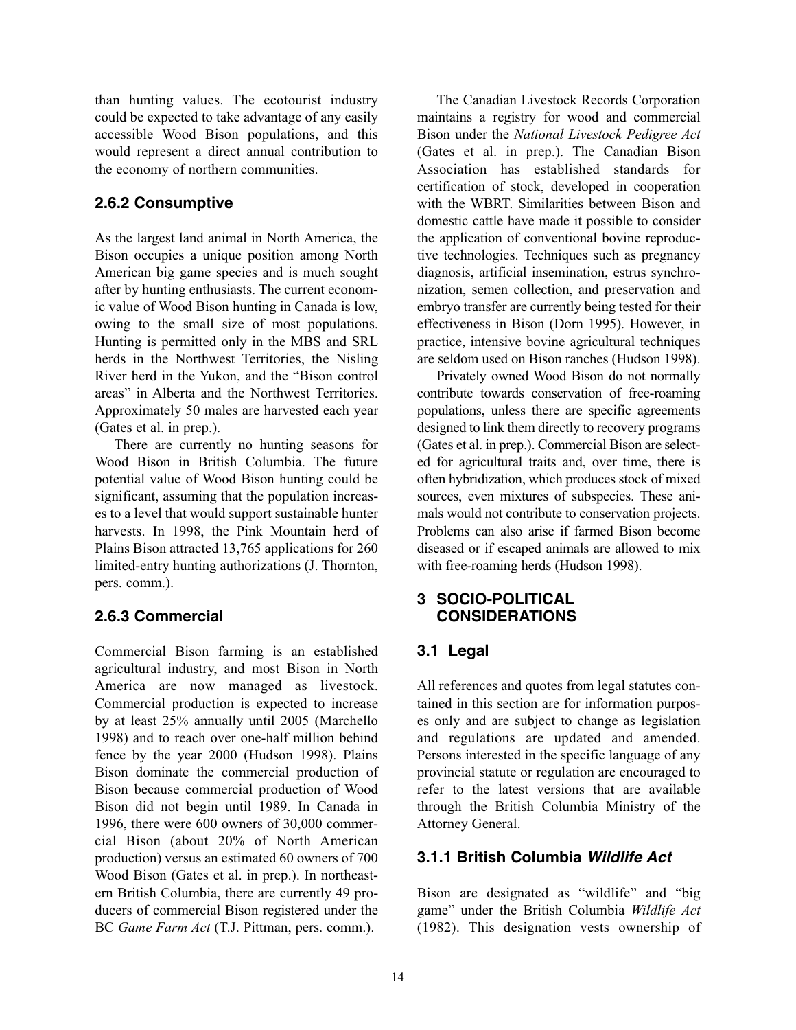than hunting values. The ecotourist industry could be expected to take advantage of any easily accessible Wood Bison populations, and this would represent a direct annual contribution to the economy of northern communities.

### 2.6.2 Consumptive

As the largest land animal in North America, the Bison occupies a unique position among North American big game species and is much sought after by hunting enthusiasts. The current economic value of Wood Bison hunting in Canada is low, owing to the small size of most populations. Hunting is permitted only in the MBS and SRL herds in the Northwest Territories, the Nisling River herd in the Yukon, and the "Bison control areas" in Alberta and the Northwest Territories. Approximately 50 males are harvested each year (Gates et al. in prep.).

There are currently no hunting seasons for Wood Bison in British Columbia. The future potential value of Wood Bison hunting could be significant, assuming that the population increases to a level that would support sustainable hunter harvests. In 1998, the Pink Mountain herd of Plains Bison attracted 13,765 applications for 260 limited-entry hunting authorizations (J. Thornton, pers. comm.).

### 2.6.3 Commercial

Commercial Bison farming is an established agricultural industry, and most Bison in North America are now managed as livestock. Commercial production is expected to increase by at least 25% annually until 2005 (Marchello 1998) and to reach over one-half million behind fence by the year 2000 (Hudson 1998). Plains Bison dominate the commercial production of Bison because commercial production of Wood Bison did not begin until 1989. In Canada in 1996, there were 600 owners of 30,000 commercial Bison (about 20% of North American production) versus an estimated 60 owners of 700 Wood Bison (Gates et al. in prep.). In northeastern British Columbia, there are currently 49 producers of commercial Bison registered under the BC *Game Farm Act* (T.J. Pittman, pers. comm.).

The Canadian Livestock Records Corporation maintains a registry for wood and commercial Bison under the *National Livestock Pedigree Act* (Gates et al. in prep.). The Canadian Bison Association has established standards for certification of stock, developed in cooperation with the WBRT. Similarities between Bison and domestic cattle have made it possible to consider the application of conventional bovine reproductive technologies. Techniques such as pregnancy diagnosis, artificial insemination, estrus synchronization, semen collection, and preservation and embryo transfer are currently being tested for their effectiveness in Bison (Dorn 1995). However, in practice, intensive bovine agricultural techniques are seldom used on Bison ranches (Hudson 1998).

Privately owned Wood Bison do not normally contribute towards conservation of free-roaming populations, unless there are specific agreements designed to link them directly to recovery programs (Gates et al. in prep.). Commercial Bison are selected for agricultural traits and, over time, there is often hybridization, which produces stock of mixed sources, even mixtures of subspecies. These animals would not contribute to conservation projects. Problems can also arise if farmed Bison become diseased or if escaped animals are allowed to mix with free-roaming herds (Hudson 1998).

## 3 SOCIO-POLITICAL CONSIDERATIONS

### 3.1 Legal

All references and quotes from legal statutes contained in this section are for information purposes only and are subject to change as legislation and regulations are updated and amended. Persons interested in the specific language of any provincial statute or regulation are encouraged to refer to the latest versions that are available through the British Columbia Ministry of the Attorney General.

### 3.1.1 British Columbia *Wildlife Act*

Bison are designated as "wildlife" and "big game" under the British Columbia *Wildlife Act* (1982). This designation vests ownership of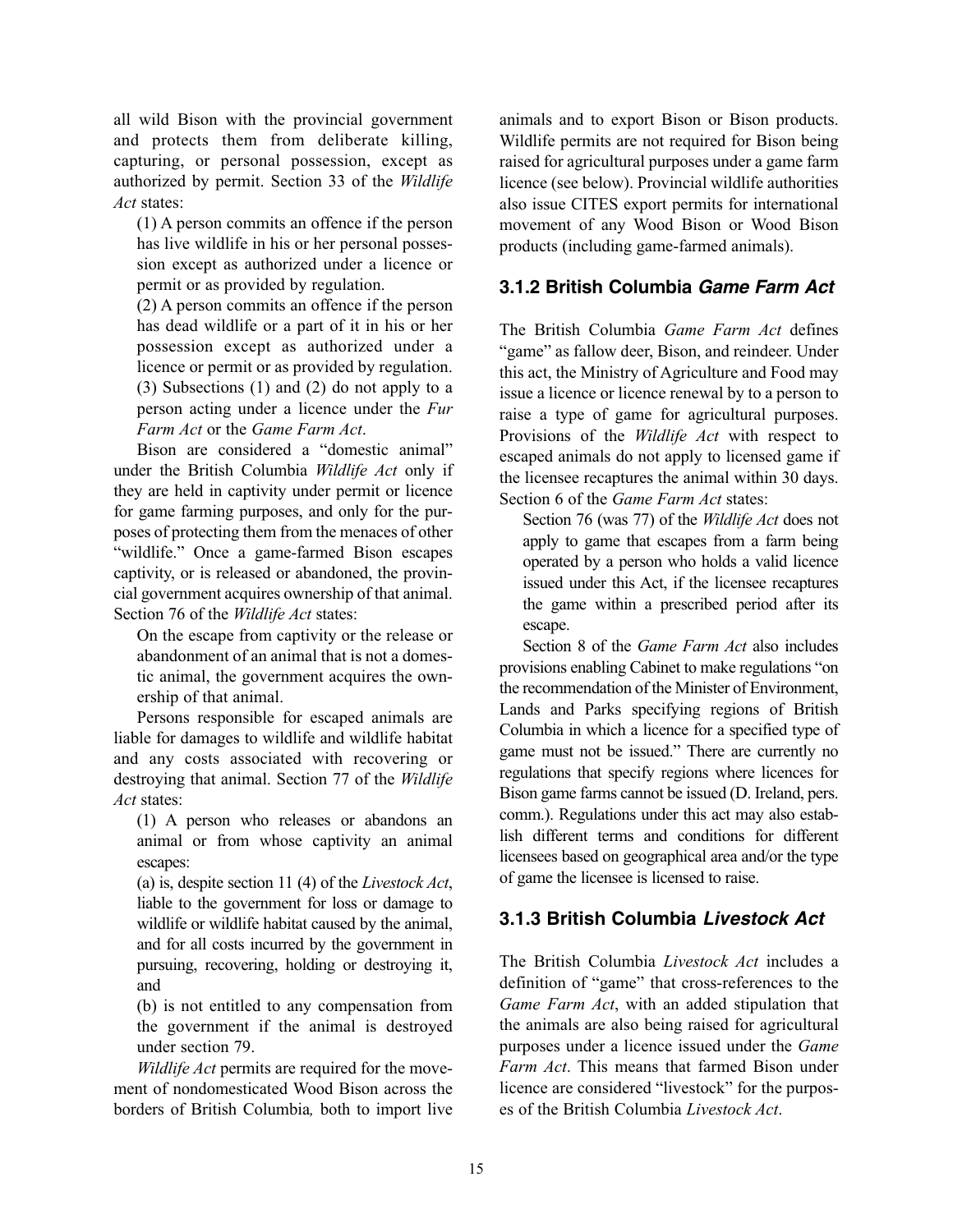all wild Bison with the provincial government and protects them from deliberate killing, capturing, or personal possession, except as authorized by permit. Section 33 of the *Wildlife Act* states:

> (1) A person commits an offence if the person has live wildlife in his or her personal possession except as authorized under a licence or permit or as provided by regulation.
>
> (2) A person commits an offence if the person has dead wildlife or a part of it in his or her possession except as authorized under a licence or permit or as provided by regulation.
>
> (3) Subsections (1) and (2) do not apply to a person acting under a licence under the *Fur Farm Act* or the *Game Farm Act*.

Bison are considered a "domestic animal" under the British Columbia *Wildlife Act* only if they are held in captivity under permit or licence for game farming purposes, and only for the purposes of protecting them from the menaces of other "wildlife." Once a game-farmed Bison escapes captivity, or is released or abandoned, the provincial government acquires ownership of that animal. Section 76 of the *Wildlife Act* states:

> On the escape from captivity or the release or abandonment of an animal that is not a domestic animal, the government acquires the ownership of that animal.

Persons responsible for escaped animals are liable for damages to wildlife and wildlife habitat and any costs associated with recovering or destroying that animal. Section 77 of the *Wildlife Act* states:

> (1) A person who releases or abandons an animal or from whose captivity an animal escapes:
>
> (a) is, despite section 11 (4) of the *Livestock Act*, liable to the government for loss or damage to wildlife or wildlife habitat caused by the animal, and for all costs incurred by the government in pursuing, recovering, holding or destroying it, and
>
> (b) is not entitled to any compensation from the government if the animal is destroyed under section 79.

*Wildlife Act* permits are required for the movement of nondomesticated Wood Bison across the borders of British Columbia*,* both to import live animals and to export Bison or Bison products. Wildlife permits are not required for Bison being raised for agricultural purposes under a game farm licence (see below). Provincial wildlife authorities also issue CITES export permits for international movement of any Wood Bison or Wood Bison products (including game-farmed animals).

### 3.1.2 British Columbia *Game Farm Act*

The British Columbia *Game Farm Act* defines "game" as fallow deer, Bison, and reindeer. Under this act, the Ministry of Agriculture and Food may issue a licence or licence renewal by to a person to raise a type of game for agricultural purposes. Provisions of the *Wildlife Act* with respect to escaped animals do not apply to licensed game if the licensee recaptures the animal within 30 days. Section 6 of the *Game Farm Act* states:

> Section 76 (was 77) of the *Wildlife Act* does not apply to game that escapes from a farm being operated by a person who holds a valid licence issued under this Act, if the licensee recaptures the game within a prescribed period after its escape.

Section 8 of the *Game Farm Act* also includes provisions enabling Cabinet to make regulations "on the recommendation of the Minister of Environment, Lands and Parks specifying regions of British Columbia in which a licence for a specified type of game must not be issued." There are currently no regulations that specify regions where licences for Bison game farms cannot be issued (D. Ireland, pers. comm.). Regulations under this act may also establish different terms and conditions for different licensees based on geographical area and/or the type of game the licensee is licensed to raise.

### 3.1.3 British Columbia *Livestock Act*

The British Columbia *Livestock Act* includes a definition of "game" that cross-references to the *Game Farm Act*, with an added stipulation that the animals are also being raised for agricultural purposes under a licence issued under the *Game Farm Act*. This means that farmed Bison under licence are considered "livestock" for the purposes of the British Columbia *Livestock Act*.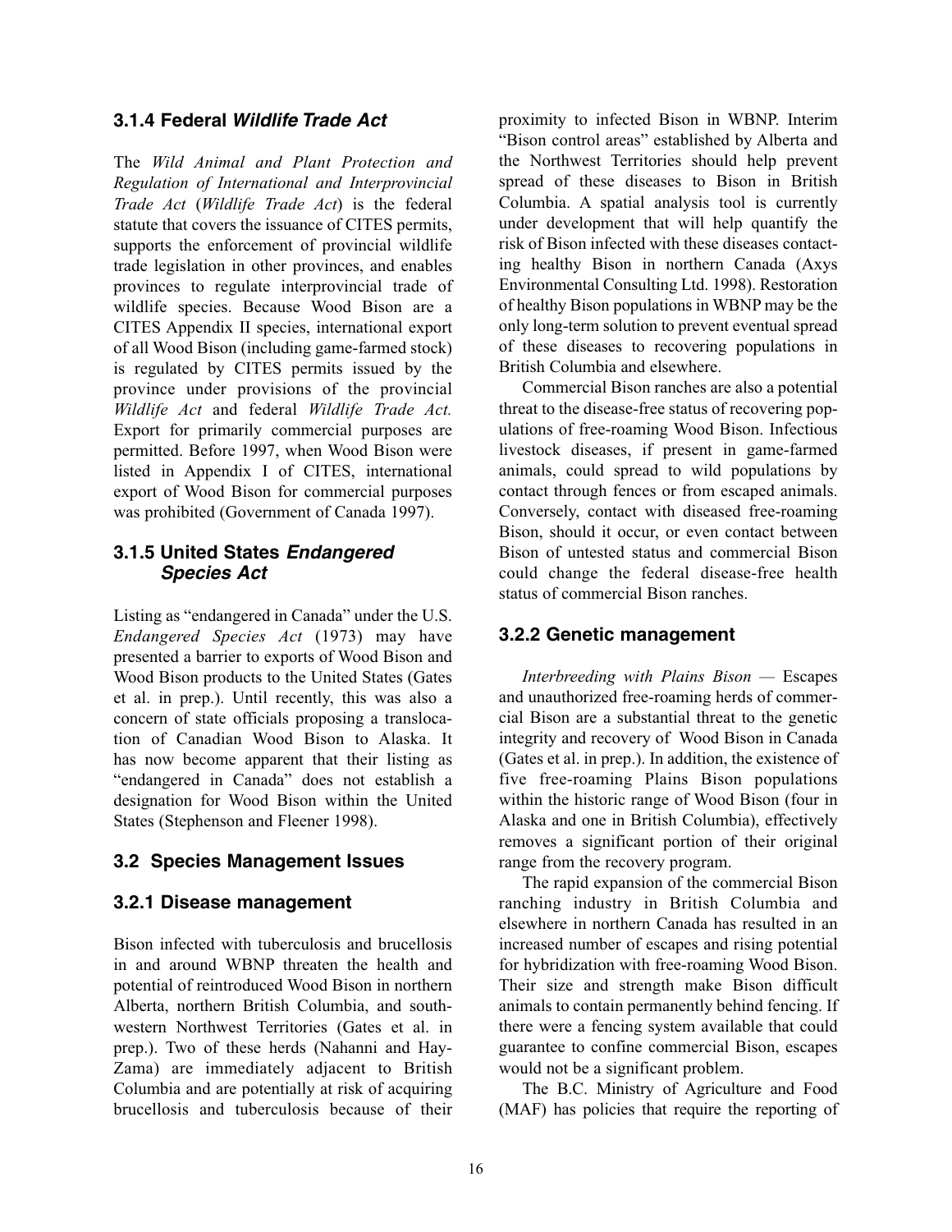### 3.1.4 Federal *Wildlife Trade Act*

The *Wild Animal and Plant Protection and Regulation of International and Interprovincial Trade Act* (*Wildlife Trade Act*) is the federal statute that covers the issuance of CITES permits, supports the enforcement of provincial wildlife trade legislation in other provinces, and enables provinces to regulate interprovincial trade of wildlife species. Because Wood Bison are a CITES Appendix II species, international export of all Wood Bison (including game-farmed stock) is regulated by CITES permits issued by the province under provisions of the provincial *Wildlife Act* and federal *Wildlife Trade Act.* Export for primarily commercial purposes are permitted. Before 1997, when Wood Bison were listed in Appendix I of CITES, international export of Wood Bison for commercial purposes was prohibited (Government of Canada 1997).

### 3.1.5 United States *Endangered Species Act*

Listing as "endangered in Canada" under the U.S. *Endangered Species Act* (1973) may have presented a barrier to exports of Wood Bison and Wood Bison products to the United States (Gates et al. in prep.). Until recently, this was also a concern of state officials proposing a translocation of Canadian Wood Bison to Alaska. It has now become apparent that their listing as "endangered in Canada" does not establish a designation for Wood Bison within the United States (Stephenson and Fleener 1998).

## 3.2 Species Management Issues

### 3.2.1 Disease management

Bison infected with tuberculosis and brucellosis in and around WBNP threaten the health and potential of reintroduced Wood Bison in northern Alberta, northern British Columbia, and southwestern Northwest Territories (Gates et al. in prep.). Two of these herds (Nahanni and Hay-Zama) are immediately adjacent to British Columbia and are potentially at risk of acquiring brucellosis and tuberculosis because of their proximity to infected Bison in WBNP. Interim "Bison control areas" established by Alberta and the Northwest Territories should help prevent spread of these diseases to Bison in British Columbia. A spatial analysis tool is currently under development that will help quantify the risk of Bison infected with these diseases contacting healthy Bison in northern Canada (Axys Environmental Consulting Ltd. 1998). Restoration of healthy Bison populations in WBNP may be the only long-term solution to prevent eventual spread of these diseases to recovering populations in British Columbia and elsewhere.

Commercial Bison ranches are also a potential threat to the disease-free status of recovering populations of free-roaming Wood Bison. Infectious livestock diseases, if present in game-farmed animals, could spread to wild populations by contact through fences or from escaped animals. Conversely, contact with diseased free-roaming Bison, should it occur, or even contact between Bison of untested status and commercial Bison could change the federal disease-free health status of commercial Bison ranches.

### 3.2.2 Genetic management

*Interbreeding with Plains Bison* — Escapes and unauthorized free-roaming herds of commercial Bison are a substantial threat to the genetic integrity and recovery of Wood Bison in Canada (Gates et al. in prep.). In addition, the existence of five free-roaming Plains Bison populations within the historic range of Wood Bison (four in Alaska and one in British Columbia), effectively removes a significant portion of their original range from the recovery program.

The rapid expansion of the commercial Bison ranching industry in British Columbia and elsewhere in northern Canada has resulted in an increased number of escapes and rising potential for hybridization with free-roaming Wood Bison. Their size and strength make Bison difficult animals to contain permanently behind fencing. If there were a fencing system available that could guarantee to confine commercial Bison, escapes would not be a significant problem.

The B.C. Ministry of Agriculture and Food (MAF) has policies that require the reporting of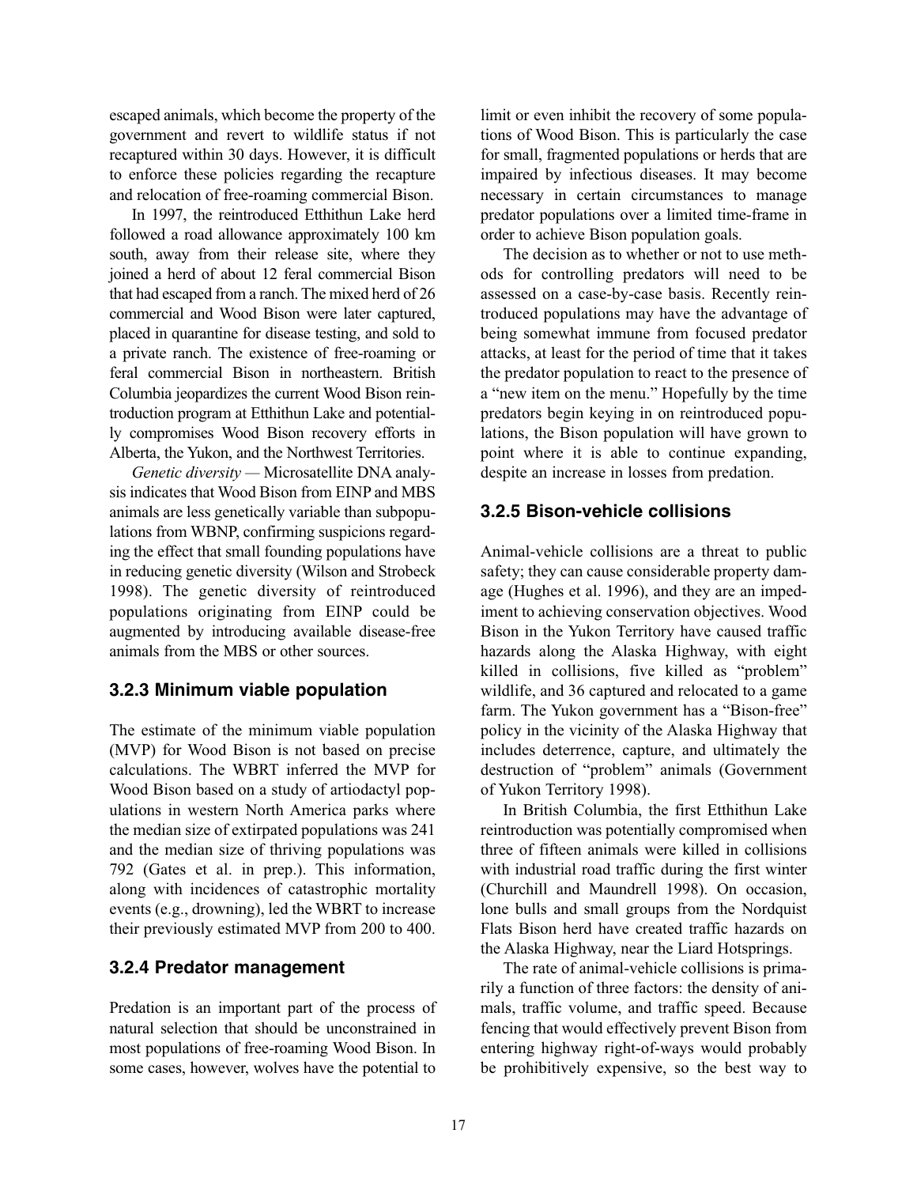escaped animals, which become the property of the government and revert to wildlife status if not recaptured within 30 days. However, it is difficult to enforce these policies regarding the recapture and relocation of free-roaming commercial Bison.

In 1997, the reintroduced Etthithun Lake herd followed a road allowance approximately 100 km south, away from their release site, where they joined a herd of about 12 feral commercial Bison that had escaped from a ranch. The mixed herd of 26 commercial and Wood Bison were later captured, placed in quarantine for disease testing, and sold to a private ranch. The existence of free-roaming or feral commercial Bison in northeastern. British Columbia jeopardizes the current Wood Bison reintroduction program at Etthithun Lake and potentially compromises Wood Bison recovery efforts in Alberta, the Yukon, and the Northwest Territories.

*Genetic diversity* — Microsatellite DNA analysis indicates that Wood Bison from EINP and MBS animals are less genetically variable than subpopulations from WBNP, confirming suspicions regarding the effect that small founding populations have in reducing genetic diversity (Wilson and Strobeck 1998). The genetic diversity of reintroduced populations originating from EINP could be augmented by introducing available disease-free animals from the MBS or other sources.

### 3.2.3 Minimum viable population

The estimate of the minimum viable population (MVP) for Wood Bison is not based on precise calculations. The WBRT inferred the MVP for Wood Bison based on a study of artiodactyl populations in western North America parks where the median size of extirpated populations was 241 and the median size of thriving populations was 792 (Gates et al. in prep.). This information, along with incidences of catastrophic mortality events (e.g., drowning), led the WBRT to increase their previously estimated MVP from 200 to 400.

### 3.2.4 Predator management

Predation is an important part of the process of natural selection that should be unconstrained in most populations of free-roaming Wood Bison. In some cases, however, wolves have the potential to limit or even inhibit the recovery of some populations of Wood Bison. This is particularly the case for small, fragmented populations or herds that are impaired by infectious diseases. It may become necessary in certain circumstances to manage predator populations over a limited time-frame in order to achieve Bison population goals.

The decision as to whether or not to use methods for controlling predators will need to be assessed on a case-by-case basis. Recently reintroduced populations may have the advantage of being somewhat immune from focused predator attacks, at least for the period of time that it takes the predator population to react to the presence of a "new item on the menu." Hopefully by the time predators begin keying in on reintroduced populations, the Bison population will have grown to point where it is able to continue expanding, despite an increase in losses from predation.

### 3.2.5 Bison-vehicle collisions

Animal-vehicle collisions are a threat to public safety; they can cause considerable property damage (Hughes et al. 1996), and they are an impediment to achieving conservation objectives. Wood Bison in the Yukon Territory have caused traffic hazards along the Alaska Highway, with eight killed in collisions, five killed as "problem" wildlife, and 36 captured and relocated to a game farm. The Yukon government has a "Bison-free" policy in the vicinity of the Alaska Highway that includes deterrence, capture, and ultimately the destruction of "problem" animals (Government of Yukon Territory 1998).

In British Columbia, the first Etthithun Lake reintroduction was potentially compromised when three of fifteen animals were killed in collisions with industrial road traffic during the first winter (Churchill and Maundrell 1998). On occasion, lone bulls and small groups from the Nordquist Flats Bison herd have created traffic hazards on the Alaska Highway, near the Liard Hotsprings.

The rate of animal-vehicle collisions is primarily a function of three factors: the density of animals, traffic volume, and traffic speed. Because fencing that would effectively prevent Bison from entering highway right-of-ways would probably be prohibitively expensive, so the best way to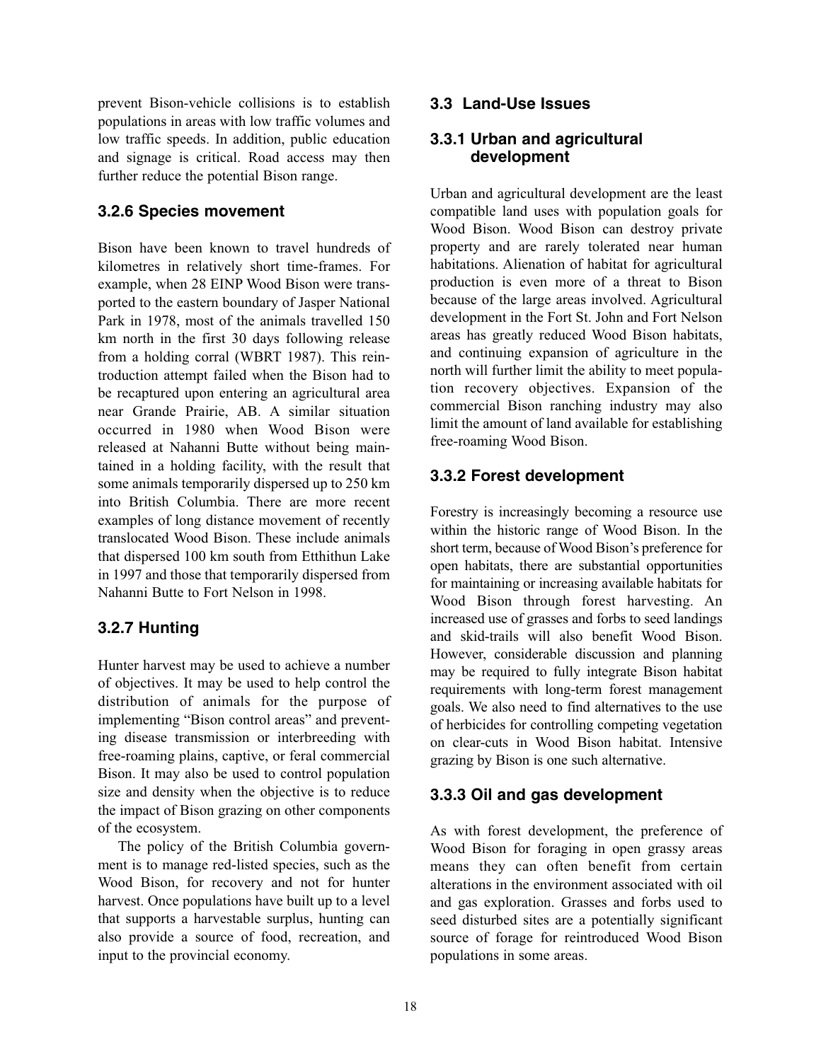prevent Bison-vehicle collisions is to establish populations in areas with low traffic volumes and low traffic speeds. In addition, public education and signage is critical. Road access may then further reduce the potential Bison range.

### 3.2.6 Species movement

Bison have been known to travel hundreds of kilometres in relatively short time-frames. For example, when 28 EINP Wood Bison were transported to the eastern boundary of Jasper National Park in 1978, most of the animals travelled 150 km north in the first 30 days following release from a holding corral (WBRT 1987). This reintroduction attempt failed when the Bison had to be recaptured upon entering an agricultural area near Grande Prairie, AB. A similar situation occurred in 1980 when Wood Bison were released at Nahanni Butte without being maintained in a holding facility, with the result that some animals temporarily dispersed up to 250 km into British Columbia. There are more recent examples of long distance movement of recently translocated Wood Bison. These include animals that dispersed 100 km south from Etthithun Lake in 1997 and those that temporarily dispersed from Nahanni Butte to Fort Nelson in 1998.

### 3.2.7 Hunting

Hunter harvest may be used to achieve a number of objectives. It may be used to help control the distribution of animals for the purpose of implementing "Bison control areas" and preventing disease transmission or interbreeding with free-roaming plains, captive, or feral commercial Bison. It may also be used to control population size and density when the objective is to reduce the impact of Bison grazing on other components of the ecosystem.

The policy of the British Columbia government is to manage red-listed species, such as the Wood Bison, for recovery and not for hunter harvest. Once populations have built up to a level that supports a harvestable surplus, hunting can also provide a source of food, recreation, and input to the provincial economy.

## 3.3 Land-Use Issues

### 3.3.1 Urban and agricultural development

Urban and agricultural development are the least compatible land uses with population goals for Wood Bison. Wood Bison can destroy private property and are rarely tolerated near human habitations. Alienation of habitat for agricultural production is even more of a threat to Bison because of the large areas involved. Agricultural development in the Fort St. John and Fort Nelson areas has greatly reduced Wood Bison habitats, and continuing expansion of agriculture in the north will further limit the ability to meet population recovery objectives. Expansion of the commercial Bison ranching industry may also limit the amount of land available for establishing free-roaming Wood Bison.

### 3.3.2 Forest development

Forestry is increasingly becoming a resource use within the historic range of Wood Bison. In the short term, because of Wood Bison's preference for open habitats, there are substantial opportunities for maintaining or increasing available habitats for Wood Bison through forest harvesting. An increased use of grasses and forbs to seed landings and skid-trails will also benefit Wood Bison. However, considerable discussion and planning may be required to fully integrate Bison habitat requirements with long-term forest management goals. We also need to find alternatives to the use of herbicides for controlling competing vegetation on clear-cuts in Wood Bison habitat. Intensive grazing by Bison is one such alternative.

### 3.3.3 Oil and gas development

As with forest development, the preference of Wood Bison for foraging in open grassy areas means they can often benefit from certain alterations in the environment associated with oil and gas exploration. Grasses and forbs used to seed disturbed sites are a potentially significant source of forage for reintroduced Wood Bison populations in some areas.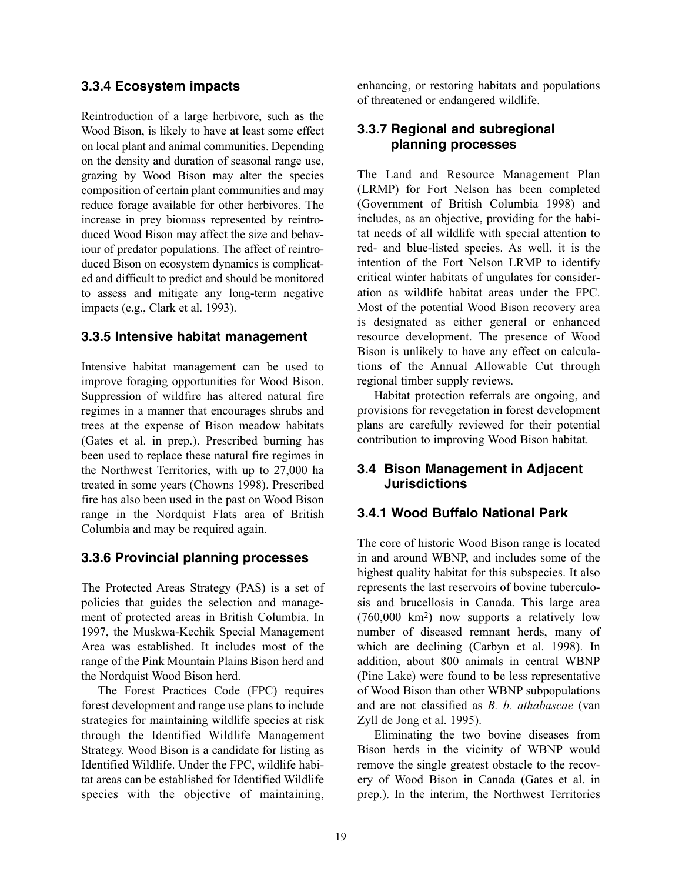### 3.3.4 Ecosystem impacts

Reintroduction of a large herbivore, such as the Wood Bison, is likely to have at least some effect on local plant and animal communities. Depending on the density and duration of seasonal range use, grazing by Wood Bison may alter the species composition of certain plant communities and may reduce forage available for other herbivores. The increase in prey biomass represented by reintroduced Wood Bison may affect the size and behaviour of predator populations. The affect of reintroduced Bison on ecosystem dynamics is complicated and difficult to predict and should be monitored to assess and mitigate any long-term negative impacts (e.g., Clark et al. 1993).

### 3.3.5 Intensive habitat management

Intensive habitat management can be used to improve foraging opportunities for Wood Bison. Suppression of wildfire has altered natural fire regimes in a manner that encourages shrubs and trees at the expense of Bison meadow habitats (Gates et al. in prep.). Prescribed burning has been used to replace these natural fire regimes in the Northwest Territories, with up to 27,000 ha treated in some years (Chowns 1998). Prescribed fire has also been used in the past on Wood Bison range in the Nordquist Flats area of British Columbia and may be required again.

### 3.3.6 Provincial planning processes

The Protected Areas Strategy (PAS) is a set of policies that guides the selection and management of protected areas in British Columbia. In 1997, the Muskwa-Kechik Special Management Area was established. It includes most of the range of the Pink Mountain Plains Bison herd and the Nordquist Wood Bison herd.

The Forest Practices Code (FPC) requires forest development and range use plans to include strategies for maintaining wildlife species at risk through the Identified Wildlife Management Strategy. Wood Bison is a candidate for listing as Identified Wildlife. Under the FPC, wildlife habitat areas can be established for Identified Wildlife species with the objective of maintaining, enhancing, or restoring habitats and populations of threatened or endangered wildlife.

### 3.3.7 Regional and subregional planning processes

The Land and Resource Management Plan (LRMP) for Fort Nelson has been completed (Government of British Columbia 1998) and includes, as an objective, providing for the habitat needs of all wildlife with special attention to red- and blue-listed species. As well, it is the intention of the Fort Nelson LRMP to identify critical winter habitats of ungulates for consideration as wildlife habitat areas under the FPC. Most of the potential Wood Bison recovery area is designated as either general or enhanced resource development. The presence of Wood Bison is unlikely to have any effect on calculations of the Annual Allowable Cut through regional timber supply reviews.

Habitat protection referrals are ongoing, and provisions for revegetation in forest development plans are carefully reviewed for their potential contribution to improving Wood Bison habitat.

## 3.4 Bison Management in Adjacent Jurisdictions

### 3.4.1 Wood Buffalo National Park

The core of historic Wood Bison range is located in and around WBNP, and includes some of the highest quality habitat for this subspecies. It also represents the last reservoirs of bovine tuberculosis and brucellosis in Canada. This large area (760,000 km$^2$) now supports a relatively low number of diseased remnant herds, many of which are declining (Carbyn et al. 1998). In addition, about 800 animals in central WBNP (Pine Lake) were found to be less representative of Wood Bison than other WBNP subpopulations and are not classified as *B. b. athabascae* (van Zyll de Jong et al. 1995).

Eliminating the two bovine diseases from Bison herds in the vicinity of WBNP would remove the single greatest obstacle to the recovery of Wood Bison in Canada (Gates et al. in prep.). In the interim, the Northwest Territories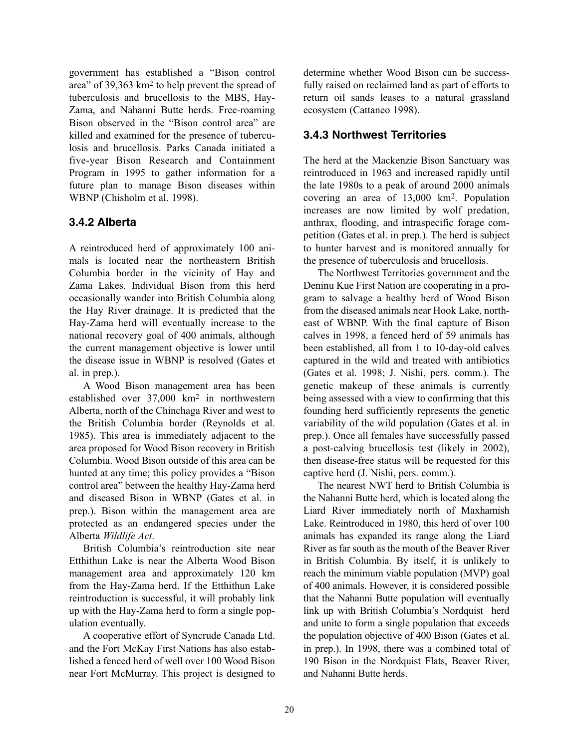government has established a "Bison control area" of 39,363 km$^2$ to help prevent the spread of tuberculosis and brucellosis to the MBS, Hay-Zama, and Nahanni Butte herds. Free-roaming Bison observed in the "Bison control area" are killed and examined for the presence of tuberculosis and brucellosis. Parks Canada initiated a five-year Bison Research and Containment Program in 1995 to gather information for a future plan to manage Bison diseases within WBNP (Chisholm et al. 1998).

### 3.4.2 Alberta

A reintroduced herd of approximately 100 animals is located near the northeastern British Columbia border in the vicinity of Hay and Zama Lakes. Individual Bison from this herd occasionally wander into British Columbia along the Hay River drainage. It is predicted that the Hay-Zama herd will eventually increase to the national recovery goal of 400 animals, although the current management objective is lower until the disease issue in WBNP is resolved (Gates et al. in prep.).

A Wood Bison management area has been established over 37,000 km$^2$ in northwestern Alberta, north of the Chinchaga River and west to the British Columbia border (Reynolds et al. 1985). This area is immediately adjacent to the area proposed for Wood Bison recovery in British Columbia. Wood Bison outside of this area can be hunted at any time; this policy provides a "Bison control area" between the healthy Hay-Zama herd and diseased Bison in WBNP (Gates et al. in prep.). Bison within the management area are protected as an endangered species under the Alberta *Wildlife Act*.

British Columbia's reintroduction site near Etthithun Lake is near the Alberta Wood Bison management area and approximately 120 km from the Hay-Zama herd. If the Etthithun Lake reintroduction is successful, it will probably link up with the Hay-Zama herd to form a single population eventually.

A cooperative effort of Syncrude Canada Ltd. and the Fort McKay First Nations has also established a fenced herd of well over 100 Wood Bison near Fort McMurray. This project is designed to determine whether Wood Bison can be successfully raised on reclaimed land as part of efforts to return oil sands leases to a natural grassland ecosystem (Cattaneo 1998).

### 3.4.3 Northwest Territories

The herd at the Mackenzie Bison Sanctuary was reintroduced in 1963 and increased rapidly until the late 1980s to a peak of around 2000 animals covering an area of 13,000 km$^2$. Population increases are now limited by wolf predation, anthrax, flooding, and intraspecific forage competition (Gates et al. in prep.). The herd is subject to hunter harvest and is monitored annually for the presence of tuberculosis and brucellosis.

The Northwest Territories government and the Deninu Kue First Nation are cooperating in a program to salvage a healthy herd of Wood Bison from the diseased animals near Hook Lake, northeast of WBNP. With the final capture of Bison calves in 1998, a fenced herd of 59 animals has been established, all from 1 to 10-day-old calves captured in the wild and treated with antibiotics (Gates et al. 1998; J. Nishi, pers. comm.). The genetic makeup of these animals is currently being assessed with a view to confirming that this founding herd sufficiently represents the genetic variability of the wild population (Gates et al. in prep.). Once all females have successfully passed a post-calving brucellosis test (likely in 2002), then disease-free status will be requested for this captive herd (J. Nishi, pers. comm.).

The nearest NWT herd to British Columbia is the Nahanni Butte herd, which is located along the Liard River immediately north of Maxhamish Lake. Reintroduced in 1980, this herd of over 100 animals has expanded its range along the Liard River as far south as the mouth of the Beaver River in British Columbia. By itself, it is unlikely to reach the minimum viable population (MVP) goal of 400 animals. However, it is considered possible that the Nahanni Butte population will eventually link up with British Columbia's Nordquist herd and unite to form a single population that exceeds the population objective of 400 Bison (Gates et al. in prep.). In 1998, there was a combined total of 190 Bison in the Nordquist Flats, Beaver River, and Nahanni Butte herds.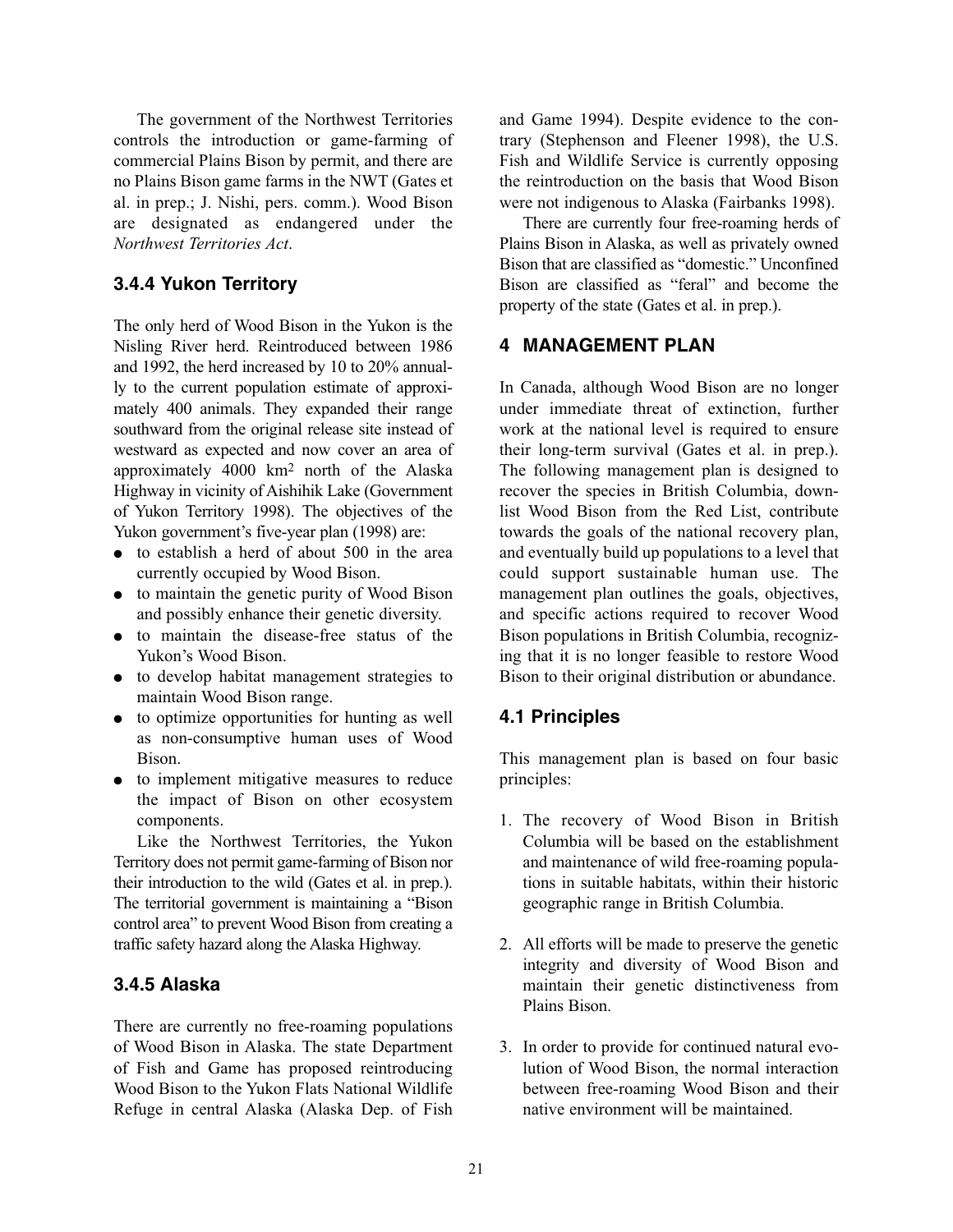The government of the Northwest Territories controls the introduction or game-farming of commercial Plains Bison by permit, and there are no Plains Bison game farms in the NWT (Gates et al. in prep.; J. Nishi, pers. comm.). Wood Bison are designated as endangered under the *Northwest Territories Act*.

### 3.4.4 Yukon Territory

The only herd of Wood Bison in the Yukon is the Nisling River herd. Reintroduced between 1986 and 1992, the herd increased by 10 to 20% annually to the current population estimate of approximately 400 animals. They expanded their range southward from the original release site instead of westward as expected and now cover an area of approximately 4000 $km^2$ north of the Alaska Highway in vicinity of Aishihik Lake (Government of Yukon Territory 1998). The objectives of the Yukon government's five-year plan (1998) are:

- to establish a herd of about 500 in the area currently occupied by Wood Bison.
- to maintain the genetic purity of Wood Bison and possibly enhance their genetic diversity.
- to maintain the disease-free status of the Yukon's Wood Bison.
- to develop habitat management strategies to maintain Wood Bison range.
- to optimize opportunities for hunting as well as non-consumptive human uses of Wood Bison.
- to implement mitigative measures to reduce the impact of Bison on other ecosystem components.

Like the Northwest Territories, the Yukon Territory does not permit game-farming of Bison nor their introduction to the wild (Gates et al. in prep.). The territorial government is maintaining a "Bison control area" to prevent Wood Bison from creating a traffic safety hazard along the Alaska Highway.

### 3.4.5 Alaska

There are currently no free-roaming populations of Wood Bison in Alaska. The state Department of Fish and Game has proposed reintroducing Wood Bison to the Yukon Flats National Wildlife Refuge in central Alaska (Alaska Dep. of Fish and Game 1994). Despite evidence to the contrary (Stephenson and Fleener 1998), the U.S. Fish and Wildlife Service is currently opposing the reintroduction on the basis that Wood Bison were not indigenous to Alaska (Fairbanks 1998).

There are currently four free-roaming herds of Plains Bison in Alaska, as well as privately owned Bison that are classified as "domestic." Unconfined Bison are classified as "feral" and become the property of the state (Gates et al. in prep.).

## 4 MANAGEMENT PLAN

In Canada, although Wood Bison are no longer under immediate threat of extinction, further work at the national level is required to ensure their long-term survival (Gates et al. in prep.). The following management plan is designed to recover the species in British Columbia, downlist Wood Bison from the Red List, contribute towards the goals of the national recovery plan, and eventually build up populations to a level that could support sustainable human use. The management plan outlines the goals, objectives, and specific actions required to recover Wood Bison populations in British Columbia, recognizing that it is no longer feasible to restore Wood Bison to their original distribution or abundance.

### 4.1 Principles

This management plan is based on four basic principles:

1. The recovery of Wood Bison in British Columbia will be based on the establishment and maintenance of wild free-roaming populations in suitable habitats, within their historic geographic range in British Columbia.

2. All efforts will be made to preserve the genetic integrity and diversity of Wood Bison and maintain their genetic distinctiveness from Plains Bison.

3. In order to provide for continued natural evolution of Wood Bison, the normal interaction between free-roaming Wood Bison and their native environment will be maintained.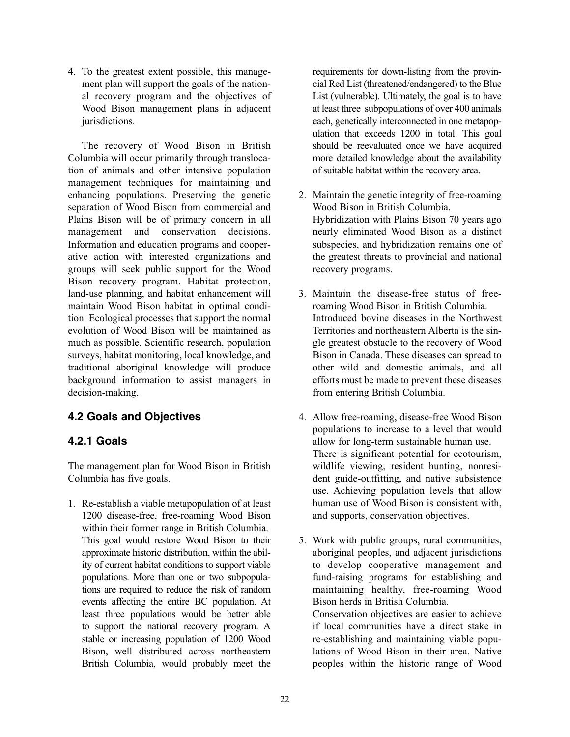4. To the greatest extent possible, this management plan will support the goals of the national recovery program and the objectives of Wood Bison management plans in adjacent jurisdictions.

The recovery of Wood Bison in British Columbia will occur primarily through translocation of animals and other intensive population management techniques for maintaining and enhancing populations. Preserving the genetic separation of Wood Bison from commercial and Plains Bison will be of primary concern in all management and conservation decisions. Information and education programs and cooperative action with interested organizations and groups will seek public support for the Wood Bison recovery program. Habitat protection, land-use planning, and habitat enhancement will maintain Wood Bison habitat in optimal condition. Ecological processes that support the normal evolution of Wood Bison will be maintained as much as possible. Scientific research, population surveys, habitat monitoring, local knowledge, and traditional aboriginal knowledge will produce background information to assist managers in decision-making.

## 4.2 Goals and Objectives

### 4.2.1 Goals

The management plan for Wood Bison in British Columbia has five goals.

1. Re-establish a viable metapopulation of at least 1200 disease-free, free-roaming Wood Bison within their former range in British Columbia.
   This goal would restore Wood Bison to their approximate historic distribution, within the ability of current habitat conditions to support viable populations. More than one or two subpopulations are required to reduce the risk of random events affecting the entire BC population. At least three populations would be better able to support the national recovery program. A stable or increasing population of 1200 Wood Bison, well distributed across northeastern British Columbia, would probably meet the requirements for down-listing from the provincial Red List (threatened/endangered) to the Blue List (vulnerable). Ultimately, the goal is to have at least three subpopulations of over 400 animals each, genetically interconnected in one metapopulation that exceeds 1200 in total. This goal should be reevaluated once we have acquired more detailed knowledge about the availability of suitable habitat within the recovery area.

2. Maintain the genetic integrity of free-roaming Wood Bison in British Columbia.
   Hybridization with Plains Bison 70 years ago nearly eliminated Wood Bison as a distinct subspecies, and hybridization remains one of the greatest threats to provincial and national recovery programs.

3. Maintain the disease-free status of free-roaming Wood Bison in British Columbia.
   Introduced bovine diseases in the Northwest Territories and northeastern Alberta is the single greatest obstacle to the recovery of Wood Bison in Canada. These diseases can spread to other wild and domestic animals, and all efforts must be made to prevent these diseases from entering British Columbia.

4. Allow free-roaming, disease-free Wood Bison populations to increase to a level that would allow for long-term sustainable human use.
   There is significant potential for ecotourism, wildlife viewing, resident hunting, nonresident guide-outfitting, and native subsistence use. Achieving population levels that allow human use of Wood Bison is consistent with, and supports, conservation objectives.

5. Work with public groups, rural communities, aboriginal peoples, and adjacent jurisdictions to develop cooperative management and fund-raising programs for establishing and maintaining healthy, free-roaming Wood Bison herds in British Columbia.
   Conservation objectives are easier to achieve if local communities have a direct stake in re-establishing and maintaining viable populations of Wood Bison in their area. Native peoples within the historic range of Wood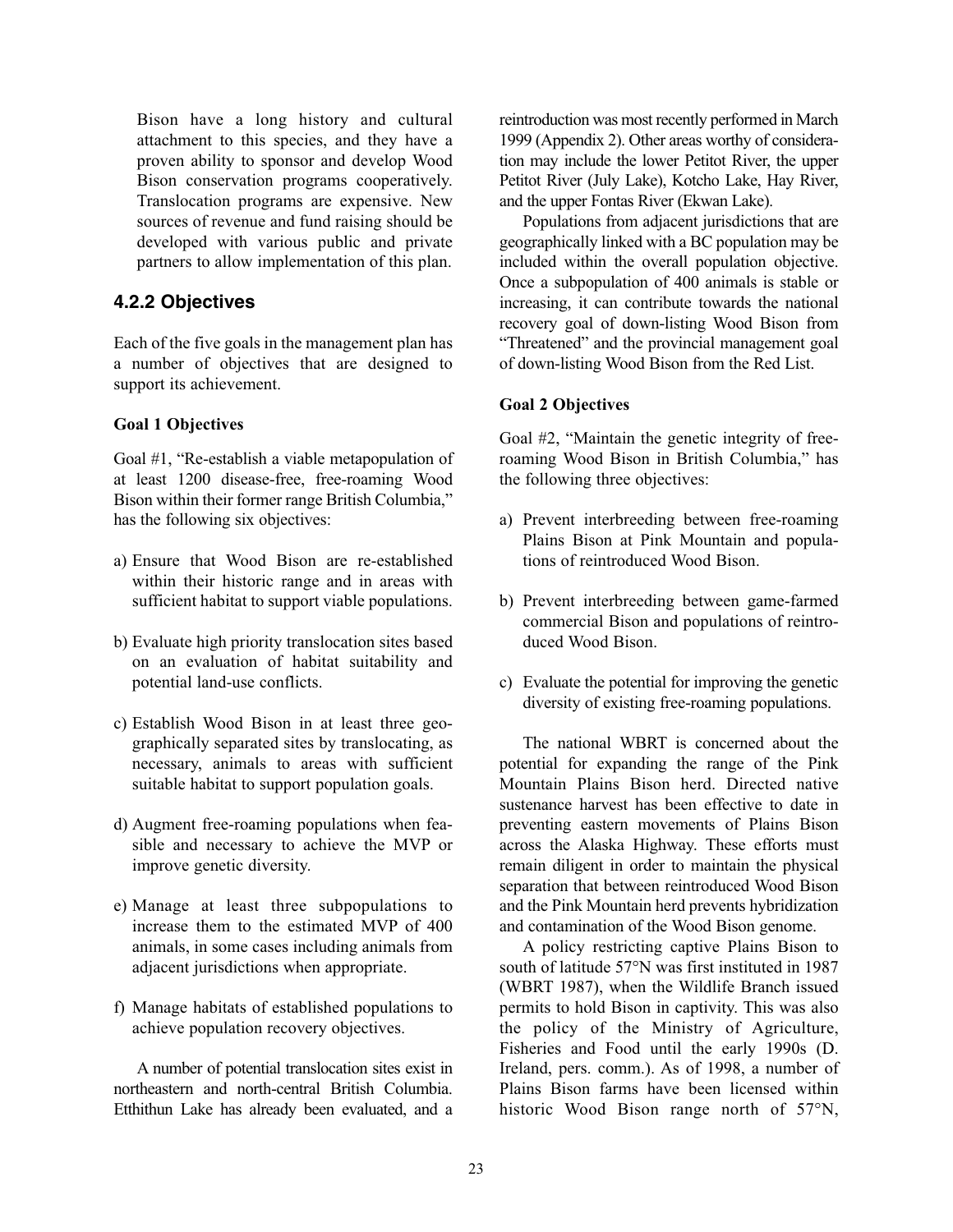Bison have a long history and cultural attachment to this species, and they have a proven ability to sponsor and develop Wood Bison conservation programs cooperatively. Translocation programs are expensive. New sources of revenue and fund raising should be developed with various public and private partners to allow implementation of this plan.

### 4.2.2 Objectives

Each of the five goals in the management plan has a number of objectives that are designed to support its achievement.

**Goal 1 Objectives**

Goal #1, "Re-establish a viable metapopulation of at least 1200 disease-free, free-roaming Wood Bison within their former range British Columbia," has the following six objectives:

a) Ensure that Wood Bison are re-established within their historic range and in areas with sufficient habitat to support viable populations.

b) Evaluate high priority translocation sites based on an evaluation of habitat suitability and potential land-use conflicts.

c) Establish Wood Bison in at least three geographically separated sites by translocating, as necessary, animals to areas with sufficient suitable habitat to support population goals.

d) Augment free-roaming populations when feasible and necessary to achieve the MVP or improve genetic diversity.

e) Manage at least three subpopulations to increase them to the estimated MVP of 400 animals, in some cases including animals from adjacent jurisdictions when appropriate.

f) Manage habitats of established populations to achieve population recovery objectives.

A number of potential translocation sites exist in northeastern and north-central British Columbia. Etthithun Lake has already been evaluated, and a reintroduction was most recently performed in March 1999 (Appendix 2). Other areas worthy of consideration may include the lower Petitot River, the upper Petitot River (July Lake), Kotcho Lake, Hay River, and the upper Fontas River (Ekwan Lake).

Populations from adjacent jurisdictions that are geographically linked with a BC population may be included within the overall population objective. Once a subpopulation of 400 animals is stable or increasing, it can contribute towards the national recovery goal of down-listing Wood Bison from "Threatened" and the provincial management goal of down-listing Wood Bison from the Red List.

**Goal 2 Objectives**

Goal #2, "Maintain the genetic integrity of free-roaming Wood Bison in British Columbia," has the following three objectives:

a) Prevent interbreeding between free-roaming Plains Bison at Pink Mountain and populations of reintroduced Wood Bison.

b) Prevent interbreeding between game-farmed commercial Bison and populations of reintroduced Wood Bison.

c) Evaluate the potential for improving the genetic diversity of existing free-roaming populations.

The national WBRT is concerned about the potential for expanding the range of the Pink Mountain Plains Bison herd. Directed native sustenance harvest has been effective to date in preventing eastern movements of Plains Bison across the Alaska Highway. These efforts must remain diligent in order to maintain the physical separation that between reintroduced Wood Bison and the Pink Mountain herd prevents hybridization and contamination of the Wood Bison genome.

A policy restricting captive Plains Bison to south of latitude 57°N was first instituted in 1987 (WBRT 1987), when the Wildlife Branch issued permits to hold Bison in captivity. This was also the policy of the Ministry of Agriculture, Fisheries and Food until the early 1990s (D. Ireland, pers. comm.). As of 1998, a number of Plains Bison farms have been licensed within historic Wood Bison range north of 57°N,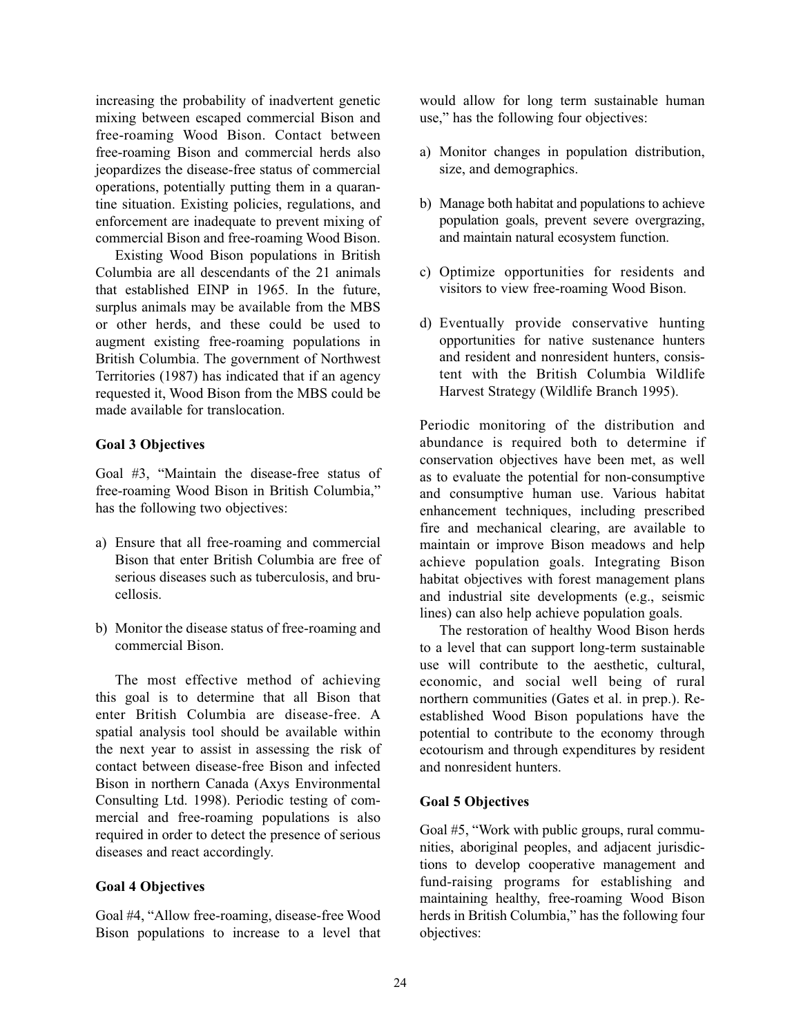increasing the probability of inadvertent genetic mixing between escaped commercial Bison and free-roaming Wood Bison. Contact between free-roaming Bison and commercial herds also jeopardizes the disease-free status of commercial operations, potentially putting them in a quarantine situation. Existing policies, regulations, and enforcement are inadequate to prevent mixing of commercial Bison and free-roaming Wood Bison.

Existing Wood Bison populations in British Columbia are all descendants of the 21 animals that established EINP in 1965. In the future, surplus animals may be available from the MBS or other herds, and these could be used to augment existing free-roaming populations in British Columbia. The government of Northwest Territories (1987) has indicated that if an agency requested it, Wood Bison from the MBS could be made available for translocation.

### Goal 3 Objectives

Goal #3, "Maintain the disease-free status of free-roaming Wood Bison in British Columbia," has the following two objectives:

a) Ensure that all free-roaming and commercial Bison that enter British Columbia are free of serious diseases such as tuberculosis, and brucellosis.

b) Monitor the disease status of free-roaming and commercial Bison.

The most effective method of achieving this goal is to determine that all Bison that enter British Columbia are disease-free. A spatial analysis tool should be available within the next year to assist in assessing the risk of contact between disease-free Bison and infected Bison in northern Canada (Axys Environmental Consulting Ltd. 1998). Periodic testing of commercial and free-roaming populations is also required in order to detect the presence of serious diseases and react accordingly.

### Goal 4 Objectives

Goal #4, "Allow free-roaming, disease-free Wood Bison populations to increase to a level that would allow for long term sustainable human use," has the following four objectives:

a) Monitor changes in population distribution, size, and demographics.

b) Manage both habitat and populations to achieve population goals, prevent severe overgrazing, and maintain natural ecosystem function.

c) Optimize opportunities for residents and visitors to view free-roaming Wood Bison.

d) Eventually provide conservative hunting opportunities for native sustenance hunters and resident and nonresident hunters, consistent with the British Columbia Wildlife Harvest Strategy (Wildlife Branch 1995).

Periodic monitoring of the distribution and abundance is required both to determine if conservation objectives have been met, as well as to evaluate the potential for non-consumptive and consumptive human use. Various habitat enhancement techniques, including prescribed fire and mechanical clearing, are available to maintain or improve Bison meadows and help achieve population goals. Integrating Bison habitat objectives with forest management plans and industrial site developments (e.g., seismic lines) can also help achieve population goals.

The restoration of healthy Wood Bison herds to a level that can support long-term sustainable use will contribute to the aesthetic, cultural, economic, and social well being of rural northern communities (Gates et al. in prep.). Re-established Wood Bison populations have the potential to contribute to the economy through ecotourism and through expenditures by resident and nonresident hunters.

### Goal 5 Objectives

Goal #5, "Work with public groups, rural communities, aboriginal peoples, and adjacent jurisdictions to develop cooperative management and fund-raising programs for establishing and maintaining healthy, free-roaming Wood Bison herds in British Columbia," has the following four objectives: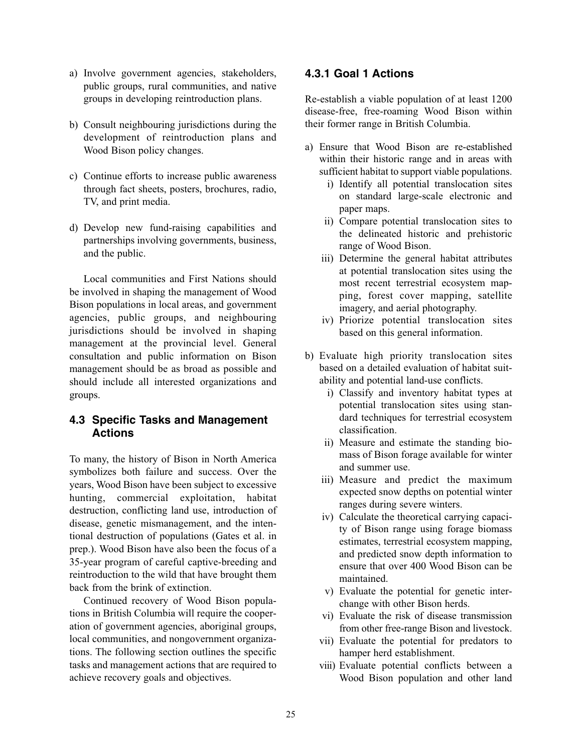a) Involve government agencies, stakeholders, public groups, rural communities, and native groups in developing reintroduction plans.

b) Consult neighbouring jurisdictions during the development of reintroduction plans and Wood Bison policy changes.

c) Continue efforts to increase public awareness through fact sheets, posters, brochures, radio, TV, and print media.

d) Develop new fund-raising capabilities and partnerships involving governments, business, and the public.

Local communities and First Nations should be involved in shaping the management of Wood Bison populations in local areas, and government agencies, public groups, and neighbouring jurisdictions should be involved in shaping management at the provincial level. General consultation and public information on Bison management should be as broad as possible and should include all interested organizations and groups.

## 4.3 Specific Tasks and Management Actions

To many, the history of Bison in North America symbolizes both failure and success. Over the years, Wood Bison have been subject to excessive hunting, commercial exploitation, habitat destruction, conflicting land use, introduction of disease, genetic mismanagement, and the intentional destruction of populations (Gates et al. in prep.). Wood Bison have also been the focus of a 35-year program of careful captive-breeding and reintroduction to the wild that have brought them back from the brink of extinction.

Continued recovery of Wood Bison populations in British Columbia will require the cooperation of government agencies, aboriginal groups, local communities, and nongovernment organizations. The following section outlines the specific tasks and management actions that are required to achieve recovery goals and objectives.

### 4.3.1 Goal 1 Actions

Re-establish a viable population of at least 1200 disease-free, free-roaming Wood Bison within their former range in British Columbia.

a) Ensure that Wood Bison are re-established within their historic range and in areas with sufficient habitat to support viable populations.
   i) Identify all potential translocation sites on standard large-scale electronic and paper maps.
   ii) Compare potential translocation sites to the delineated historic and prehistoric range of Wood Bison.
   iii) Determine the general habitat attributes at potential translocation sites using the most recent terrestrial ecosystem mapping, forest cover mapping, satellite imagery, and aerial photography.
   iv) Priorize potential translocation sites based on this general information.

b) Evaluate high priority translocation sites based on a detailed evaluation of habitat suitability and potential land-use conflicts.
   i) Classify and inventory habitat types at potential translocation sites using standard techniques for terrestrial ecosystem classification.
   ii) Measure and estimate the standing biomass of Bison forage available for winter and summer use.
   iii) Measure and predict the maximum expected snow depths on potential winter ranges during severe winters.
   iv) Calculate the theoretical carrying capacity of Bison range using forage biomass estimates, terrestrial ecosystem mapping, and predicted snow depth information to ensure that over 400 Wood Bison can be maintained.
   v) Evaluate the potential for genetic interchange with other Bison herds.
   vi) Evaluate the risk of disease transmission from other free-range Bison and livestock.
   vii) Evaluate the potential for predators to hamper herd establishment.
   viii) Evaluate potential conflicts between a Wood Bison population and other land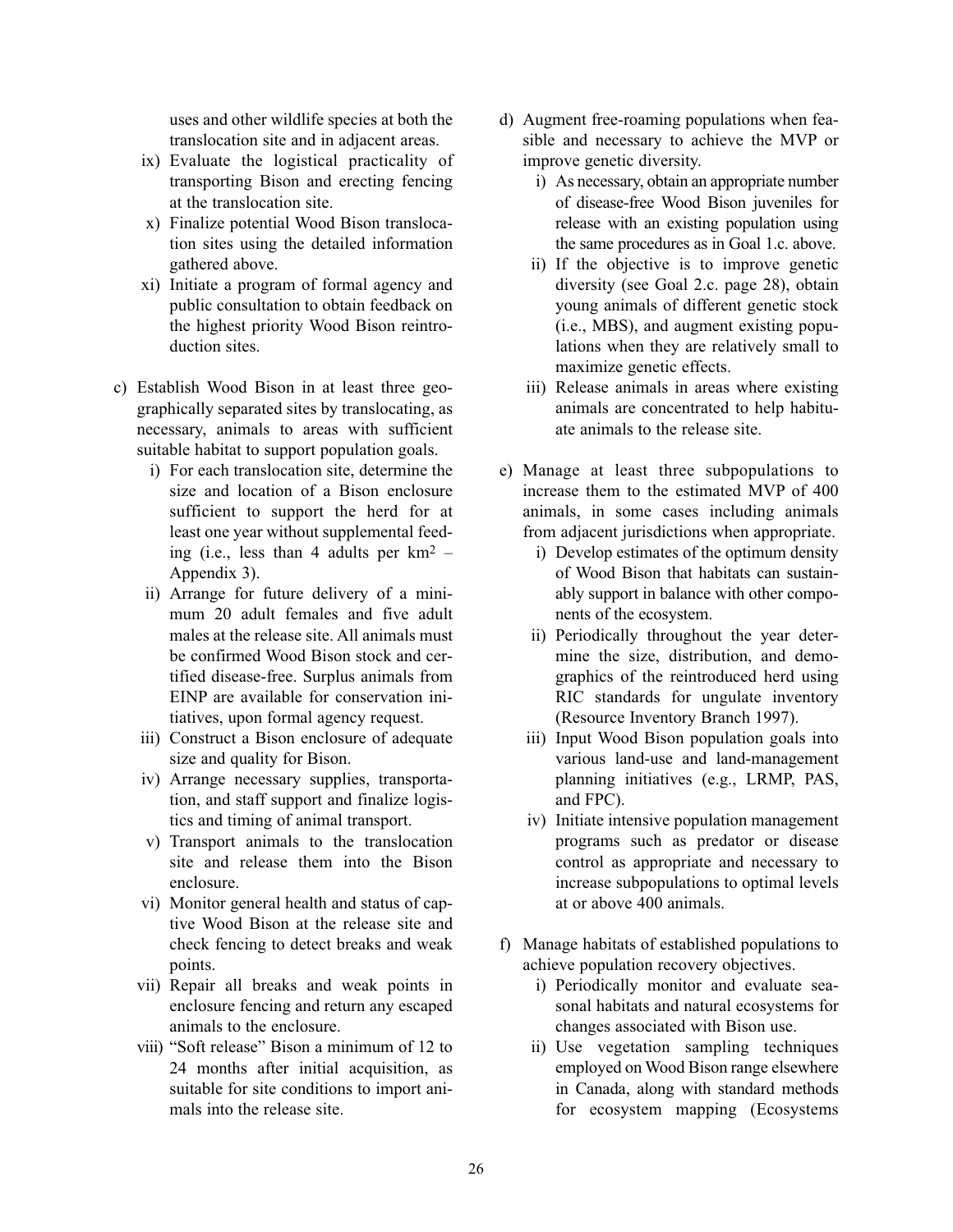uses and other wildlife species at both the translocation site and in adjacent areas.

ix) Evaluate the logistical practicality of transporting Bison and erecting fencing at the translocation site.

x) Finalize potential Wood Bison translocation sites using the detailed information gathered above.

xi) Initiate a program of formal agency and public consultation to obtain feedback on the highest priority Wood Bison reintroduction sites.

c) Establish Wood Bison in at least three geographically separated sites by translocating, as necessary, animals to areas with sufficient suitable habitat to support population goals.

   i) For each translocation site, determine the size and location of a Bison enclosure sufficient to support the herd for at least one year without supplemental feeding (i.e., less than 4 adults per km$^2$ – Appendix 3).

   ii) Arrange for future delivery of a minimum 20 adult females and five adult males at the release site. All animals must be confirmed Wood Bison stock and certified disease-free. Surplus animals from EINP are available for conservation initiatives, upon formal agency request.

   iii) Construct a Bison enclosure of adequate size and quality for Bison.

   iv) Arrange necessary supplies, transportation, and staff support and finalize logistics and timing of animal transport.

   v) Transport animals to the translocation site and release them into the Bison enclosure.

   vi) Monitor general health and status of captive Wood Bison at the release site and check fencing to detect breaks and weak points.

   vii) Repair all breaks and weak points in enclosure fencing and return any escaped animals to the enclosure.

   viii) "Soft release" Bison a minimum of 12 to 24 months after initial acquisition, as suitable for site conditions to import animals into the release site.

d) Augment free-roaming populations when feasible and necessary to achieve the MVP or improve genetic diversity.

   i) As necessary, obtain an appropriate number of disease-free Wood Bison juveniles for release with an existing population using the same procedures as in Goal 1.c. above.

   ii) If the objective is to improve genetic diversity (see Goal 2.c. page 28), obtain young animals of different genetic stock (i.e., MBS), and augment existing populations when they are relatively small to maximize genetic effects.

   iii) Release animals in areas where existing animals are concentrated to help habituate animals to the release site.

e) Manage at least three subpopulations to increase them to the estimated MVP of 400 animals, in some cases including animals from adjacent jurisdictions when appropriate.

   i) Develop estimates of the optimum density of Wood Bison that habitats can sustainably support in balance with other components of the ecosystem.

   ii) Periodically throughout the year determine the size, distribution, and demographics of the reintroduced herd using RIC standards for ungulate inventory (Resource Inventory Branch 1997).

   iii) Input Wood Bison population goals into various land-use and land-management planning initiatives (e.g., LRMP, PAS, and FPC).

   iv) Initiate intensive population management programs such as predator or disease control as appropriate and necessary to increase subpopulations to optimal levels at or above 400 animals.

f) Manage habitats of established populations to achieve population recovery objectives.

   i) Periodically monitor and evaluate seasonal habitats and natural ecosystems for changes associated with Bison use.

   ii) Use vegetation sampling techniques employed on Wood Bison range elsewhere in Canada, along with standard methods for ecosystem mapping (Ecosystems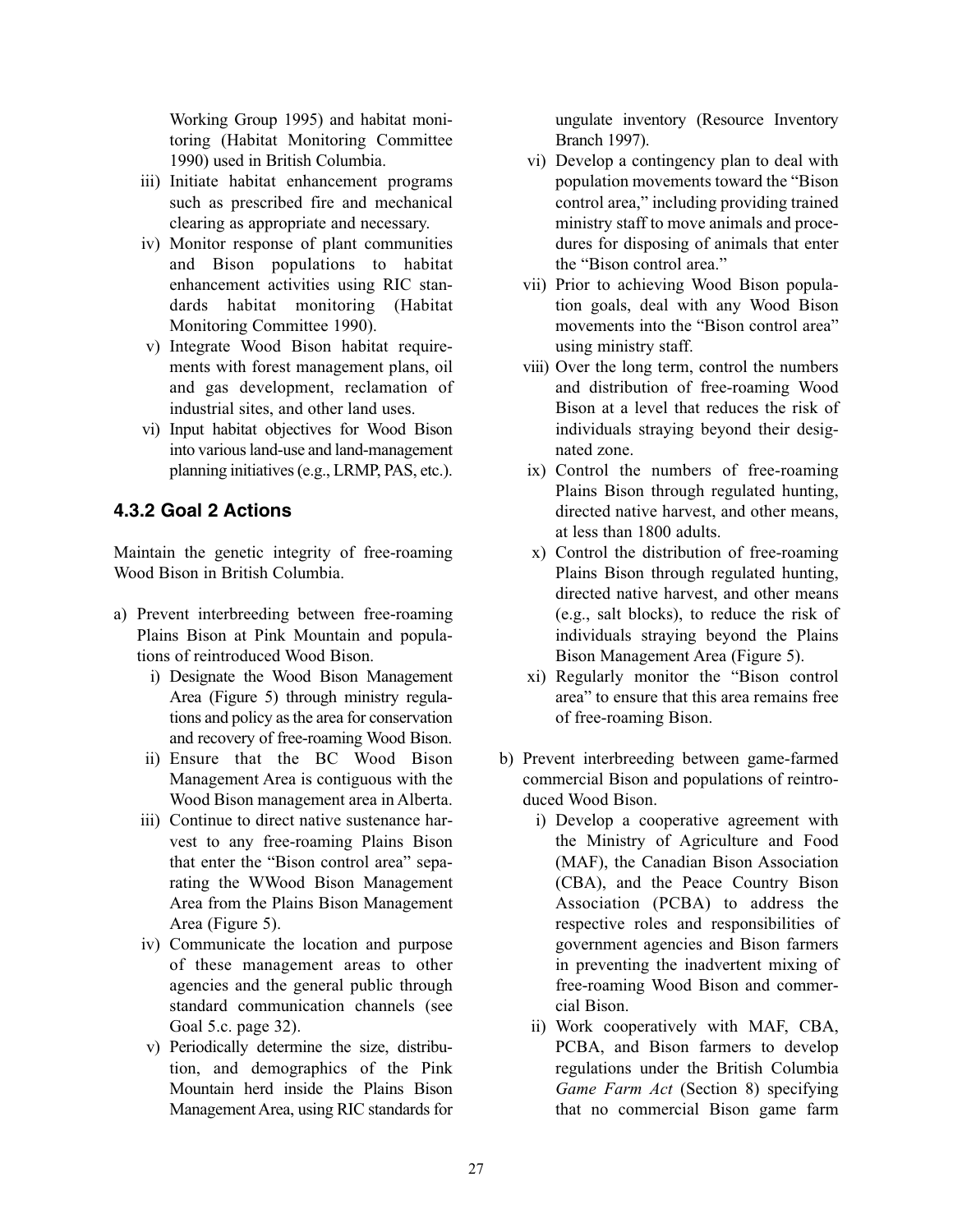Working Group 1995) and habitat monitoring (Habitat Monitoring Committee 1990) used in British Columbia.

iii) Initiate habitat enhancement programs such as prescribed fire and mechanical clearing as appropriate and necessary.

iv) Monitor response of plant communities and Bison populations to habitat enhancement activities using RIC standards habitat monitoring (Habitat Monitoring Committee 1990).

v) Integrate Wood Bison habitat requirements with forest management plans, oil and gas development, reclamation of industrial sites, and other land uses.

vi) Input habitat objectives for Wood Bison into various land-use and land-management planning initiatives (e.g., LRMP, PAS, etc.).

### 4.3.2 Goal 2 Actions

Maintain the genetic integrity of free-roaming Wood Bison in British Columbia.

a) Prevent interbreeding between free-roaming Plains Bison at Pink Mountain and populations of reintroduced Wood Bison.

  i) Designate the Wood Bison Management Area (Figure 5) through ministry regulations and policy as the area for conservation and recovery of free-roaming Wood Bison.

  ii) Ensure that the BC Wood Bison Management Area is contiguous with the Wood Bison management area in Alberta.

  iii) Continue to direct native sustenance harvest to any free-roaming Plains Bison that enter the "Bison control area" separating the WWood Bison Management Area from the Plains Bison Management Area (Figure 5).

  iv) Communicate the location and purpose of these management areas to other agencies and the general public through standard communication channels (see Goal 5.c. page 32).

  v) Periodically determine the size, distribution, and demographics of the Pink Mountain herd inside the Plains Bison Management Area, using RIC standards for ungulate inventory (Resource Inventory Branch 1997).

  vi) Develop a contingency plan to deal with population movements toward the "Bison control area," including providing trained ministry staff to move animals and procedures for disposing of animals that enter the "Bison control area."

  vii) Prior to achieving Wood Bison population goals, deal with any Wood Bison movements into the "Bison control area" using ministry staff.

  viii) Over the long term, control the numbers and distribution of free-roaming Wood Bison at a level that reduces the risk of individuals straying beyond their designated zone.

  ix) Control the numbers of free-roaming Plains Bison through regulated hunting, directed native harvest, and other means, at less than 1800 adults.

  x) Control the distribution of free-roaming Plains Bison through regulated hunting, directed native harvest, and other means (e.g., salt blocks), to reduce the risk of individuals straying beyond the Plains Bison Management Area (Figure 5).

  xi) Regularly monitor the "Bison control area" to ensure that this area remains free of free-roaming Bison.

b) Prevent interbreeding between game-farmed commercial Bison and populations of reintroduced Wood Bison.

  i) Develop a cooperative agreement with the Ministry of Agriculture and Food (MAF), the Canadian Bison Association (CBA), and the Peace Country Bison Association (PCBA) to address the respective roles and responsibilities of government agencies and Bison farmers in preventing the inadvertent mixing of free-roaming Wood Bison and commercial Bison.

  ii) Work cooperatively with MAF, CBA, PCBA, and Bison farmers to develop regulations under the British Columbia *Game Farm Act* (Section 8) specifying that no commercial Bison game farm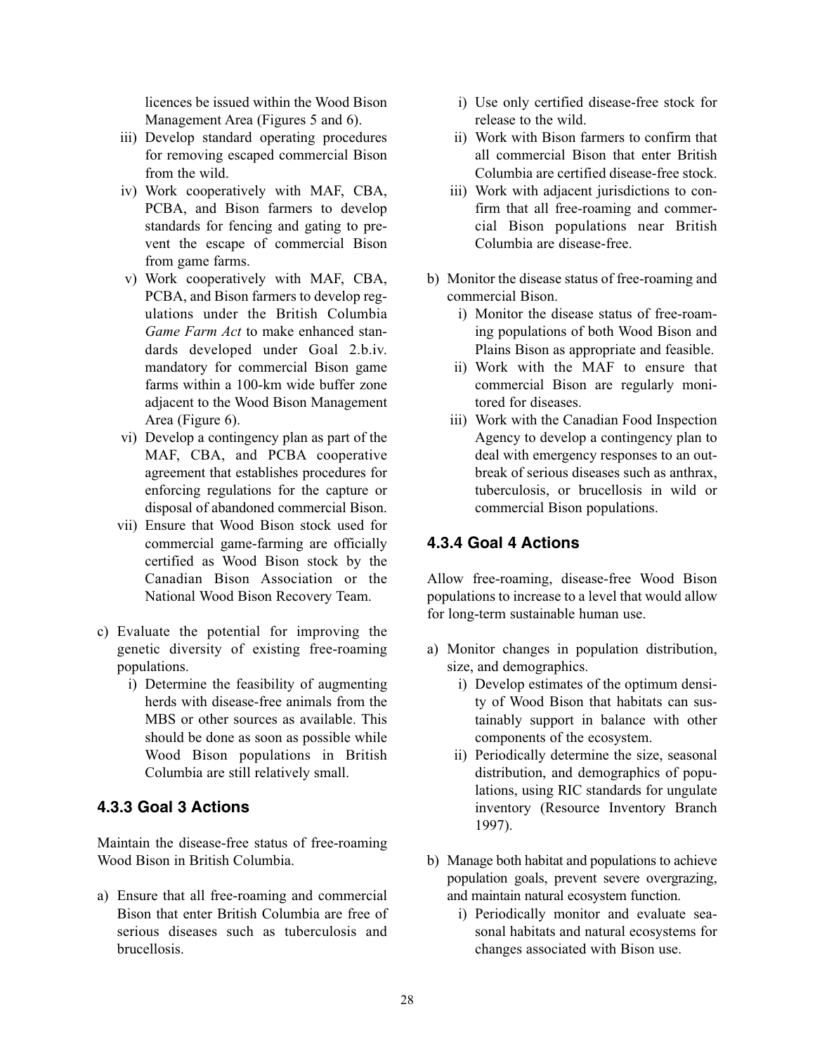licences be issued within the Wood Bison Management Area (Figures 5 and 6).

iii) Develop standard operating procedures for removing escaped commercial Bison from the wild.

iv) Work cooperatively with MAF, CBA, PCBA, and Bison farmers to develop standards for fencing and gating to prevent the escape of commercial Bison from game farms.

v) Work cooperatively with MAF, CBA, PCBA, and Bison farmers to develop regulations under the British Columbia *Game Farm Act* to make enhanced standards developed under Goal 2.b.iv. mandatory for commercial Bison game farms within a 100-km wide buffer zone adjacent to the Wood Bison Management Area (Figure 6).

vi) Develop a contingency plan as part of the MAF, CBA, and PCBA cooperative agreement that establishes procedures for enforcing regulations for the capture or disposal of abandoned commercial Bison.

vii) Ensure that Wood Bison stock used for commercial game-farming are officially certified as Wood Bison stock by the Canadian Bison Association or the National Wood Bison Recovery Team.

c) Evaluate the potential for improving the genetic diversity of existing free-roaming populations.

   i) Determine the feasibility of augmenting herds with disease-free animals from the MBS or other sources as available. This should be done as soon as possible while Wood Bison populations in British Columbia are still relatively small.

### 4.3.3 Goal 3 Actions

Maintain the disease-free status of free-roaming Wood Bison in British Columbia.

a) Ensure that all free-roaming and commercial Bison that enter British Columbia are free of serious diseases such as tuberculosis and brucellosis.

   i) Use only certified disease-free stock for release to the wild.

   ii) Work with Bison farmers to confirm that all commercial Bison that enter British Columbia are certified disease-free stock.

   iii) Work with adjacent jurisdictions to confirm that all free-roaming and commercial Bison populations near British Columbia are disease-free.

b) Monitor the disease status of free-roaming and commercial Bison.

   i) Monitor the disease status of free-roaming populations of both Wood Bison and Plains Bison as appropriate and feasible.

   ii) Work with the MAF to ensure that commercial Bison are regularly monitored for diseases.

   iii) Work with the Canadian Food Inspection Agency to develop a contingency plan to deal with emergency responses to an outbreak of serious diseases such as anthrax, tuberculosis, or brucellosis in wild or commercial Bison populations.

### 4.3.4 Goal 4 Actions

Allow free-roaming, disease-free Wood Bison populations to increase to a level that would allow for long-term sustainable human use.

a) Monitor changes in population distribution, size, and demographics.

   i) Develop estimates of the optimum density of Wood Bison that habitats can sustainably support in balance with other components of the ecosystem.

   ii) Periodically determine the size, seasonal distribution, and demographics of populations, using RIC standards for ungulate inventory (Resource Inventory Branch 1997).

b) Manage both habitat and populations to achieve population goals, prevent severe overgrazing, and maintain natural ecosystem function.

   i) Periodically monitor and evaluate seasonal habitats and natural ecosystems for changes associated with Bison use.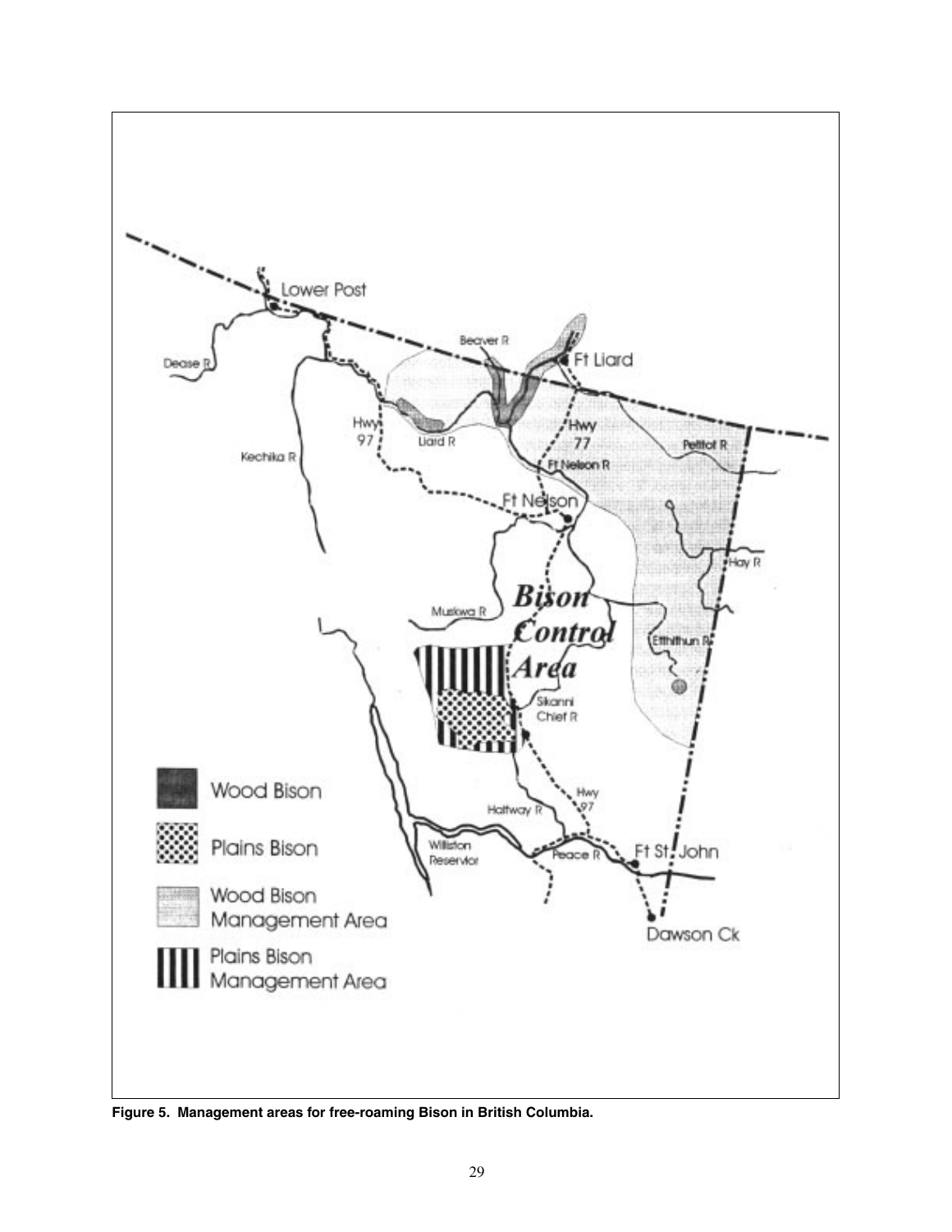**Figure 5. Management areas for free-roaming Bison in British Columbia.**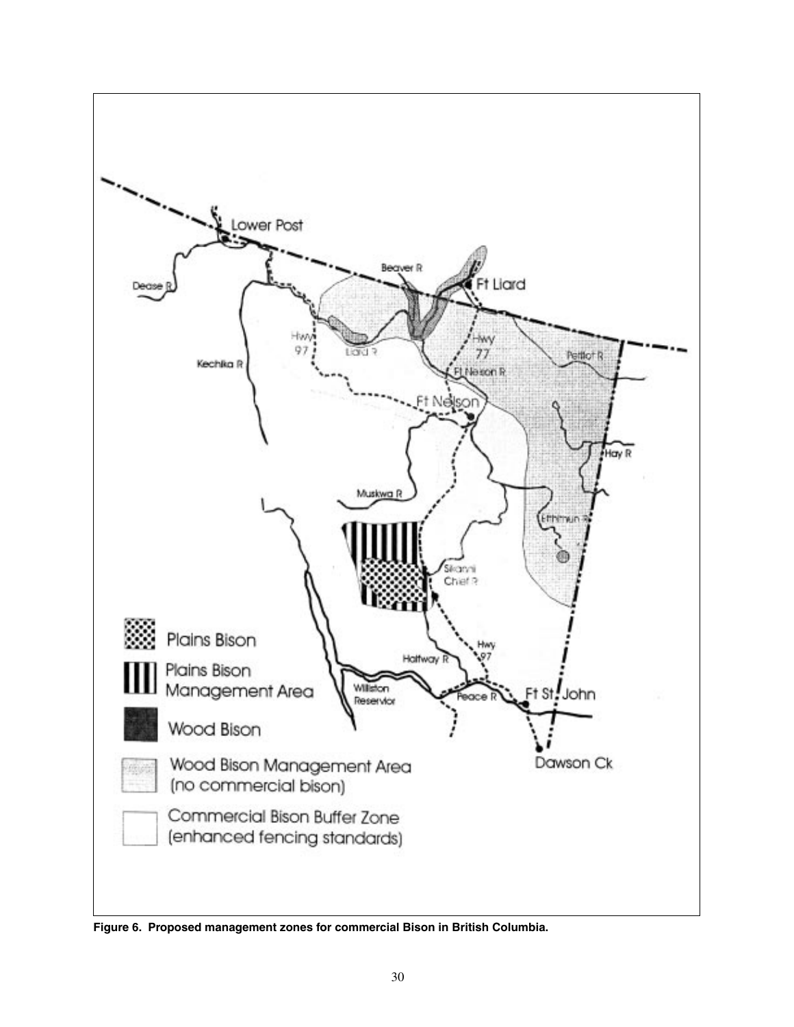**Figure 6. Proposed management zones for commercial Bison in British Columbia.**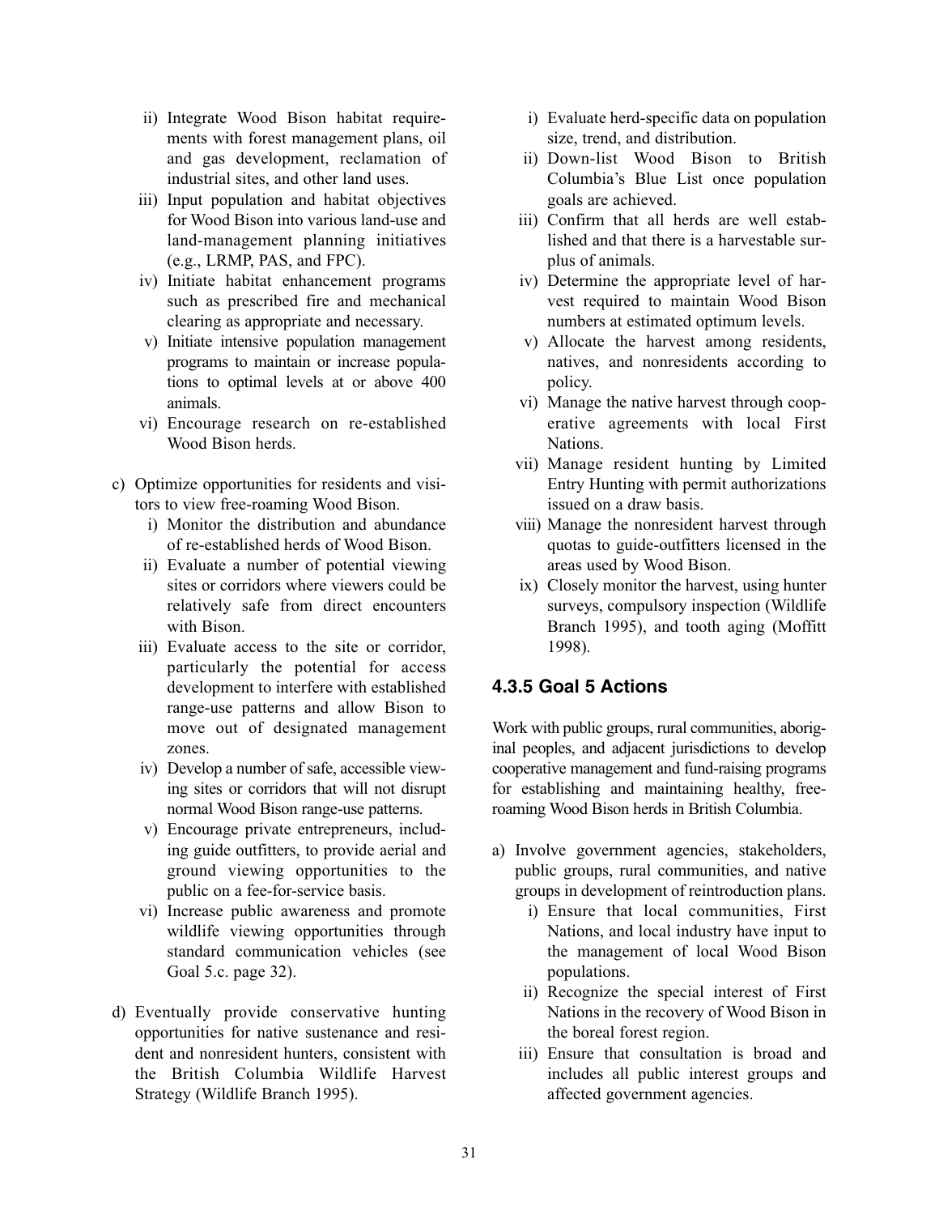ii) Integrate Wood Bison habitat requirements with forest management plans, oil and gas development, reclamation of industrial sites, and other land uses.
iii) Input population and habitat objectives for Wood Bison into various land-use and land-management planning initiatives (e.g., LRMP, PAS, and FPC).
iv) Initiate habitat enhancement programs such as prescribed fire and mechanical clearing as appropriate and necessary.
v) Initiate intensive population management programs to maintain or increase populations to optimal levels at or above 400 animals.
vi) Encourage research on re-established Wood Bison herds.

c) Optimize opportunities for residents and visitors to view free-roaming Wood Bison.
   i) Monitor the distribution and abundance of re-established herds of Wood Bison.
   ii) Evaluate a number of potential viewing sites or corridors where viewers could be relatively safe from direct encounters with Bison.
   iii) Evaluate access to the site or corridor, particularly the potential for access development to interfere with established range-use patterns and allow Bison to move out of designated management zones.
   iv) Develop a number of safe, accessible viewing sites or corridors that will not disrupt normal Wood Bison range-use patterns.
   v) Encourage private entrepreneurs, including guide outfitters, to provide aerial and ground viewing opportunities to the public on a fee-for-service basis.
   vi) Increase public awareness and promote wildlife viewing opportunities through standard communication vehicles (see Goal 5.c. page 32).

d) Eventually provide conservative hunting opportunities for native sustenance and resident and nonresident hunters, consistent with the British Columbia Wildlife Harvest Strategy (Wildlife Branch 1995).
   i) Evaluate herd-specific data on population size, trend, and distribution.
   ii) Down-list Wood Bison to British Columbia's Blue List once population goals are achieved.
   iii) Confirm that all herds are well established and that there is a harvestable surplus of animals.
   iv) Determine the appropriate level of harvest required to maintain Wood Bison numbers at estimated optimum levels.
   v) Allocate the harvest among residents, natives, and nonresidents according to policy.
   vi) Manage the native harvest through cooperative agreements with local First Nations.
   vii) Manage resident hunting by Limited Entry Hunting with permit authorizations issued on a draw basis.
   viii) Manage the nonresident harvest through quotas to guide-outfitters licensed in the areas used by Wood Bison.
   ix) Closely monitor the harvest, using hunter surveys, compulsory inspection (Wildlife Branch 1995), and tooth aging (Moffitt 1998).

### 4.3.5 Goal 5 Actions

Work with public groups, rural communities, aboriginal peoples, and adjacent jurisdictions to develop cooperative management and fund-raising programs for establishing and maintaining healthy, free-roaming Wood Bison herds in British Columbia.

a) Involve government agencies, stakeholders, public groups, rural communities, and native groups in development of reintroduction plans.
   i) Ensure that local communities, First Nations, and local industry have input to the management of local Wood Bison populations.
   ii) Recognize the special interest of First Nations in the recovery of Wood Bison in the boreal forest region.
   iii) Ensure that consultation is broad and includes all public interest groups and affected government agencies.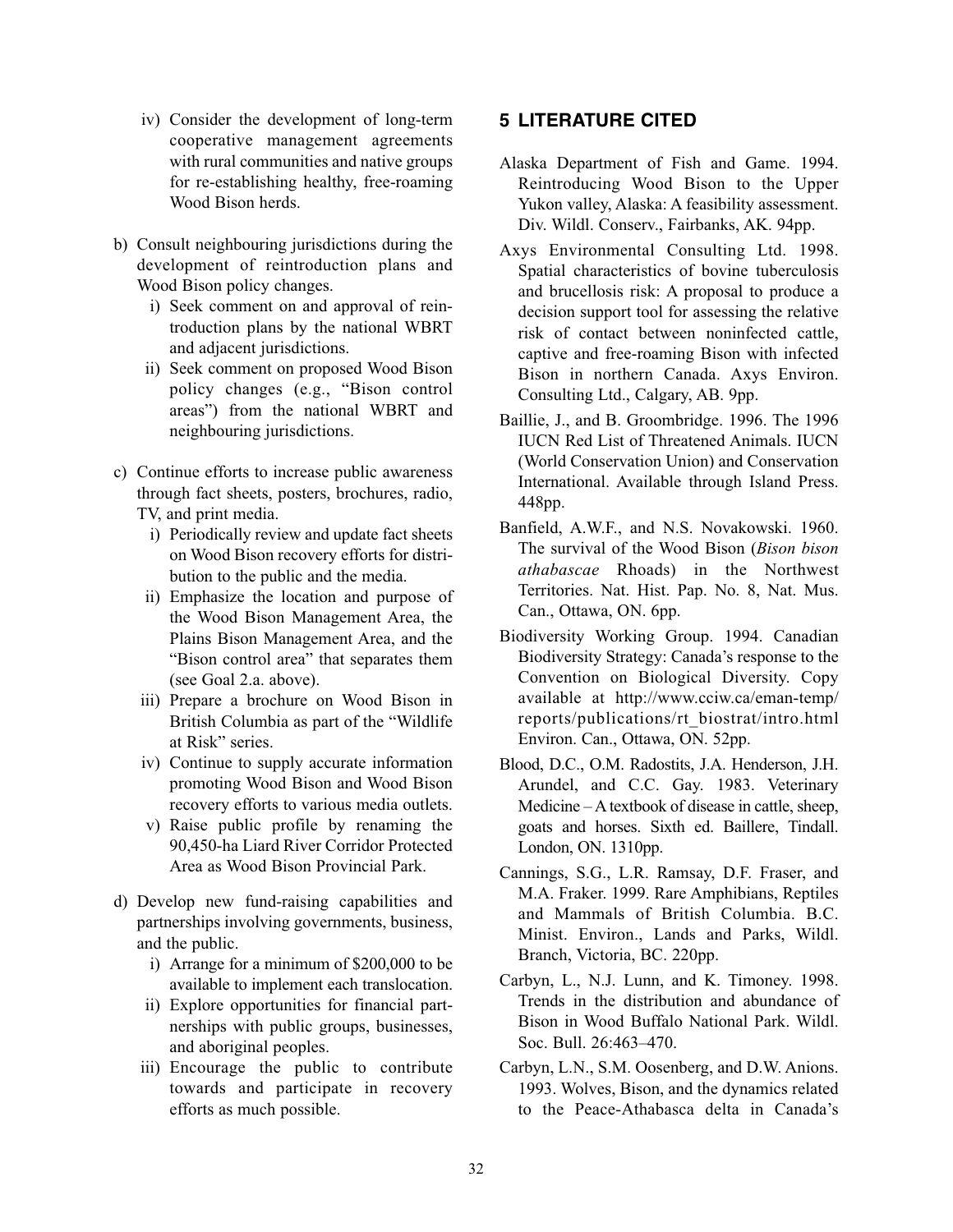iv) Consider the development of long-term cooperative management agreements with rural communities and native groups for re-establishing healthy, free-roaming Wood Bison herds.

b) Consult neighbouring jurisdictions during the development of reintroduction plans and Wood Bison policy changes.
   i) Seek comment on and approval of reintroduction plans by the national WBRT and adjacent jurisdictions.
   ii) Seek comment on proposed Wood Bison policy changes (e.g., "Bison control areas") from the national WBRT and neighbouring jurisdictions.

c) Continue efforts to increase public awareness through fact sheets, posters, brochures, radio, TV, and print media.
   i) Periodically review and update fact sheets on Wood Bison recovery efforts for distribution to the public and the media.
   ii) Emphasize the location and purpose of the Wood Bison Management Area, the Plains Bison Management Area, and the "Bison control area" that separates them (see Goal 2.a. above).
   iii) Prepare a brochure on Wood Bison in British Columbia as part of the "Wildlife at Risk" series.
   iv) Continue to supply accurate information promoting Wood Bison and Wood Bison recovery efforts to various media outlets.
   v) Raise public profile by renaming the 90,450-ha Liard River Corridor Protected Area as Wood Bison Provincial Park.

d) Develop new fund-raising capabilities and partnerships involving governments, business, and the public.
   i) Arrange for a minimum of $200,000 to be available to implement each translocation.
   ii) Explore opportunities for financial partnerships with public groups, businesses, and aboriginal peoples.
   iii) Encourage the public to contribute towards and participate in recovery efforts as much possible.

## 5 LITERATURE CITED

Alaska Department of Fish and Game. 1994. Reintroducing Wood Bison to the Upper Yukon valley, Alaska: A feasibility assessment. Div. Wildl. Conserv., Fairbanks, AK. 94pp.

Axys Environmental Consulting Ltd. 1998. Spatial characteristics of bovine tuberculosis and brucellosis risk: A proposal to produce a decision support tool for assessing the relative risk of contact between noninfected cattle, captive and free-roaming Bison with infected Bison in northern Canada. Axys Environ. Consulting Ltd., Calgary, AB. 9pp.

Baillie, J., and B. Groombridge. 1996. The 1996 IUCN Red List of Threatened Animals. IUCN (World Conservation Union) and Conservation International. Available through Island Press. 448pp.

Banfield, A.W.F., and N.S. Novakowski. 1960. The survival of the Wood Bison (*Bison bison athabascae* Rhoads) in the Northwest Territories. Nat. Hist. Pap. No. 8, Nat. Mus. Can., Ottawa, ON. 6pp.

Biodiversity Working Group. 1994. Canadian Biodiversity Strategy: Canada's response to the Convention on Biological Diversity. Copy available at http://www.cciw.ca/eman-temp/reports/publications/rt_biostrat/intro.html Environ. Can., Ottawa, ON. 52pp.

Blood, D.C., O.M. Radostits, J.A. Henderson, J.H. Arundel, and C.C. Gay. 1983. Veterinary Medicine – A textbook of disease in cattle, sheep, goats and horses. Sixth ed. Baillere, Tindall. London, ON. 1310pp.

Cannings, S.G., L.R. Ramsay, D.F. Fraser, and M.A. Fraker. 1999. Rare Amphibians, Reptiles and Mammals of British Columbia. B.C. Minist. Environ., Lands and Parks, Wildl. Branch, Victoria, BC. 220pp.

Carbyn, L., N.J. Lunn, and K. Timoney. 1998. Trends in the distribution and abundance of Bison in Wood Buffalo National Park. Wildl. Soc. Bull. 26:463–470.

Carbyn, L.N., S.M. Oosenberg, and D.W. Anions. 1993. Wolves, Bison, and the dynamics related to the Peace-Athabasca delta in Canada's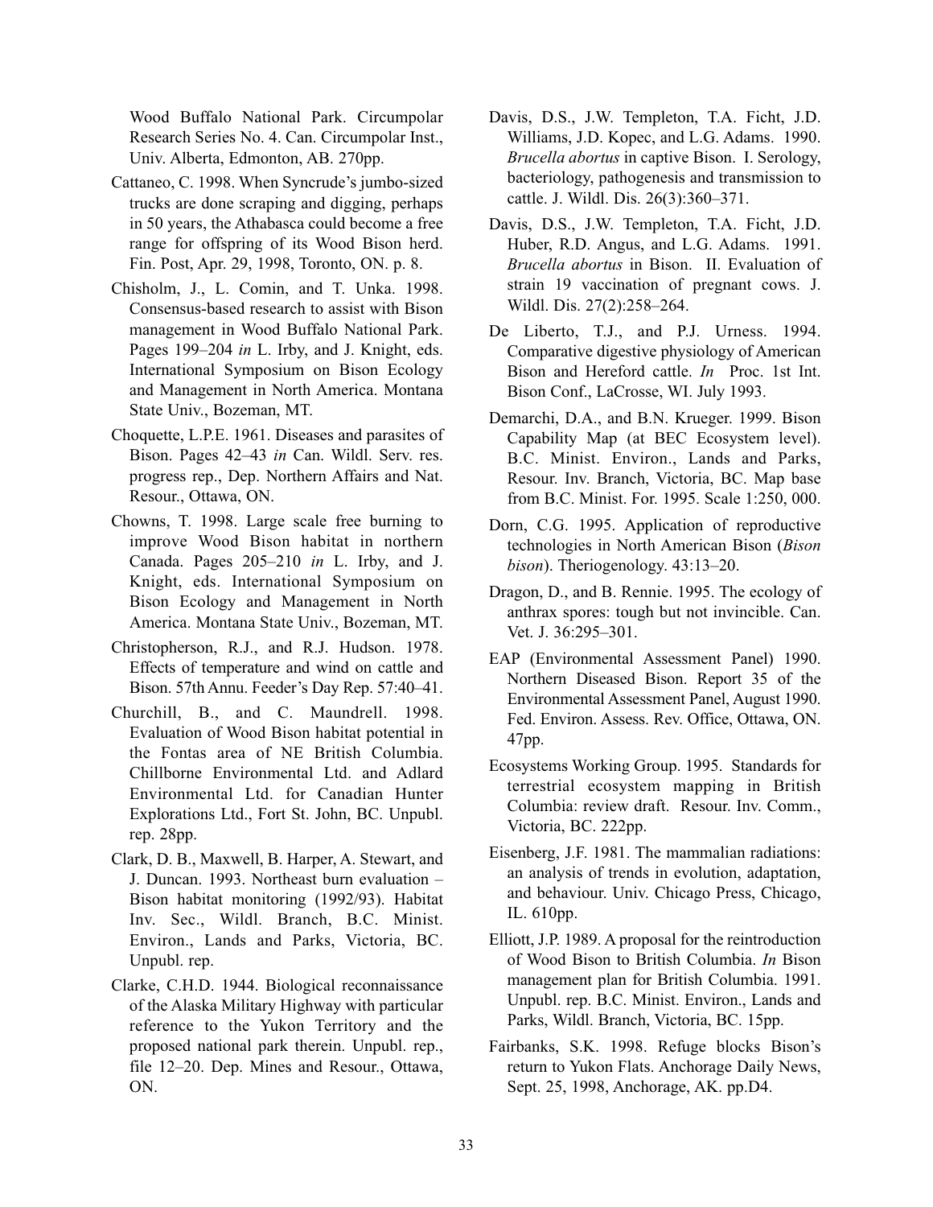Wood Buffalo National Park. Circumpolar Research Series No. 4. Can. Circumpolar Inst., Univ. Alberta, Edmonton, AB. 270pp.

Cattaneo, C. 1998. When Syncrude's jumbo-sized trucks are done scraping and digging, perhaps in 50 years, the Athabasca could become a free range for offspring of its Wood Bison herd. Fin. Post, Apr. 29, 1998, Toronto, ON. p. 8.

Chisholm, J., L. Comin, and T. Unka. 1998. Consensus-based research to assist with Bison management in Wood Buffalo National Park. Pages 199–204 *in* L. Irby, and J. Knight, eds. International Symposium on Bison Ecology and Management in North America. Montana State Univ., Bozeman, MT.

Choquette, L.P.E. 1961. Diseases and parasites of Bison. Pages 42–43 *in* Can. Wildl. Serv. res. progress rep., Dep. Northern Affairs and Nat. Resour., Ottawa, ON.

Chowns, T. 1998. Large scale free burning to improve Wood Bison habitat in northern Canada. Pages 205–210 *in* L. Irby, and J. Knight, eds. International Symposium on Bison Ecology and Management in North America. Montana State Univ., Bozeman, MT.

Christopherson, R.J., and R.J. Hudson. 1978. Effects of temperature and wind on cattle and Bison. 57th Annu. Feeder's Day Rep. 57:40–41.

Churchill, B., and C. Maundrell. 1998. Evaluation of Wood Bison habitat potential in the Fontas area of NE British Columbia. Chillborne Environmental Ltd. and Adlard Environmental Ltd. for Canadian Hunter Explorations Ltd., Fort St. John, BC. Unpubl. rep. 28pp.

Clark, D. B., Maxwell, B. Harper, A. Stewart, and J. Duncan. 1993. Northeast burn evaluation – Bison habitat monitoring (1992/93). Habitat Inv. Sec., Wildl. Branch, B.C. Minist. Environ., Lands and Parks, Victoria, BC. Unpubl. rep.

Clarke, C.H.D. 1944. Biological reconnaissance of the Alaska Military Highway with particular reference to the Yukon Territory and the proposed national park therein. Unpubl. rep., file 12–20. Dep. Mines and Resour., Ottawa, ON.

Davis, D.S., J.W. Templeton, T.A. Ficht, J.D. Williams, J.D. Kopec, and L.G. Adams. 1990. *Brucella abortus* in captive Bison. I. Serology, bacteriology, pathogenesis and transmission to cattle. J. Wildl. Dis. 26(3):360–371.

Davis, D.S., J.W. Templeton, T.A. Ficht, J.D. Huber, R.D. Angus, and L.G. Adams. 1991. *Brucella abortus* in Bison. II. Evaluation of strain 19 vaccination of pregnant cows. J. Wildl. Dis. 27(2):258–264.

De Liberto, T.J., and P.J. Urness. 1994. Comparative digestive physiology of American Bison and Hereford cattle. *In* Proc. 1st Int. Bison Conf., LaCrosse, WI. July 1993.

Demarchi, D.A., and B.N. Krueger. 1999. Bison Capability Map (at BEC Ecosystem level). B.C. Minist. Environ., Lands and Parks, Resour. Inv. Branch, Victoria, BC. Map base from B.C. Minist. For. 1995. Scale 1:250, 000.

Dorn, C.G. 1995. Application of reproductive technologies in North American Bison (*Bison bison*). Theriogenology. 43:13–20.

Dragon, D., and B. Rennie. 1995. The ecology of anthrax spores: tough but not invincible. Can. Vet. J. 36:295–301.

EAP (Environmental Assessment Panel) 1990. Northern Diseased Bison. Report 35 of the Environmental Assessment Panel, August 1990. Fed. Environ. Assess. Rev. Office, Ottawa, ON. 47pp.

Ecosystems Working Group. 1995. Standards for terrestrial ecosystem mapping in British Columbia: review draft. Resour. Inv. Comm., Victoria, BC. 222pp.

Eisenberg, J.F. 1981. The mammalian radiations: an analysis of trends in evolution, adaptation, and behaviour. Univ. Chicago Press, Chicago, IL. 610pp.

Elliott, J.P. 1989. A proposal for the reintroduction of Wood Bison to British Columbia. *In* Bison management plan for British Columbia. 1991. Unpubl. rep. B.C. Minist. Environ., Lands and Parks, Wildl. Branch, Victoria, BC. 15pp.

Fairbanks, S.K. 1998. Refuge blocks Bison's return to Yukon Flats. Anchorage Daily News, Sept. 25, 1998, Anchorage, AK. pp.D4.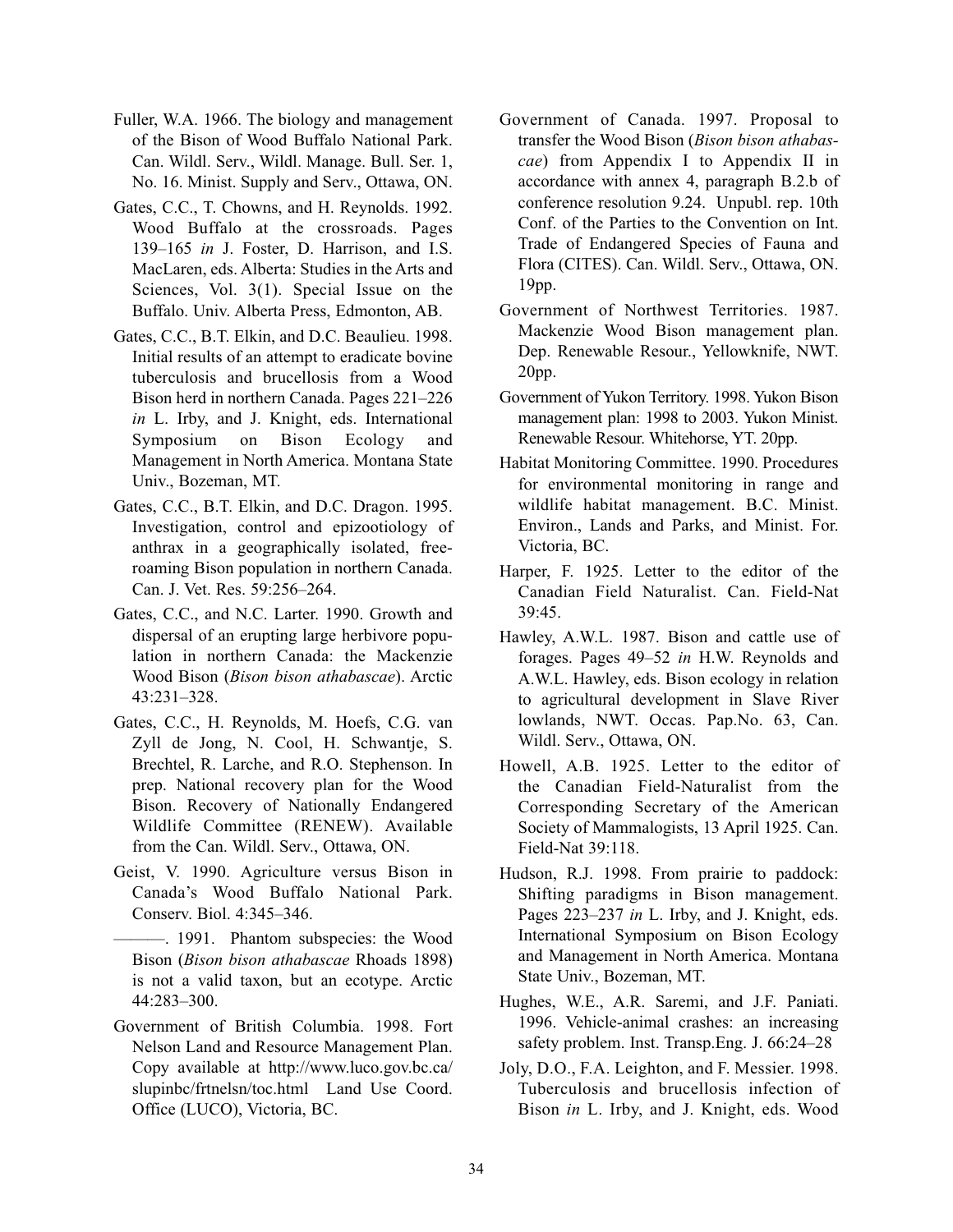Fuller, W.A. 1966. The biology and management of the Bison of Wood Buffalo National Park. Can. Wildl. Serv., Wildl. Manage. Bull. Ser. 1, No. 16. Minist. Supply and Serv., Ottawa, ON.

Gates, C.C., T. Chowns, and H. Reynolds. 1992. Wood Buffalo at the crossroads. Pages 139–165 *in* J. Foster, D. Harrison, and I.S. MacLaren, eds. Alberta: Studies in the Arts and Sciences, Vol. 3(1). Special Issue on the Buffalo. Univ. Alberta Press, Edmonton, AB.

Gates, C.C., B.T. Elkin, and D.C. Beaulieu. 1998. Initial results of an attempt to eradicate bovine tuberculosis and brucellosis from a Wood Bison herd in northern Canada. Pages 221–226 *in* L. Irby, and J. Knight, eds. International Symposium on Bison Ecology and Management in North America. Montana State Univ., Bozeman, MT.

Gates, C.C., B.T. Elkin, and D.C. Dragon. 1995. Investigation, control and epizootiology of anthrax in a geographically isolated, free-roaming Bison population in northern Canada. Can. J. Vet. Res. 59:256–264.

Gates, C.C., and N.C. Larter. 1990. Growth and dispersal of an erupting large herbivore population in northern Canada: the Mackenzie Wood Bison (*Bison bison athabascae*). Arctic 43:231–328.

Gates, C.C., H. Reynolds, M. Hoefs, C.G. van Zyll de Jong, N. Cool, H. Schwantje, S. Brechtel, R. Larche, and R.O. Stephenson. In prep. National recovery plan for the Wood Bison. Recovery of Nationally Endangered Wildlife Committee (RENEW). Available from the Can. Wildl. Serv., Ottawa, ON.

Geist, V. 1990. Agriculture versus Bison in Canada's Wood Buffalo National Park. Conserv. Biol. 4:345–346.

———. 1991. Phantom subspecies: the Wood Bison (*Bison bison athabascae* Rhoads 1898) is not a valid taxon, but an ecotype. Arctic 44:283–300.

Government of British Columbia. 1998. Fort Nelson Land and Resource Management Plan. Copy available at http://www.luco.gov.bc.ca/slupinbc/frtnelsn/toc.html Land Use Coord. Office (LUCO), Victoria, BC.

Government of Canada. 1997. Proposal to transfer the Wood Bison (*Bison bison athabascae*) from Appendix I to Appendix II in accordance with annex 4, paragraph B.2.b of conference resolution 9.24. Unpubl. rep. 10th Conf. of the Parties to the Convention on Int. Trade of Endangered Species of Fauna and Flora (CITES). Can. Wildl. Serv., Ottawa, ON. 19pp.

Government of Northwest Territories. 1987. Mackenzie Wood Bison management plan. Dep. Renewable Resour., Yellowknife, NWT. 20pp.

Government of Yukon Territory. 1998. Yukon Bison management plan: 1998 to 2003. Yukon Minist. Renewable Resour. Whitehorse, YT. 20pp.

Habitat Monitoring Committee. 1990. Procedures for environmental monitoring in range and wildlife habitat management. B.C. Minist. Environ., Lands and Parks, and Minist. For. Victoria, BC.

Harper, F. 1925. Letter to the editor of the Canadian Field Naturalist. Can. Field-Nat 39:45.

Hawley, A.W.L. 1987. Bison and cattle use of forages. Pages 49–52 *in* H.W. Reynolds and A.W.L. Hawley, eds. Bison ecology in relation to agricultural development in Slave River lowlands, NWT. Occas. Pap.No. 63, Can. Wildl. Serv., Ottawa, ON.

Howell, A.B. 1925. Letter to the editor of the Canadian Field-Naturalist from the Corresponding Secretary of the American Society of Mammalogists, 13 April 1925. Can. Field-Nat 39:118.

Hudson, R.J. 1998. From prairie to paddock: Shifting paradigms in Bison management. Pages 223–237 *in* L. Irby, and J. Knight, eds. International Symposium on Bison Ecology and Management in North America. Montana State Univ., Bozeman, MT.

Hughes, W.E., A.R. Saremi, and J.F. Paniati. 1996. Vehicle-animal crashes: an increasing safety problem. Inst. Transp.Eng. J. 66:24–28

Joly, D.O., F.A. Leighton, and F. Messier. 1998. Tuberculosis and brucellosis infection of Bison *in* L. Irby, and J. Knight, eds. Wood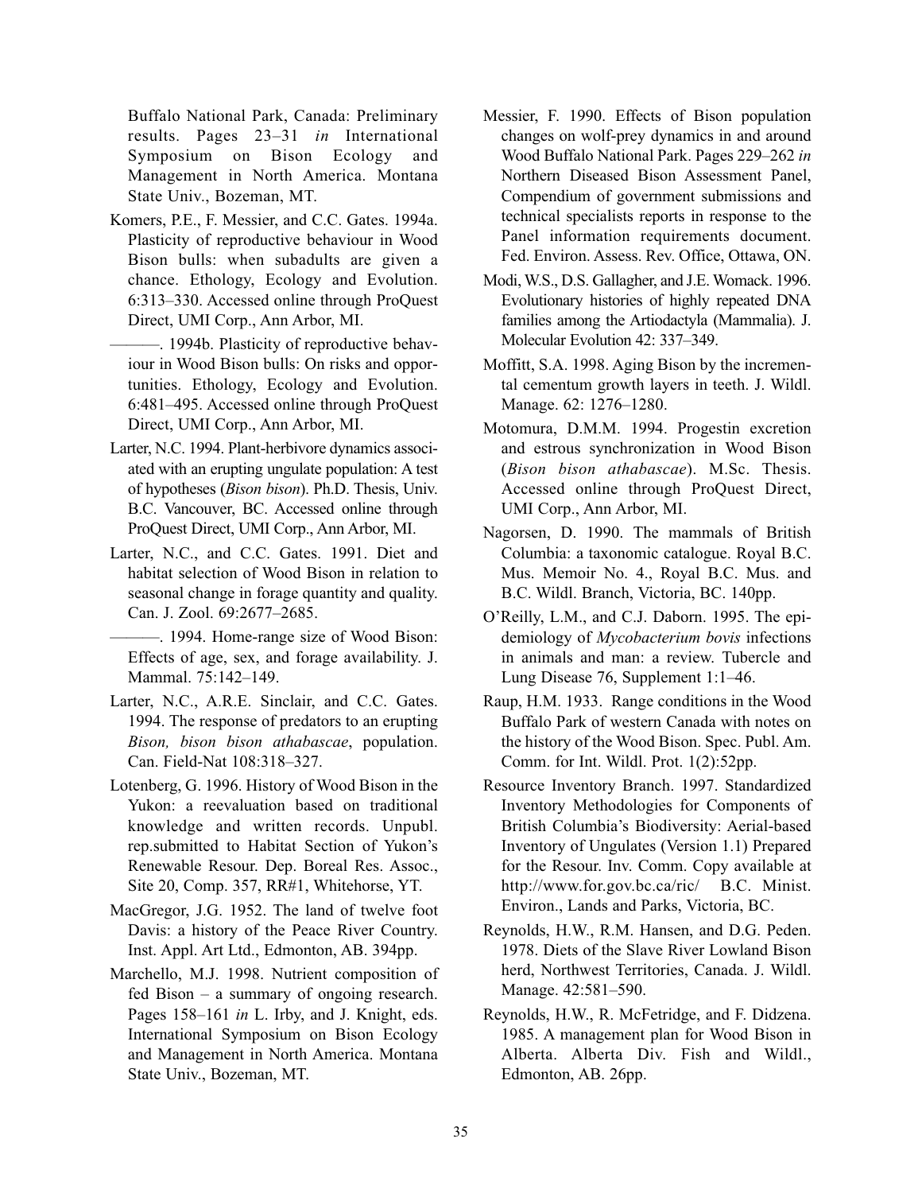Buffalo National Park, Canada: Preliminary results. Pages 23–31 *in* International Symposium on Bison Ecology and Management in North America. Montana State Univ., Bozeman, MT.

Komers, P.E., F. Messier, and C.C. Gates. 1994a. Plasticity of reproductive behaviour in Wood Bison bulls: when subadults are given a chance. Ethology, Ecology and Evolution. 6:313–330. Accessed online through ProQuest Direct, UMI Corp., Ann Arbor, MI.

———. 1994b. Plasticity of reproductive behaviour in Wood Bison bulls: On risks and opportunities. Ethology, Ecology and Evolution. 6:481–495. Accessed online through ProQuest Direct, UMI Corp., Ann Arbor, MI.

Larter, N.C. 1994. Plant-herbivore dynamics associated with an erupting ungulate population: A test of hypotheses (*Bison bison*). Ph.D. Thesis, Univ. B.C. Vancouver, BC. Accessed online through ProQuest Direct, UMI Corp., Ann Arbor, MI.

Larter, N.C., and C.C. Gates. 1991. Diet and habitat selection of Wood Bison in relation to seasonal change in forage quantity and quality. Can. J. Zool. 69:2677–2685.

———. 1994. Home-range size of Wood Bison: Effects of age, sex, and forage availability. J. Mammal. 75:142–149.

Larter, N.C., A.R.E. Sinclair, and C.C. Gates. 1994. The response of predators to an erupting *Bison, bison bison athabascae*, population. Can. Field-Nat 108:318–327.

Lotenberg, G. 1996. History of Wood Bison in the Yukon: a reevaluation based on traditional knowledge and written records. Unpubl. rep.submitted to Habitat Section of Yukon's Renewable Resour. Dep. Boreal Res. Assoc., Site 20, Comp. 357, RR#1, Whitehorse, YT.

MacGregor, J.G. 1952. The land of twelve foot Davis: a history of the Peace River Country. Inst. Appl. Art Ltd., Edmonton, AB. 394pp.

Marchello, M.J. 1998. Nutrient composition of fed Bison – a summary of ongoing research. Pages 158–161 *in* L. Irby, and J. Knight, eds. International Symposium on Bison Ecology and Management in North America. Montana State Univ., Bozeman, MT.

Messier, F. 1990. Effects of Bison population changes on wolf-prey dynamics in and around Wood Buffalo National Park. Pages 229–262 *in* Northern Diseased Bison Assessment Panel, Compendium of government submissions and technical specialists reports in response to the Panel information requirements document. Fed. Environ. Assess. Rev. Office, Ottawa, ON.

Modi, W.S., D.S. Gallagher, and J.E. Womack. 1996. Evolutionary histories of highly repeated DNA families among the Artiodactyla (Mammalia). J. Molecular Evolution 42: 337–349.

Moffitt, S.A. 1998. Aging Bison by the incremental cementum growth layers in teeth. J. Wildl. Manage. 62: 1276–1280.

Motomura, D.M.M. 1994. Progestin excretion and estrous synchronization in Wood Bison (*Bison bison athabascae*). M.Sc. Thesis. Accessed online through ProQuest Direct, UMI Corp., Ann Arbor, MI.

Nagorsen, D. 1990. The mammals of British Columbia: a taxonomic catalogue. Royal B.C. Mus. Memoir No. 4., Royal B.C. Mus. and B.C. Wildl. Branch, Victoria, BC. 140pp.

O'Reilly, L.M., and C.J. Daborn. 1995. The epidemiology of *Mycobacterium bovis* infections in animals and man: a review. Tubercle and Lung Disease 76, Supplement 1:1–46.

Raup, H.M. 1933. Range conditions in the Wood Buffalo Park of western Canada with notes on the history of the Wood Bison. Spec. Publ. Am. Comm. for Int. Wildl. Prot. 1(2):52pp.

Resource Inventory Branch. 1997. Standardized Inventory Methodologies for Components of British Columbia's Biodiversity: Aerial-based Inventory of Ungulates (Version 1.1) Prepared for the Resour. Inv. Comm. Copy available at http://www.for.gov.bc.ca/ric/ B.C. Minist. Environ., Lands and Parks, Victoria, BC.

Reynolds, H.W., R.M. Hansen, and D.G. Peden. 1978. Diets of the Slave River Lowland Bison herd, Northwest Territories, Canada. J. Wildl. Manage. 42:581–590.

Reynolds, H.W., R. McFetridge, and F. Didzena. 1985. A management plan for Wood Bison in Alberta. Alberta Div. Fish and Wildl., Edmonton, AB. 26pp.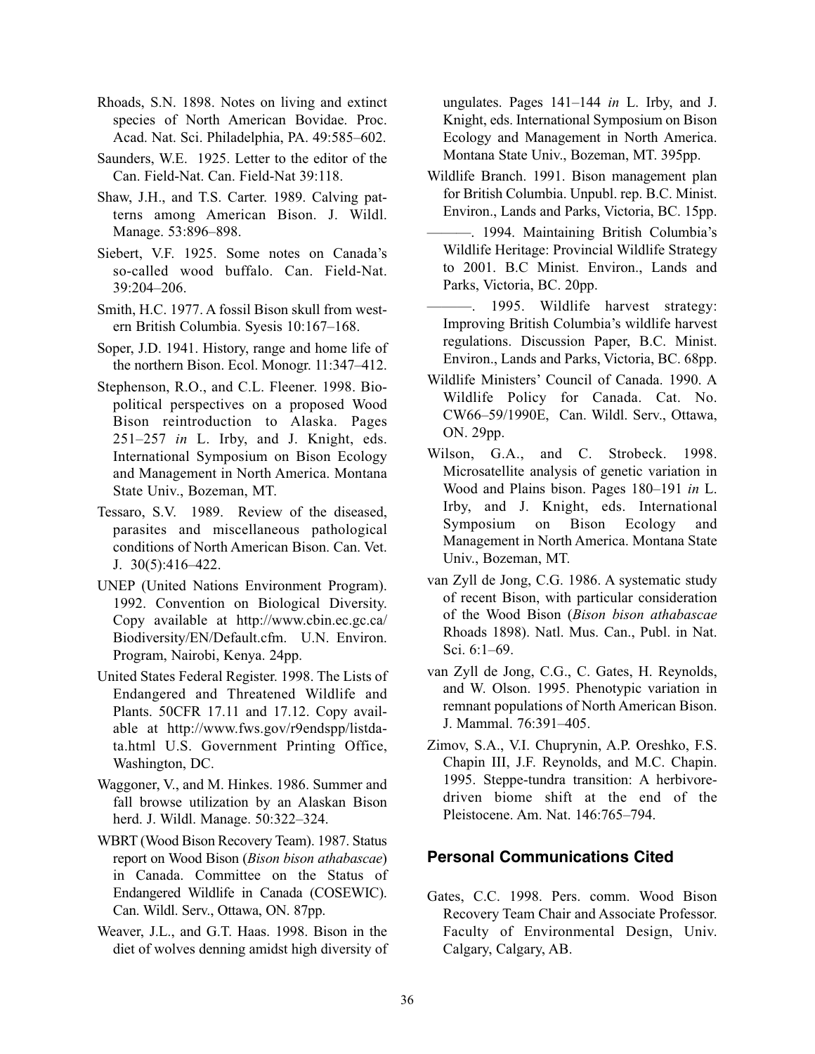Rhoads, S.N. 1898. Notes on living and extinct species of North American Bovidae. Proc. Acad. Nat. Sci. Philadelphia, PA. 49:585–602.

Saunders, W.E. 1925. Letter to the editor of the Can. Field-Nat. Can. Field-Nat 39:118.

Shaw, J.H., and T.S. Carter. 1989. Calving patterns among American Bison. J. Wildl. Manage. 53:896–898.

Siebert, V.F. 1925. Some notes on Canada's so-called wood buffalo. Can. Field-Nat. 39:204–206.

Smith, H.C. 1977. A fossil Bison skull from western British Columbia. Syesis 10:167–168.

Soper, J.D. 1941. History, range and home life of the northern Bison. Ecol. Monogr. 11:347–412.

Stephenson, R.O., and C.L. Fleener. 1998. Biopolitical perspectives on a proposed Wood Bison reintroduction to Alaska. Pages 251–257 *in* L. Irby, and J. Knight, eds. International Symposium on Bison Ecology and Management in North America. Montana State Univ., Bozeman, MT.

Tessaro, S.V. 1989. Review of the diseased, parasites and miscellaneous pathological conditions of North American Bison. Can. Vet. J. 30(5):416–422.

UNEP (United Nations Environment Program). 1992. Convention on Biological Diversity. Copy available at http://www.cbin.ec.gc.ca/Biodiversity/EN/Default.cfm. U.N. Environ. Program, Nairobi, Kenya. 24pp.

United States Federal Register. 1998. The Lists of Endangered and Threatened Wildlife and Plants. 50CFR 17.11 and 17.12. Copy available at http://www.fws.gov/r9endspp/listdata.html U.S. Government Printing Office, Washington, DC.

Waggoner, V., and M. Hinkes. 1986. Summer and fall browse utilization by an Alaskan Bison herd. J. Wildl. Manage. 50:322–324.

WBRT (Wood Bison Recovery Team). 1987. Status report on Wood Bison (*Bison bison athabascae*) in Canada. Committee on the Status of Endangered Wildlife in Canada (COSEWIC). Can. Wildl. Serv., Ottawa, ON. 87pp.

Weaver, J.L., and G.T. Haas. 1998. Bison in the diet of wolves denning amidst high diversity of ungulates. Pages 141–144 *in* L. Irby, and J. Knight, eds. International Symposium on Bison Ecology and Management in North America. Montana State Univ., Bozeman, MT. 395pp.

Wildlife Branch. 1991. Bison management plan for British Columbia. Unpubl. rep. B.C. Minist. Environ., Lands and Parks, Victoria, BC. 15pp.

———. 1994. Maintaining British Columbia's Wildlife Heritage: Provincial Wildlife Strategy to 2001. B.C Minist. Environ., Lands and Parks, Victoria, BC. 20pp.

———. 1995. Wildlife harvest strategy: Improving British Columbia's wildlife harvest regulations. Discussion Paper, B.C. Minist. Environ., Lands and Parks, Victoria, BC. 68pp.

Wildlife Ministers' Council of Canada. 1990. A Wildlife Policy for Canada. Cat. No. CW66–59/1990E, Can. Wildl. Serv., Ottawa, ON. 29pp.

Wilson, G.A., and C. Strobeck. 1998. Microsatellite analysis of genetic variation in Wood and Plains bison. Pages 180–191 *in* L. Irby, and J. Knight, eds. International Symposium on Bison Ecology and Management in North America. Montana State Univ., Bozeman, MT.

van Zyll de Jong, C.G. 1986. A systematic study of recent Bison, with particular consideration of the Wood Bison (*Bison bison athabascae* Rhoads 1898). Natl. Mus. Can., Publ. in Nat. Sci. 6:1–69.

van Zyll de Jong, C.G., C. Gates, H. Reynolds, and W. Olson. 1995. Phenotypic variation in remnant populations of North American Bison. J. Mammal. 76:391–405.

Zimov, S.A., V.I. Chuprynin, A.P. Oreshko, F.S. Chapin III, J.F. Reynolds, and M.C. Chapin. 1995. Steppe-tundra transition: A herbivore-driven biome shift at the end of the Pleistocene. Am. Nat. 146:765–794.

## Personal Communications Cited

Gates, C.C. 1998. Pers. comm. Wood Bison Recovery Team Chair and Associate Professor. Faculty of Environmental Design, Univ. Calgary, Calgary, AB.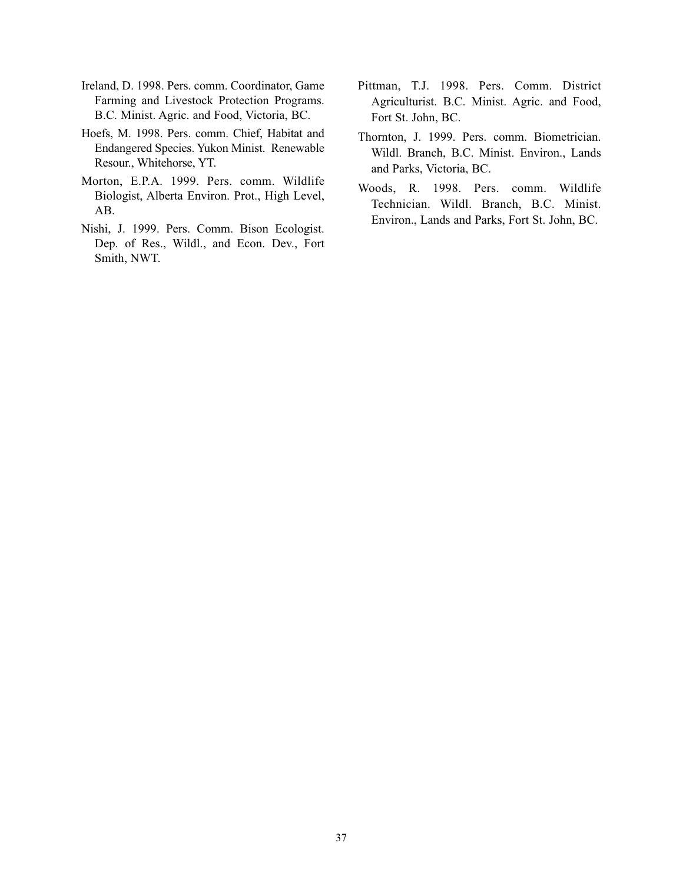Ireland, D. 1998. Pers. comm. Coordinator, Game Farming and Livestock Protection Programs. B.C. Minist. Agric. and Food, Victoria, BC.

Hoefs, M. 1998. Pers. comm. Chief, Habitat and Endangered Species. Yukon Minist. Renewable Resour., Whitehorse, YT.

Morton, E.P.A. 1999. Pers. comm. Wildlife Biologist, Alberta Environ. Prot., High Level, AB.

Nishi, J. 1999. Pers. Comm. Bison Ecologist. Dep. of Res., Wildl., and Econ. Dev., Fort Smith, NWT.

Pittman, T.J. 1998. Pers. Comm. District Agriculturist. B.C. Minist. Agric. and Food, Fort St. John, BC.

Thornton, J. 1999. Pers. comm. Biometrician. Wildl. Branch, B.C. Minist. Environ., Lands and Parks, Victoria, BC.

Woods, R. 1998. Pers. comm. Wildlife Technician. Wildl. Branch, B.C. Minist. Environ., Lands and Parks, Fort St. John, BC.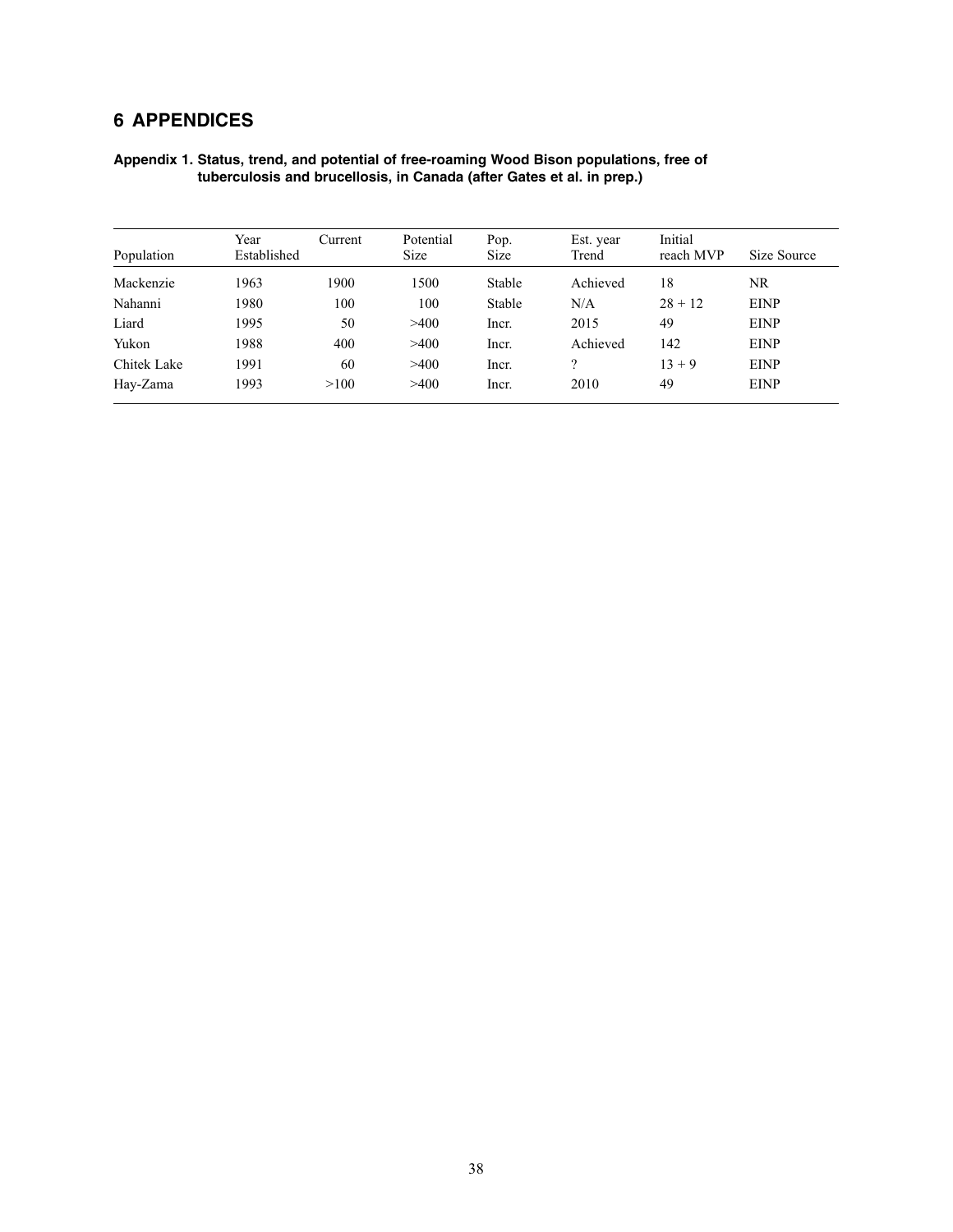# 6 APPENDICES

**Appendix 1. Status, trend, and potential of free-roaming Wood Bison populations, free of tuberculosis and brucellosis, in Canada (after Gates et al. in prep.)**

| Population | Year Established | Current | Potential Size | Pop. Size | Est. year Trend | Initial reach MVP | Size Source |
|---|---|---|---|---|---|---|---|
| Mackenzie | 1963 | 1900 | 1500 | Stable | Achieved | 18 | NR |
| Nahanni | 1980 | 100 | 100 | Stable | N/A | 28 + 12 | EINP |
| Liard | 1995 | 50 | >400 | Incr. | 2015 | 49 | EINP |
| Yukon | 1988 | 400 | >400 | Incr. | Achieved | 142 | EINP |
| Chitek Lake | 1991 | 60 | >400 | Incr. | ? | 13 + 9 | EINP |
| Hay-Zama | 1993 | >100 | >400 | Incr. | 2010 | 49 | EINP |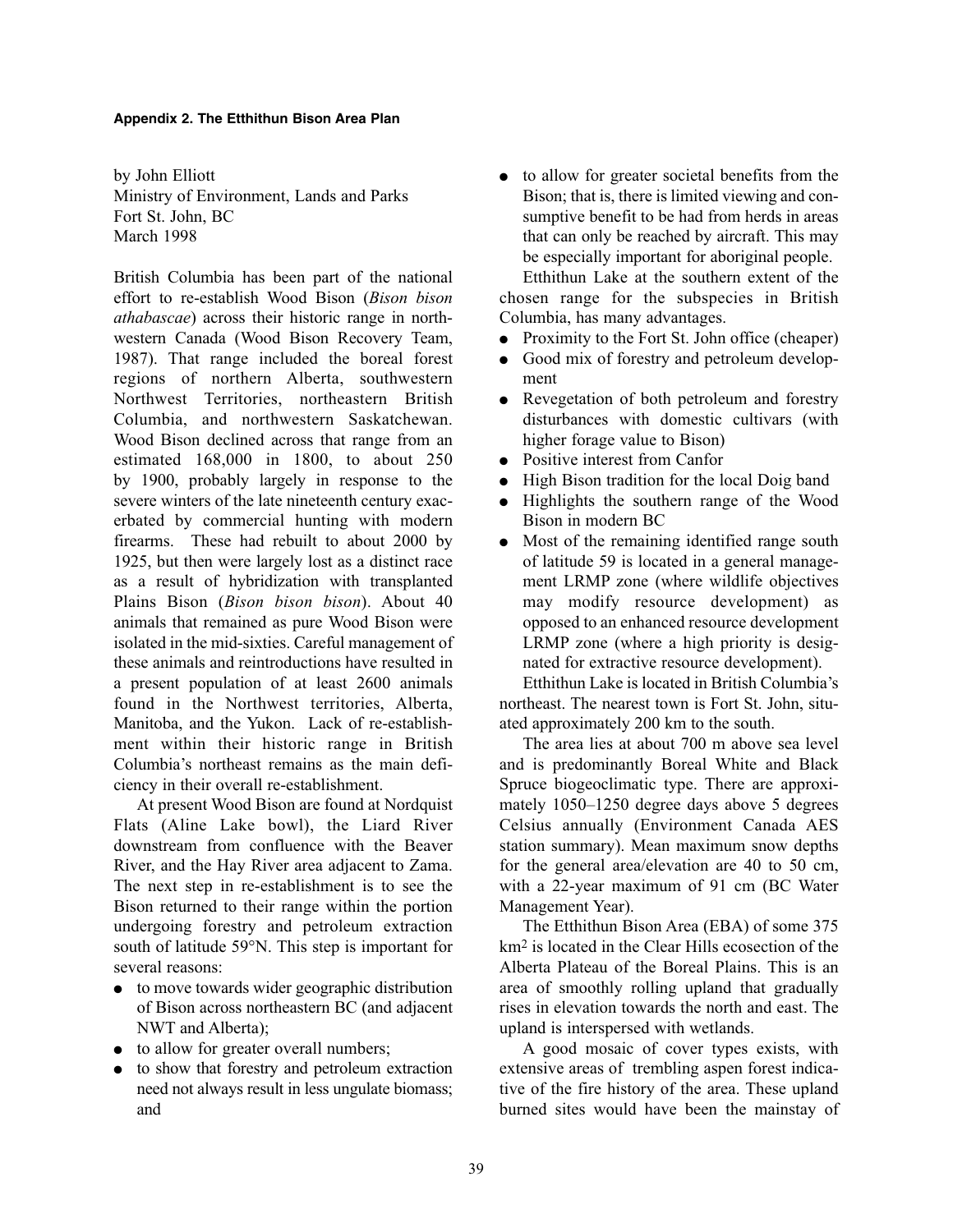#### Appendix 2. The Eththithun Bison Area Plan

by John Elliott
Ministry of Environment, Lands and Parks
Fort St. John, BC
March 1998

British Columbia has been part of the national effort to re-establish Wood Bison (*Bison bison athabascae*) across their historic range in northwestern Canada (Wood Bison Recovery Team, 1987). That range included the boreal forest regions of northern Alberta, southwestern Northwest Territories, northeastern British Columbia, and northwestern Saskatchewan. Wood Bison declined across that range from an estimated 168,000 in 1800, to about 250 by 1900, probably largely in response to the severe winters of the late nineteenth century exacerbated by commercial hunting with modern firearms. These had rebuilt to about 2000 by 1925, but then were largely lost as a distinct race as a result of hybridization with transplanted Plains Bison (*Bison bison bison*). About 40 animals that remained as pure Wood Bison were isolated in the mid-sixties. Careful management of these animals and reintroductions have resulted in a present population of at least 2600 animals found in the Northwest territories, Alberta, Manitoba, and the Yukon. Lack of re-establishment within their historic range in British Columbia's northeast remains as the main deficiency in their overall re-establishment.

At present Wood Bison are found at Nordquist Flats (Aline Lake bowl), the Liard River downstream from confluence with the Beaver River, and the Hay River area adjacent to Zama. The next step in re-establishment is to see the Bison returned to their range within the portion undergoing forestry and petroleum extraction south of latitude 59°N. This step is important for several reasons:

- to move towards wider geographic distribution of Bison across northeastern BC (and adjacent NWT and Alberta);
- to allow for greater overall numbers;
- to show that forestry and petroleum extraction need not always result in less ungulate biomass; and
- to allow for greater societal benefits from the Bison; that is, there is limited viewing and consumptive benefit to be had from herds in areas that can only be reached by aircraft. This may be especially important for aboriginal people.

Etthithun Lake at the southern extent of the chosen range for the subspecies in British Columbia, has many advantages.

- Proximity to the Fort St. John office (cheaper)
- Good mix of forestry and petroleum development
- Revegetation of both petroleum and forestry disturbances with domestic cultivars (with higher forage value to Bison)
- Positive interest from Canfor
- High Bison tradition for the local Doig band
- Highlights the southern range of the Wood Bison in modern BC
- Most of the remaining identified range south of latitude 59 is located in a general management LRMP zone (where wildlife objectives may modify resource development) as opposed to an enhanced resource development LRMP zone (where a high priority is designated for extractive resource development).

Etthithun Lake is located in British Columbia's northeast. The nearest town is Fort St. John, situated approximately 200 km to the south.

The area lies at about 700 m above sea level and is predominantly Boreal White and Black Spruce biogeoclimatic type. There are approximately 1050–1250 degree days above 5 degrees Celsius annually (Environment Canada AES station summary). Mean maximum snow depths for the general area/elevation are 40 to 50 cm, with a 22-year maximum of 91 cm (BC Water Management Year).

The Etthithun Bison Area (EBA) of some 375 km$^2$ is located in the Clear Hills ecosection of the Alberta Plateau of the Boreal Plains. This is an area of smoothly rolling upland that gradually rises in elevation towards the north and east. The upland is interspersed with wetlands.

A good mosaic of cover types exists, with extensive areas of trembling aspen forest indicative of the fire history of the area. These upland burned sites would have been the mainstay of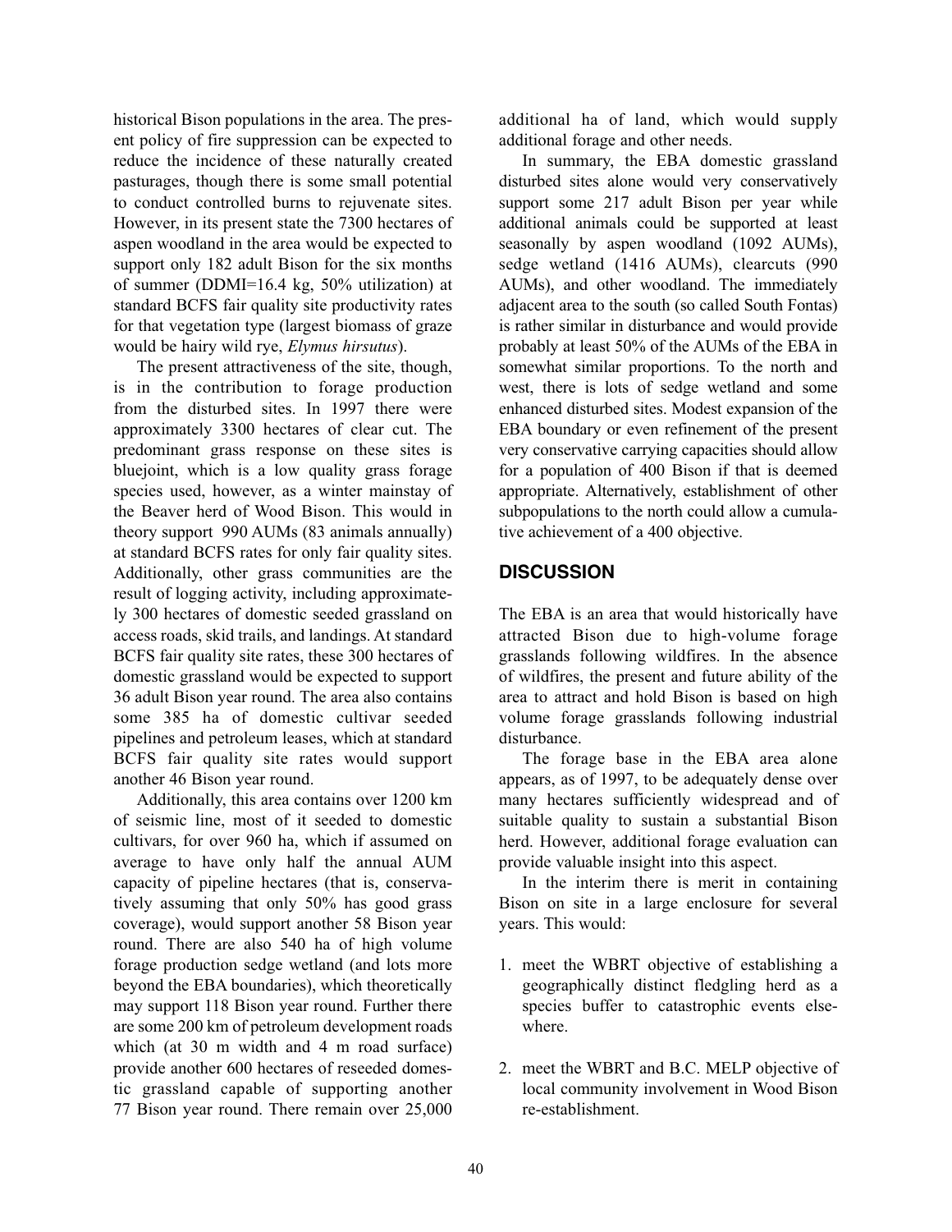historical Bison populations in the area. The present policy of fire suppression can be expected to reduce the incidence of these naturally created pasturages, though there is some small potential to conduct controlled burns to rejuvenate sites. However, in its present state the 7300 hectares of aspen woodland in the area would be expected to support only 182 adult Bison for the six months of summer (DDMI=16.4 kg, 50% utilization) at standard BCFS fair quality site productivity rates for that vegetation type (largest biomass of graze would be hairy wild rye, *Elymus hirsutus*).

The present attractiveness of the site, though, is in the contribution to forage production from the disturbed sites. In 1997 there were approximately 3300 hectares of clear cut. The predominant grass response on these sites is bluejoint, which is a low quality grass forage species used, however, as a winter mainstay of the Beaver herd of Wood Bison. This would in theory support 990 AUMs (83 animals annually) at standard BCFS rates for only fair quality sites. Additionally, other grass communities are the result of logging activity, including approximately 300 hectares of domestic seeded grassland on access roads, skid trails, and landings. At standard BCFS fair quality site rates, these 300 hectares of domestic grassland would be expected to support 36 adult Bison year round. The area also contains some 385 ha of domestic cultivar seeded pipelines and petroleum leases, which at standard BCFS fair quality site rates would support another 46 Bison year round.

Additionally, this area contains over 1200 km of seismic line, most of it seeded to domestic cultivars, for over 960 ha, which if assumed on average to have only half the annual AUM capacity of pipeline hectares (that is, conservatively assuming that only 50% has good grass coverage), would support another 58 Bison year round. There are also 540 ha of high volume forage production sedge wetland (and lots more beyond the EBA boundaries), which theoretically may support 118 Bison year round. Further there are some 200 km of petroleum development roads which (at 30 m width and 4 m road surface) provide another 600 hectares of reseeded domestic grassland capable of supporting another 77 Bison year round. There remain over 25,000 additional ha of land, which would supply additional forage and other needs.

In summary, the EBA domestic grassland disturbed sites alone would very conservatively support some 217 adult Bison per year while additional animals could be supported at least seasonally by aspen woodland (1092 AUMs), sedge wetland (1416 AUMs), clearcuts (990 AUMs), and other woodland. The immediately adjacent area to the south (so called South Fontas) is rather similar in disturbance and would provide probably at least 50% of the AUMs of the EBA in somewhat similar proportions. To the north and west, there is lots of sedge wetland and some enhanced disturbed sites. Modest expansion of the EBA boundary or even refinement of the present very conservative carrying capacities should allow for a population of 400 Bison if that is deemed appropriate. Alternatively, establishment of other subpopulations to the north could allow a cumulative achievement of a 400 objective.

## DISCUSSION

The EBA is an area that would historically have attracted Bison due to high-volume forage grasslands following wildfires. In the absence of wildfires, the present and future ability of the area to attract and hold Bison is based on high volume forage grasslands following industrial disturbance.

The forage base in the EBA area alone appears, as of 1997, to be adequately dense over many hectares sufficiently widespread and of suitable quality to sustain a substantial Bison herd. However, additional forage evaluation can provide valuable insight into this aspect.

In the interim there is merit in containing Bison on site in a large enclosure for several years. This would:

1. meet the WBRT objective of establishing a geographically distinct fledgling herd as a species buffer to catastrophic events elsewhere.

2. meet the WBRT and B.C. MELP objective of local community involvement in Wood Bison re-establishment.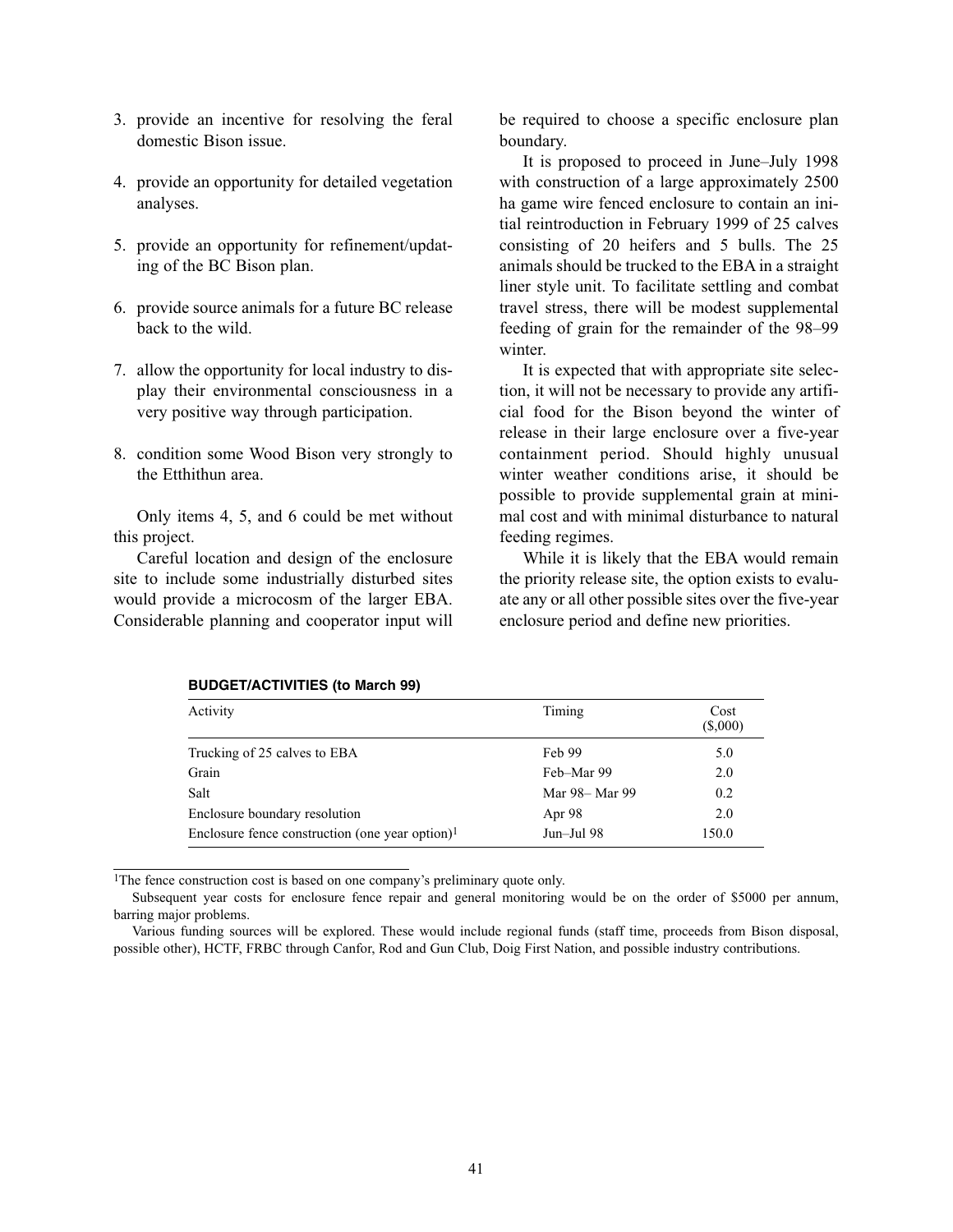3. provide an incentive for resolving the feral domestic Bison issue.

4. provide an opportunity for detailed vegetation analyses.

5. provide an opportunity for refinement/updating of the BC Bison plan.

6. provide source animals for a future BC release back to the wild.

7. allow the opportunity for local industry to display their environmental consciousness in a very positive way through participation.

8. condition some Wood Bison very strongly to the Etthithun area.

Only items 4, 5, and 6 could be met without this project.

Careful location and design of the enclosure site to include some industrially disturbed sites would provide a microcosm of the larger EBA. Considerable planning and cooperator input will be required to choose a specific enclosure plan boundary.

It is proposed to proceed in June–July 1998 with construction of a large approximately 2500 ha game wire fenced enclosure to contain an initial reintroduction in February 1999 of 25 calves consisting of 20 heifers and 5 bulls. The 25 animals should be trucked to the EBA in a straight liner style unit. To facilitate settling and combat travel stress, there will be modest supplemental feeding of grain for the remainder of the 98–99 winter.

It is expected that with appropriate site selection, it will not be necessary to provide any artificial food for the Bison beyond the winter of release in their large enclosure over a five-year containment period. Should highly unusual winter weather conditions arise, it should be possible to provide supplemental grain at minimal cost and with minimal disturbance to natural feeding regimes.

While it is likely that the EBA would remain the priority release site, the option exists to evaluate any or all other possible sites over the five-year enclosure period and define new priorities.

**BUDGET/ACTIVITIES (to March 99)**

| Activity | Timing | Cost ($,000) |
|---|---|---|
| Trucking of 25 calves to EBA | Feb 99 | 5.0 |
| Grain | Feb–Mar 99 | 2.0 |
| Salt | Mar 98– Mar 99 | 0.2 |
| Enclosure boundary resolution | Apr 98 | 2.0 |
| Enclosure fence construction (one year option)[1] | Jun–Jul 98 | 150.0 |

[1]The fence construction cost is based on one company's preliminary quote only.

Subsequent year costs for enclosure fence repair and general monitoring would be on the order of $5000 per annum, barring major problems.

Various funding sources will be explored. These would include regional funds (staff time, proceeds from Bison disposal, possible other), HCTF, FRBC through Canfor, Rod and Gun Club, Doig First Nation, and possible industry contributions.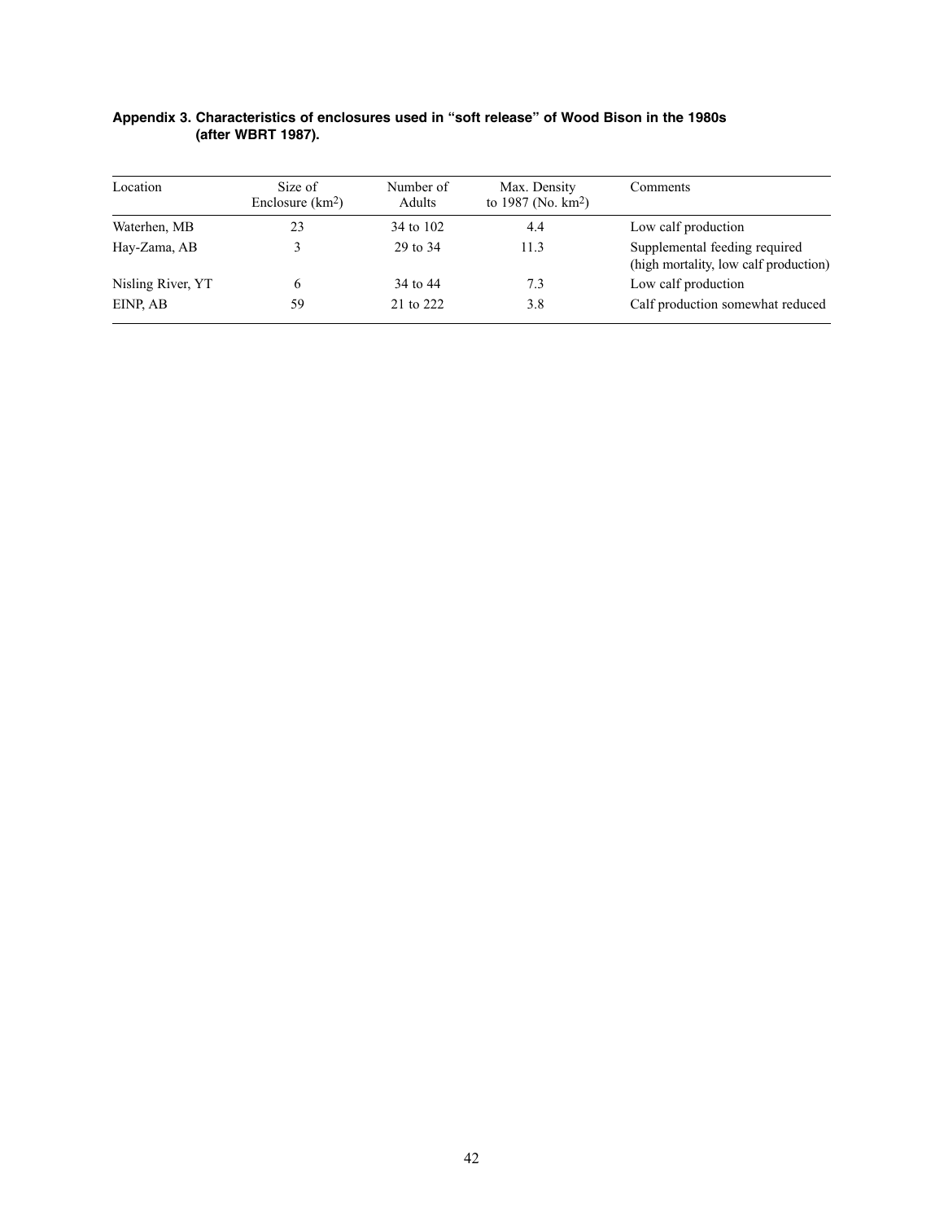**Appendix 3. Characteristics of enclosures used in "soft release" of Wood Bison in the 1980s (after WBRT 1987).**

| Location | Size of Enclosure ($km^2$) | Number of Adults | Max. Density to 1987 (No. $km^2$) | Comments |
|---|---|---|---|---|
| Waterhen, MB | 23 | 34 to 102 | 4.4 | Low calf production |
| Hay-Zama, AB | 3 | 29 to 34 | 11.3 | Supplemental feeding required (high mortality, low calf production) |
| Nisling River, YT | 6 | 34 to 44 | 7.3 | Low calf production |
| EINP, AB | 59 | 21 to 222 | 3.8 | Calf production somewhat reduced |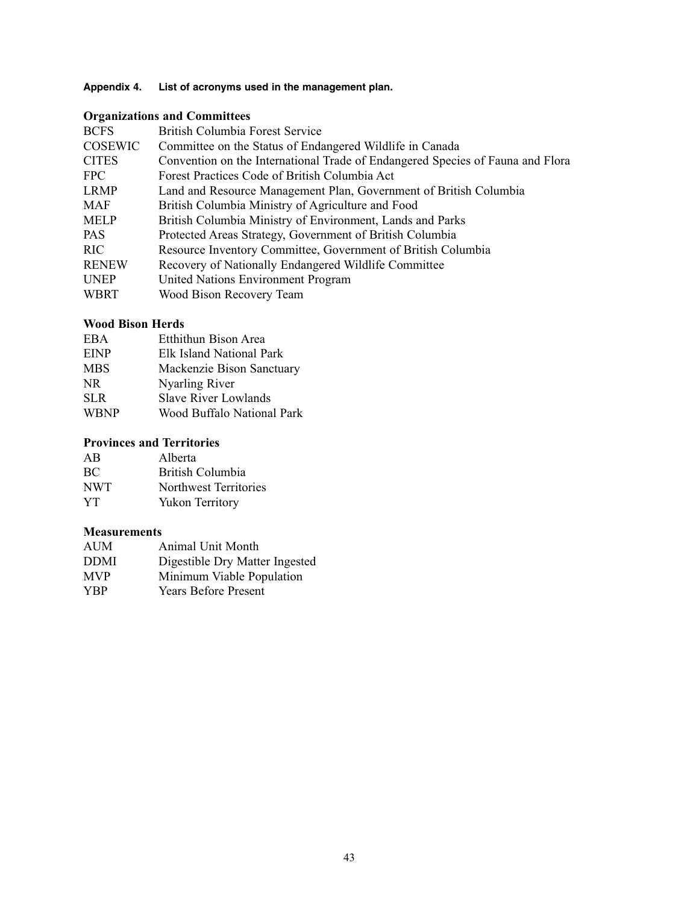**Appendix 4. List of acronyms used in the management plan.**

### Organizations and Committees

| | |
|---|---|
| BCFS | British Columbia Forest Service |
| COSEWIC | Committee on the Status of Endangered Wildlife in Canada |
| CITES | Convention on the International Trade of Endangered Species of Fauna and Flora |
| FPC | Forest Practices Code of British Columbia Act |
| LRMP | Land and Resource Management Plan, Government of British Columbia |
| MAF | British Columbia Ministry of Agriculture and Food |
| MELP | British Columbia Ministry of Environment, Lands and Parks |
| PAS | Protected Areas Strategy, Government of British Columbia |
| RIC | Resource Inventory Committee, Government of British Columbia |
| RENEW | Recovery of Nationally Endangered Wildlife Committee |
| UNEP | United Nations Environment Program |
| WBRT | Wood Bison Recovery Team |

### Wood Bison Herds

| | |
|---|---|
| EBA | Etthithun Bison Area |
| EINP | Elk Island National Park |
| MBS | Mackenzie Bison Sanctuary |
| NR | Nyarling River |
| SLR | Slave River Lowlands |
| WBNP | Wood Buffalo National Park |

### Provinces and Territories

| | |
|---|---|
| AB | Alberta |
| BC | British Columbia |
| NWT | Northwest Territories |
| YT | Yukon Territory |

### Measurements

| | |
|---|---|
| AUM | Animal Unit Month |
| DDMI | Digestible Dry Matter Ingested |
| MVP | Minimum Viable Population |
| YBP | Years Before Present |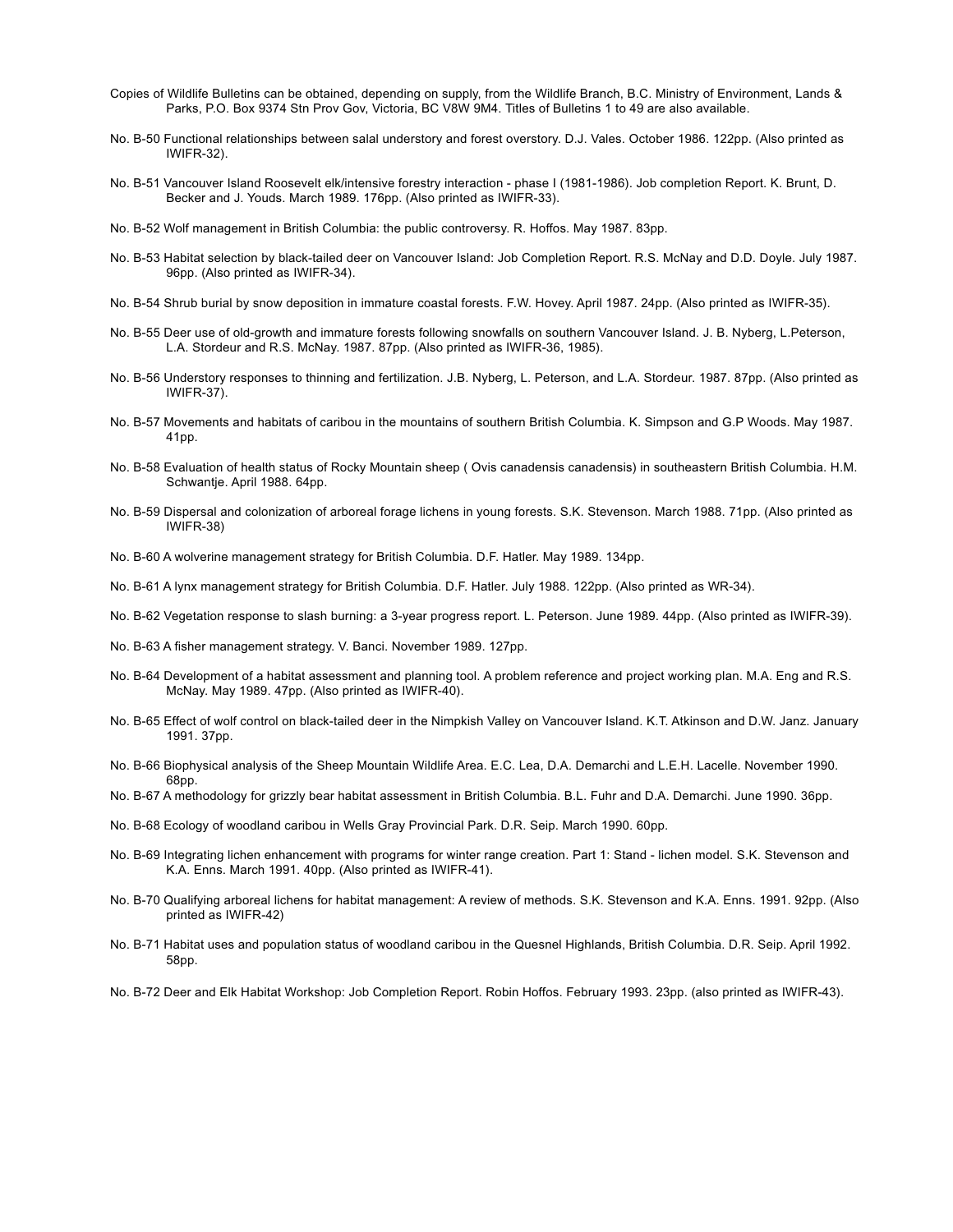Copies of Wildlife Bulletins can be obtained, depending on supply, from the Wildlife Branch, B.C. Ministry of Environment, Lands & Parks, P.O. Box 9374 Stn Prov Gov, Victoria, BC V8W 9M4. Titles of Bulletins 1 to 49 are also available.

No. B-50 Functional relationships between salal understory and forest overstory. D.J. Vales. October 1986. 122pp. (Also printed as IWIFR-32).

No. B-51 Vancouver Island Roosevelt elk/intensive forestry interaction - phase I (1981-1986). Job completion Report. K. Brunt, D. Becker and J. Youds. March 1989. 176pp. (Also printed as IWIFR-33).

No. B-52 Wolf management in British Columbia: the public controversy. R. Hoffos. May 1987. 83pp.

No. B-53 Habitat selection by black-tailed deer on Vancouver Island: Job Completion Report. R.S. McNay and D.D. Doyle. July 1987. 96pp. (Also printed as IWIFR-34).

No. B-54 Shrub burial by snow deposition in immature coastal forests. F.W. Hovey. April 1987. 24pp. (Also printed as IWIFR-35).

No. B-55 Deer use of old-growth and immature forests following snowfalls on southern Vancouver Island. J. B. Nyberg, L.Peterson, L.A. Stordeur and R.S. McNay. 1987. 87pp. (Also printed as IWIFR-36, 1985).

No. B-56 Understory responses to thinning and fertilization. J.B. Nyberg, L. Peterson, and L.A. Stordeur. 1987. 87pp. (Also printed as IWIFR-37).

No. B-57 Movements and habitats of caribou in the mountains of southern British Columbia. K. Simpson and G.P Woods. May 1987. 41pp.

No. B-58 Evaluation of health status of Rocky Mountain sheep ( Ovis canadensis canadensis) in southeastern British Columbia. H.M. Schwantje. April 1988. 64pp.

No. B-59 Dispersal and colonization of arboreal forage lichens in young forests. S.K. Stevenson. March 1988. 71pp. (Also printed as IWIFR-38)

No. B-60 A wolverine management strategy for British Columbia. D.F. Hatler. May 1989. 134pp.

No. B-61 A lynx management strategy for British Columbia. D.F. Hatler. July 1988. 122pp. (Also printed as WR-34).

No. B-62 Vegetation response to slash burning: a 3-year progress report. L. Peterson. June 1989. 44pp. (Also printed as IWIFR-39).

No. B-63 A fisher management strategy. V. Banci. November 1989. 127pp.

No. B-64 Development of a habitat assessment and planning tool. A problem reference and project working plan. M.A. Eng and R.S. McNay. May 1989. 47pp. (Also printed as IWIFR-40).

No. B-65 Effect of wolf control on black-tailed deer in the Nimpkish Valley on Vancouver Island. K.T. Atkinson and D.W. Janz. January 1991. 37pp.

No. B-66 Biophysical analysis of the Sheep Mountain Wildlife Area. E.C. Lea, D.A. Demarchi and L.E.H. Lacelle. November 1990. 68pp.

No. B-67 A methodology for grizzly bear habitat assessment in British Columbia. B.L. Fuhr and D.A. Demarchi. June 1990. 36pp.

No. B-68 Ecology of woodland caribou in Wells Gray Provincial Park. D.R. Seip. March 1990. 60pp.

No. B-69 Integrating lichen enhancement with programs for winter range creation. Part 1: Stand - lichen model. S.K. Stevenson and K.A. Enns. March 1991. 40pp. (Also printed as IWIFR-41).

No. B-70 Qualifying arboreal lichens for habitat management: A review of methods. S.K. Stevenson and K.A. Enns. 1991. 92pp. (Also printed as IWIFR-42)

No. B-71 Habitat uses and population status of woodland caribou in the Quesnel Highlands, British Columbia. D.R. Seip. April 1992. 58pp.

No. B-72 Deer and Elk Habitat Workshop: Job Completion Report. Robin Hoffos. February 1993. 23pp. (also printed as IWIFR-43).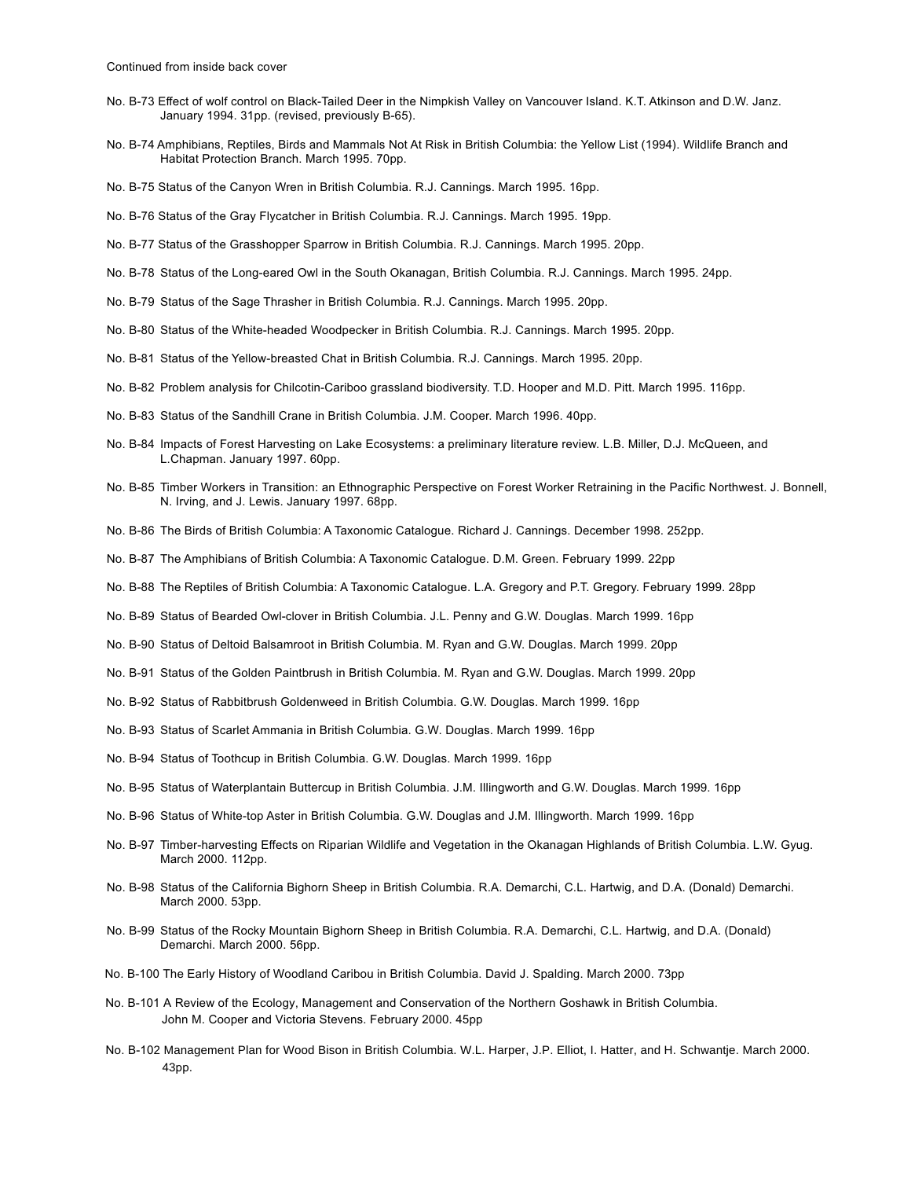Continued from inside back cover

No. B-73 Effect of wolf control on Black-Tailed Deer in the Nimpkish Valley on Vancouver Island. K.T. Atkinson and D.W. Janz. January 1994. 31pp. (revised, previously B-65).

No. B-74 Amphibians, Reptiles, Birds and Mammals Not At Risk in British Columbia: the Yellow List (1994). Wildlife Branch and Habitat Protection Branch. March 1995. 70pp.

No. B-75 Status of the Canyon Wren in British Columbia. R.J. Cannings. March 1995. 16pp.

No. B-76 Status of the Gray Flycatcher in British Columbia. R.J. Cannings. March 1995. 19pp.

No. B-77 Status of the Grasshopper Sparrow in British Columbia. R.J. Cannings. March 1995. 20pp.

No. B-78 Status of the Long-eared Owl in the South Okanagan, British Columbia. R.J. Cannings. March 1995. 24pp.

No. B-79 Status of the Sage Thrasher in British Columbia. R.J. Cannings. March 1995. 20pp.

No. B-80 Status of the White-headed Woodpecker in British Columbia. R.J. Cannings. March 1995. 20pp.

No. B-81 Status of the Yellow-breasted Chat in British Columbia. R.J. Cannings. March 1995. 20pp.

No. B-82 Problem analysis for Chilcotin-Cariboo grassland biodiversity. T.D. Hooper and M.D. Pitt. March 1995. 116pp.

No. B-83 Status of the Sandhill Crane in British Columbia. J.M. Cooper. March 1996. 40pp.

No. B-84 Impacts of Forest Harvesting on Lake Ecosystems: a preliminary literature review. L.B. Miller, D.J. McQueen, and L.Chapman. January 1997. 60pp.

No. B-85 Timber Workers in Transition: an Ethnographic Perspective on Forest Worker Retraining in the Pacific Northwest. J. Bonnell, N. Irving, and J. Lewis. January 1997. 68pp.

No. B-86 The Birds of British Columbia: A Taxonomic Catalogue. Richard J. Cannings. December 1998. 252pp.

No. B-87 The Amphibians of British Columbia: A Taxonomic Catalogue. D.M. Green. February 1999. 22pp

No. B-88 The Reptiles of British Columbia: A Taxonomic Catalogue. L.A. Gregory and P.T. Gregory. February 1999. 28pp

No. B-89 Status of Bearded Owl-clover in British Columbia. J.L. Penny and G.W. Douglas. March 1999. 16pp

No. B-90 Status of Deltoid Balsamroot in British Columbia. M. Ryan and G.W. Douglas. March 1999. 20pp

No. B-91 Status of the Golden Paintbrush in British Columbia. M. Ryan and G.W. Douglas. March 1999. 20pp

No. B-92 Status of Rabbitbrush Goldenweed in British Columbia. G.W. Douglas. March 1999. 16pp

No. B-93 Status of Scarlet Ammania in British Columbia. G.W. Douglas. March 1999. 16pp

No. B-94 Status of Toothcup in British Columbia. G.W. Douglas. March 1999. 16pp

No. B-95 Status of Waterplantain Buttercup in British Columbia. J.M. Illingworth and G.W. Douglas. March 1999. 16pp

No. B-96 Status of White-top Aster in British Columbia. G.W. Douglas and J.M. Illingworth. March 1999. 16pp

No. B-97 Timber-harvesting Effects on Riparian Wildlife and Vegetation in the Okanagan Highlands of British Columbia. L.W. Gyug. March 2000. 112pp.

No. B-98 Status of the California Bighorn Sheep in British Columbia. R.A. Demarchi, C.L. Hartwig, and D.A. (Donald) Demarchi. March 2000. 53pp.

No. B-99 Status of the Rocky Mountain Bighorn Sheep in British Columbia. R.A. Demarchi, C.L. Hartwig, and D.A. (Donald) Demarchi. March 2000. 56pp.

No. B-100 The Early History of Woodland Caribou in British Columbia. David J. Spalding. March 2000. 73pp

No. B-101 A Review of the Ecology, Management and Conservation of the Northern Goshawk in British Columbia. John M. Cooper and Victoria Stevens. February 2000. 45pp

No. B-102 Management Plan for Wood Bison in British Columbia. W.L. Harper, J.P. Elliot, I. Hatter, and H. Schwantje. March 2000. 43pp.